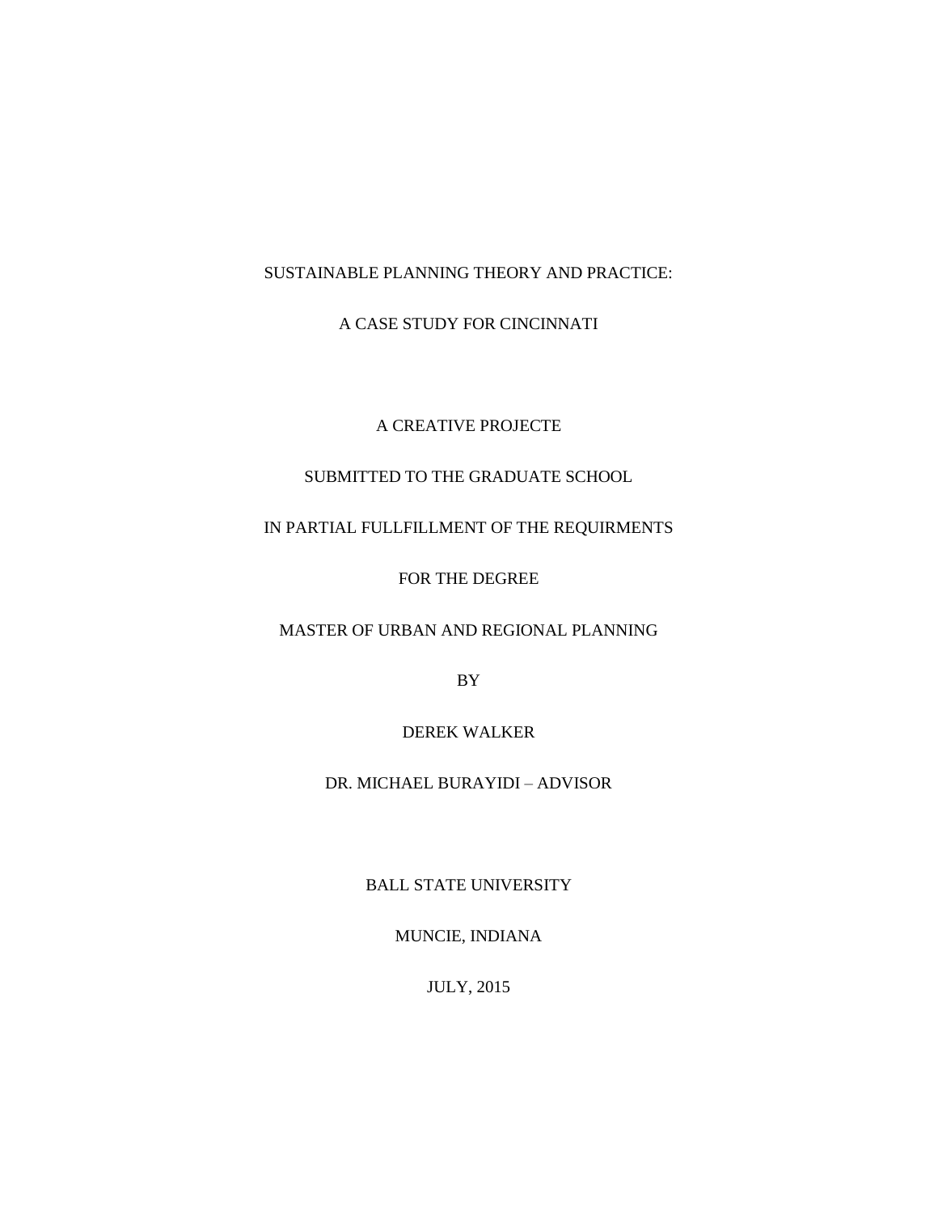SUSTAINABLE PLANNING THEORY AND PRACTICE:

A CASE STUDY FOR CINCINNATI

A CREATIVE PROJECTE

SUBMITTED TO THE GRADUATE SCHOOL

IN PARTIAL FULLFILLMENT OF THE REQUIRMENTS

FOR THE DEGREE

MASTER OF URBAN AND REGIONAL PLANNING

BY

DEREK WALKER

DR. MICHAEL BURAYIDI – ADVISOR

BALL STATE UNIVERSITY

MUNCIE, INDIANA

JULY, 2015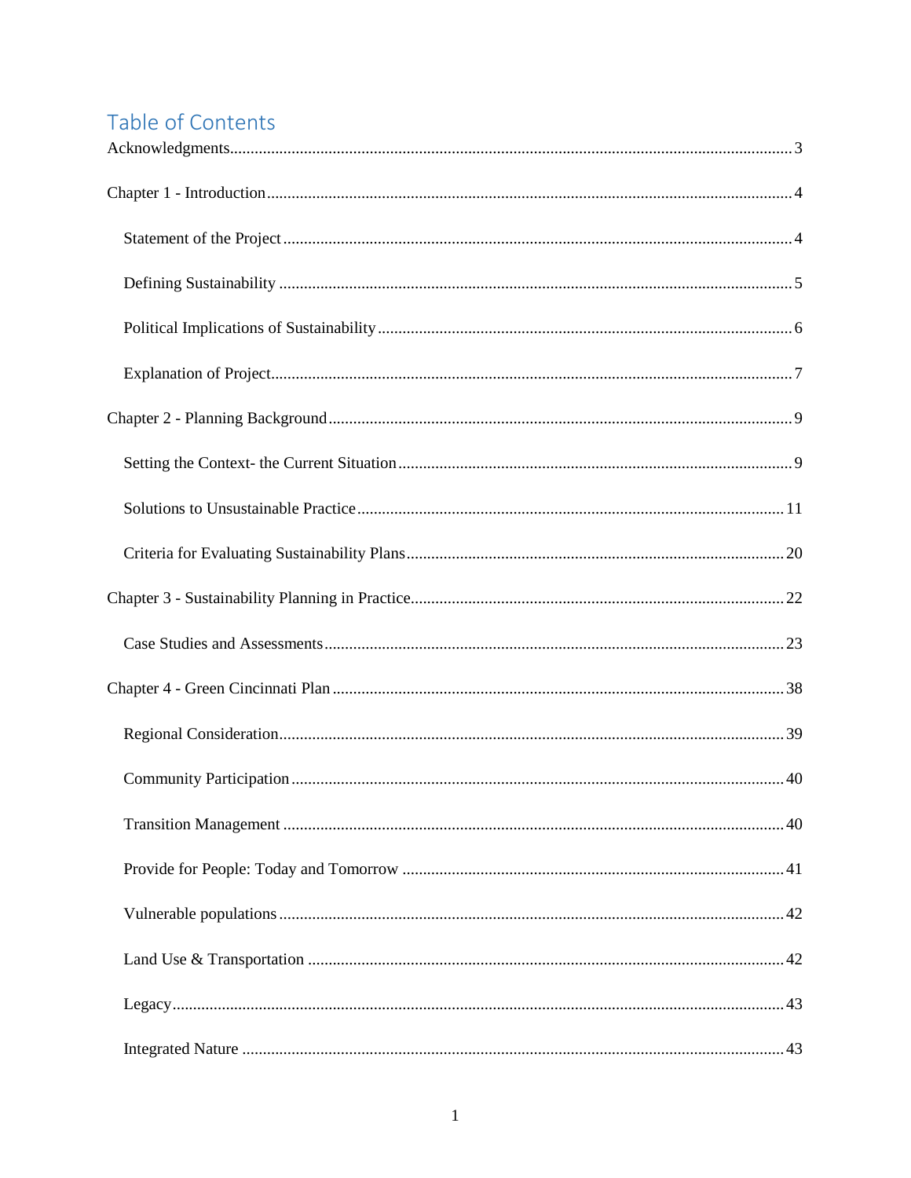# Table of Contents

Acknowledgments ........................................................................................................ 3

Chapter 1 - Introduction ................................................................................................ 4

Statement of the Project ........................................................................................... 4

Defining Sustainability ............................................................................................. 5

Political Implications of Sustainability ..................................................................... 6

Explanation of Project ............................................................................................... 7

Chapter 2 - Planning Background ................................................................................ 9

Setting the Context- the Current Situation ............................................................... 9

Solutions to Unsustainable Practice ........................................................................ 11

Criteria for Evaluating Sustainability Plans ............................................................ 20

Chapter 3 - Sustainability Planning in Practice ........................................................... 22

Case Studies and Assessments ................................................................................ 23

Chapter 4 - Green Cincinnati Plan .............................................................................. 38

Regional Consideration ............................................................................................ 39

Community Participation ......................................................................................... 40

Transition Management ........................................................................................... 40

Provide for People: Today and Tomorrow ............................................................... 41

Vulnerable populations ............................................................................................ 42

Land Use & Transportation ...................................................................................... 42

Legacy ...................................................................................................................... 43

Integrated Nature ...................................................................................................... 43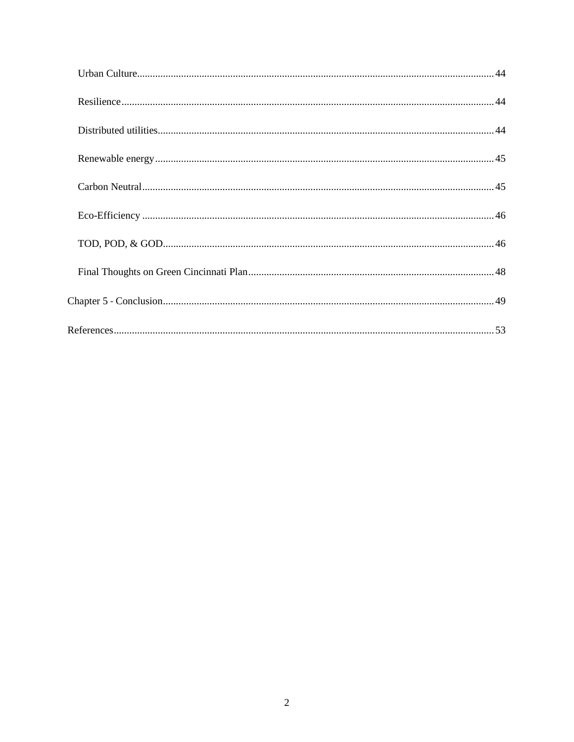Urban Culture ..... 44

Resilience ..... 44

Distributed utilities ..... 44

Renewable energy ..... 45

Carbon Neutral ..... 45

Eco-Efficiency ..... 46

TOD, POD, & GOD ..... 46

Final Thoughts on Green Cincinnati Plan ..... 48

Chapter 5 - Conclusion ..... 49

References ..... 53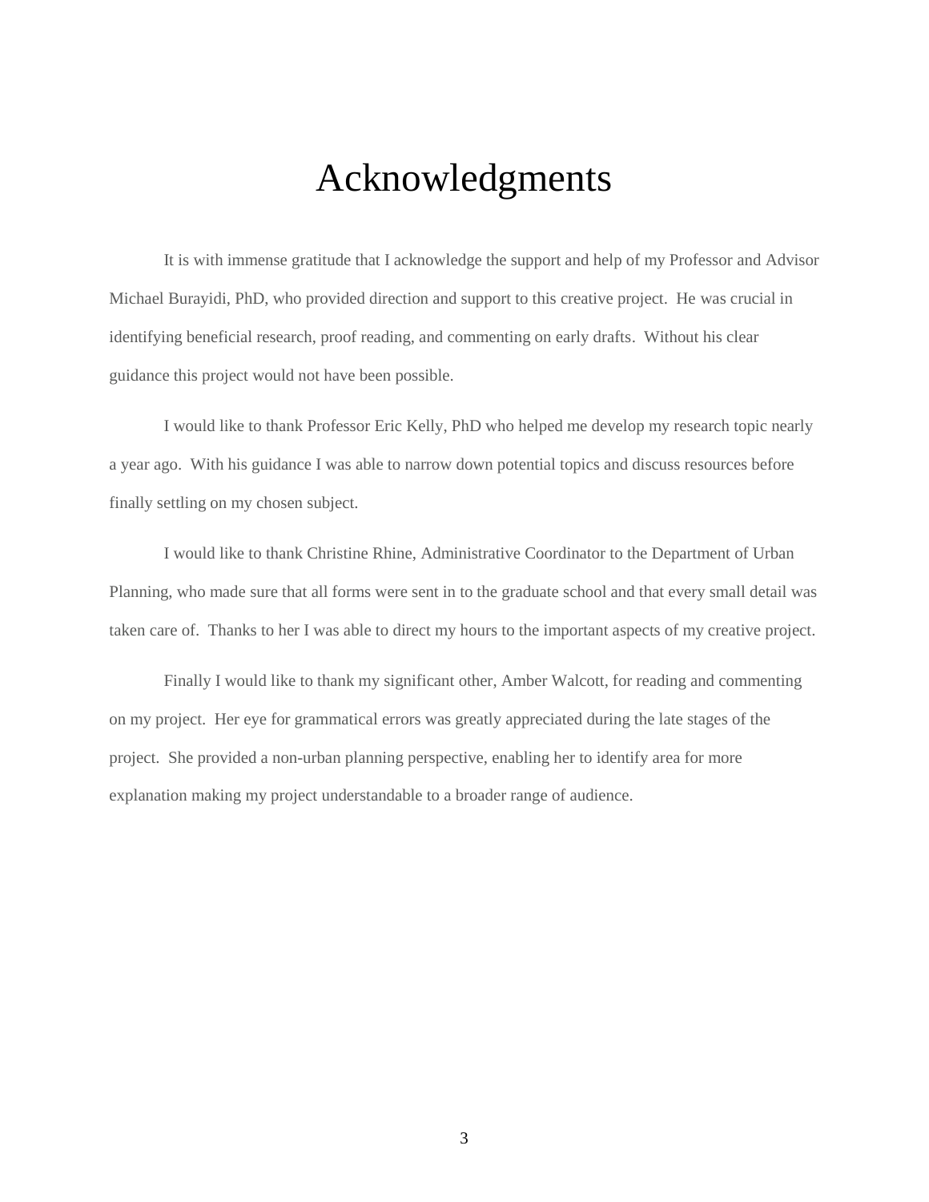# Acknowledgments

It is with immense gratitude that I acknowledge the support and help of my Professor and Advisor Michael Burayidi, PhD, who provided direction and support to this creative project. He was crucial in identifying beneficial research, proof reading, and commenting on early drafts. Without his clear guidance this project would not have been possible.

I would like to thank Professor Eric Kelly, PhD who helped me develop my research topic nearly a year ago. With his guidance I was able to narrow down potential topics and discuss resources before finally settling on my chosen subject.

I would like to thank Christine Rhine, Administrative Coordinator to the Department of Urban Planning, who made sure that all forms were sent in to the graduate school and that every small detail was taken care of. Thanks to her I was able to direct my hours to the important aspects of my creative project.

Finally I would like to thank my significant other, Amber Walcott, for reading and commenting on my project. Her eye for grammatical errors was greatly appreciated during the late stages of the project. She provided a non-urban planning perspective, enabling her to identify area for more explanation making my project understandable to a broader range of audience.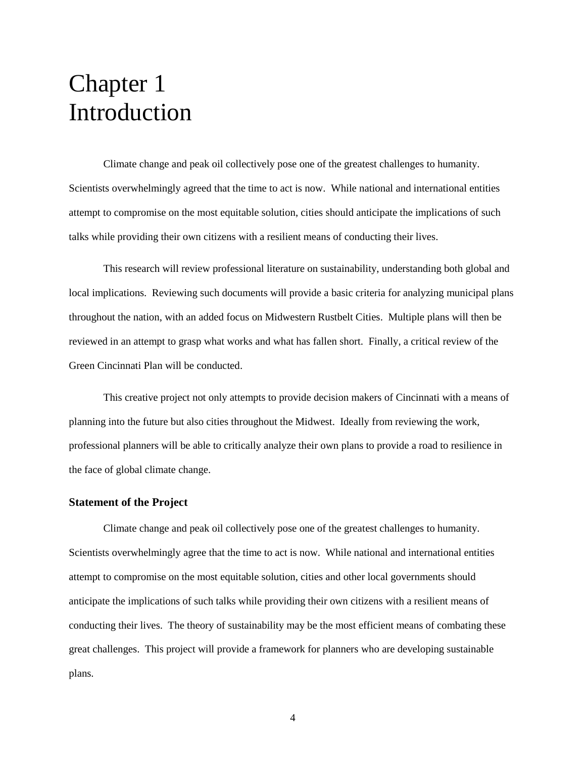# Chapter 1
# Introduction

Climate change and peak oil collectively pose one of the greatest challenges to humanity. Scientists overwhelmingly agreed that the time to act is now. While national and international entities attempt to compromise on the most equitable solution, cities should anticipate the implications of such talks while providing their own citizens with a resilient means of conducting their lives.

This research will review professional literature on sustainability, understanding both global and local implications. Reviewing such documents will provide a basic criteria for analyzing municipal plans throughout the nation, with an added focus on Midwestern Rustbelt Cities. Multiple plans will then be reviewed in an attempt to grasp what works and what has fallen short. Finally, a critical review of the Green Cincinnati Plan will be conducted.

This creative project not only attempts to provide decision makers of Cincinnati with a means of planning into the future but also cities throughout the Midwest. Ideally from reviewing the work, professional planners will be able to critically analyze their own plans to provide a road to resilience in the face of global climate change.

### Statement of the Project

Climate change and peak oil collectively pose one of the greatest challenges to humanity. Scientists overwhelmingly agree that the time to act is now. While national and international entities attempt to compromise on the most equitable solution, cities and other local governments should anticipate the implications of such talks while providing their own citizens with a resilient means of conducting their lives. The theory of sustainability may be the most efficient means of combating these great challenges. This project will provide a framework for planners who are developing sustainable plans.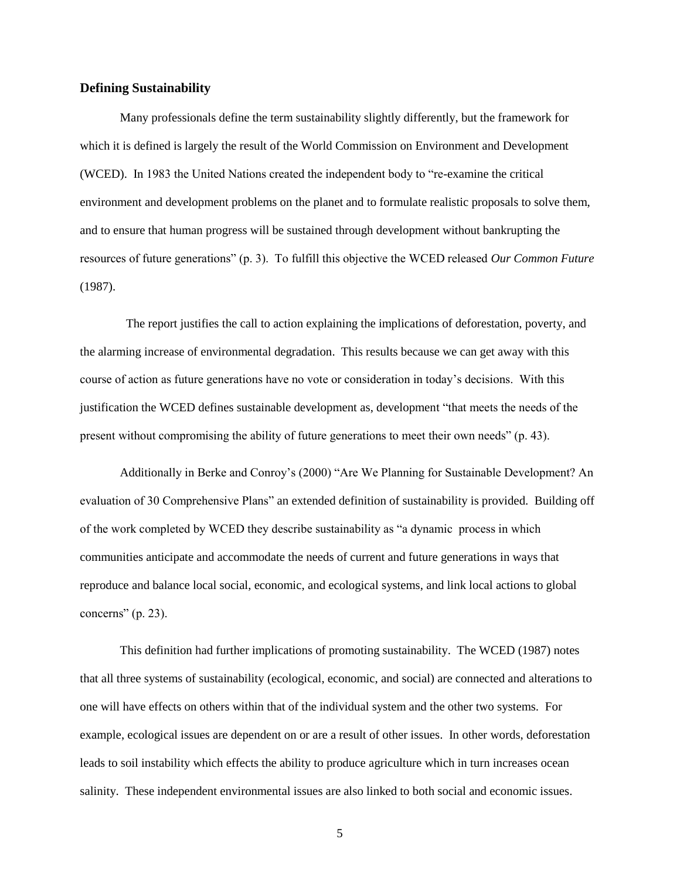### Defining Sustainability

Many professionals define the term sustainability slightly differently, but the framework for which it is defined is largely the result of the World Commission on Environment and Development (WCED). In 1983 the United Nations created the independent body to "re-examine the critical environment and development problems on the planet and to formulate realistic proposals to solve them, and to ensure that human progress will be sustained through development without bankrupting the resources of future generations" (p. 3). To fulfill this objective the WCED released *Our Common Future* (1987).

The report justifies the call to action explaining the implications of deforestation, poverty, and the alarming increase of environmental degradation. This results because we can get away with this course of action as future generations have no vote or consideration in today's decisions. With this justification the WCED defines sustainable development as, development "that meets the needs of the present without compromising the ability of future generations to meet their own needs" (p. 43).

Additionally in Berke and Conroy's (2000) "Are We Planning for Sustainable Development? An evaluation of 30 Comprehensive Plans" an extended definition of sustainability is provided. Building off of the work completed by WCED they describe sustainability as "a dynamic process in which communities anticipate and accommodate the needs of current and future generations in ways that reproduce and balance local social, economic, and ecological systems, and link local actions to global concerns" (p. 23).

This definition had further implications of promoting sustainability. The WCED (1987) notes that all three systems of sustainability (ecological, economic, and social) are connected and alterations to one will have effects on others within that of the individual system and the other two systems. For example, ecological issues are dependent on or are a result of other issues. In other words, deforestation leads to soil instability which effects the ability to produce agriculture which in turn increases ocean salinity. These independent environmental issues are also linked to both social and economic issues.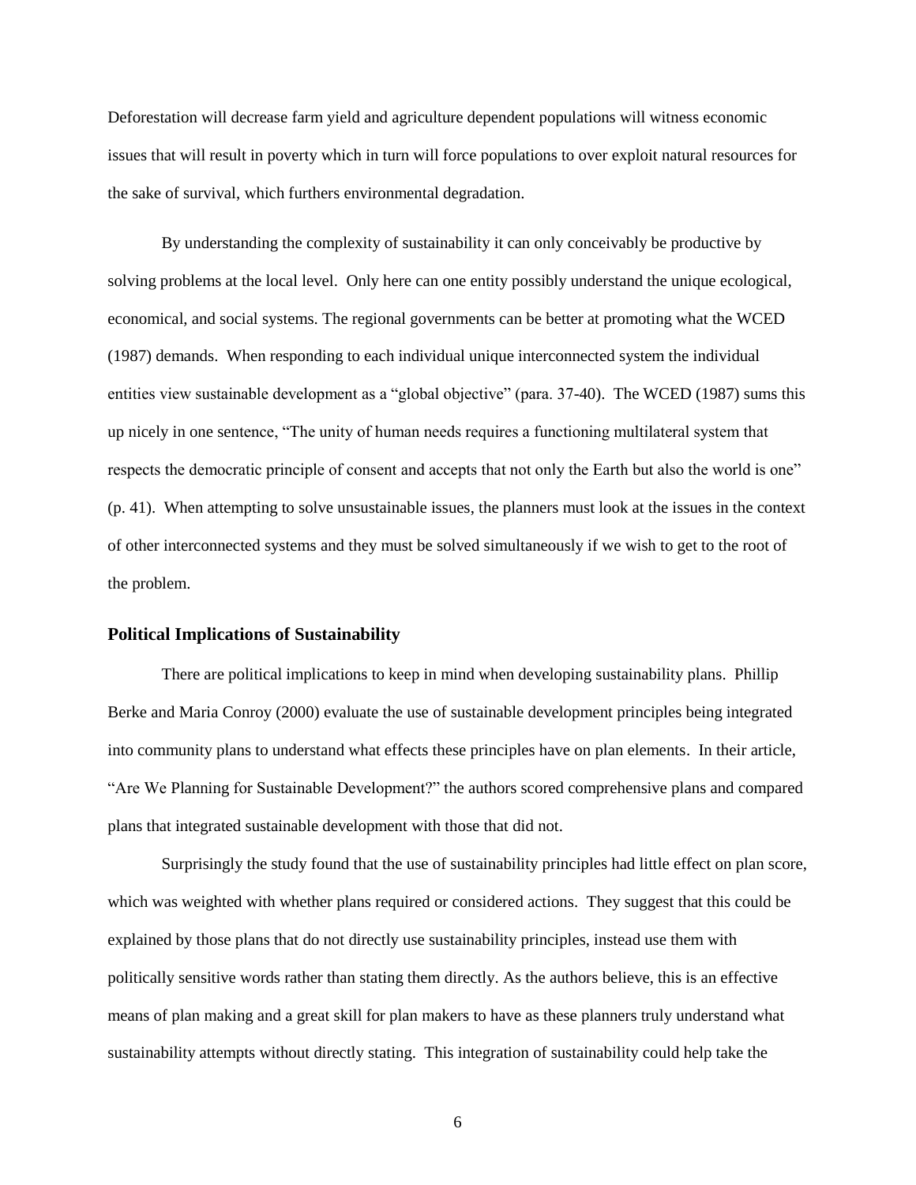Deforestation will decrease farm yield and agriculture dependent populations will witness economic issues that will result in poverty which in turn will force populations to over exploit natural resources for the sake of survival, which furthers environmental degradation.

By understanding the complexity of sustainability it can only conceivably be productive by solving problems at the local level. Only here can one entity possibly understand the unique ecological, economical, and social systems. The regional governments can be better at promoting what the WCED (1987) demands. When responding to each individual unique interconnected system the individual entities view sustainable development as a "global objective" (para. 37-40). The WCED (1987) sums this up nicely in one sentence, "The unity of human needs requires a functioning multilateral system that respects the democratic principle of consent and accepts that not only the Earth but also the world is one" (p. 41). When attempting to solve unsustainable issues, the planners must look at the issues in the context of other interconnected systems and they must be solved simultaneously if we wish to get to the root of the problem.

### Political Implications of Sustainability

There are political implications to keep in mind when developing sustainability plans. Phillip Berke and Maria Conroy (2000) evaluate the use of sustainable development principles being integrated into community plans to understand what effects these principles have on plan elements. In their article, "Are We Planning for Sustainable Development?" the authors scored comprehensive plans and compared plans that integrated sustainable development with those that did not.

Surprisingly the study found that the use of sustainability principles had little effect on plan score, which was weighted with whether plans required or considered actions. They suggest that this could be explained by those plans that do not directly use sustainability principles, instead use them with politically sensitive words rather than stating them directly. As the authors believe, this is an effective means of plan making and a great skill for plan makers to have as these planners truly understand what sustainability attempts without directly stating. This integration of sustainability could help take the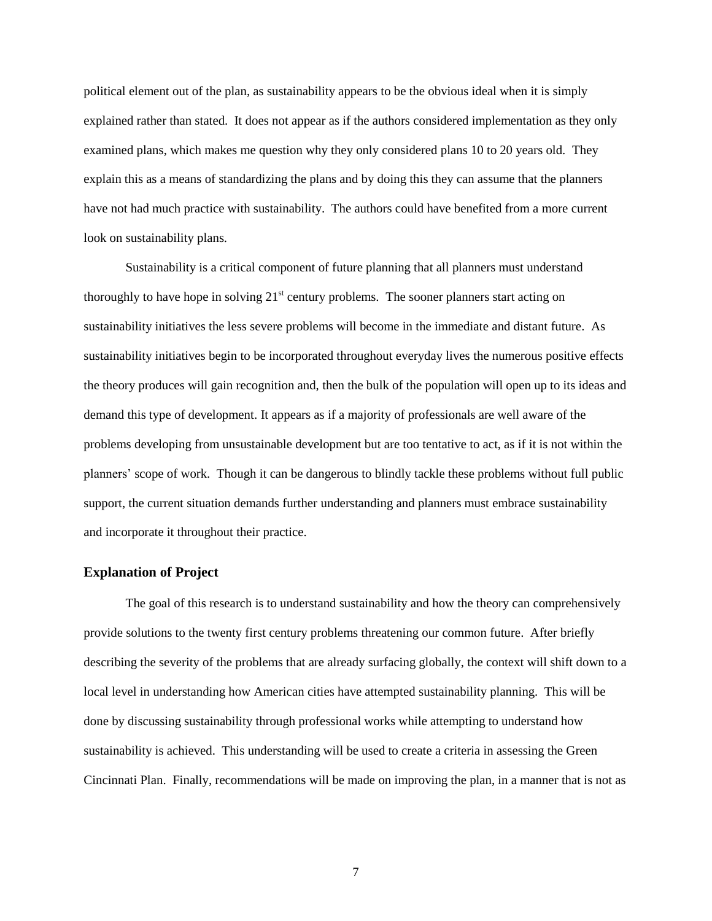political element out of the plan, as sustainability appears to be the obvious ideal when it is simply explained rather than stated. It does not appear as if the authors considered implementation as they only examined plans, which makes me question why they only considered plans 10 to 20 years old. They explain this as a means of standardizing the plans and by doing this they can assume that the planners have not had much practice with sustainability. The authors could have benefited from a more current look on sustainability plans.

Sustainability is a critical component of future planning that all planners must understand thoroughly to have hope in solving 21st century problems. The sooner planners start acting on sustainability initiatives the less severe problems will become in the immediate and distant future. As sustainability initiatives begin to be incorporated throughout everyday lives the numerous positive effects the theory produces will gain recognition and, then the bulk of the population will open up to its ideas and demand this type of development. It appears as if a majority of professionals are well aware of the problems developing from unsustainable development but are too tentative to act, as if it is not within the planners' scope of work. Though it can be dangerous to blindly tackle these problems without full public support, the current situation demands further understanding and planners must embrace sustainability and incorporate it throughout their practice.

### Explanation of Project

The goal of this research is to understand sustainability and how the theory can comprehensively provide solutions to the twenty first century problems threatening our common future. After briefly describing the severity of the problems that are already surfacing globally, the context will shift down to a local level in understanding how American cities have attempted sustainability planning. This will be done by discussing sustainability through professional works while attempting to understand how sustainability is achieved. This understanding will be used to create a criteria in assessing the Green Cincinnati Plan. Finally, recommendations will be made on improving the plan, in a manner that is not as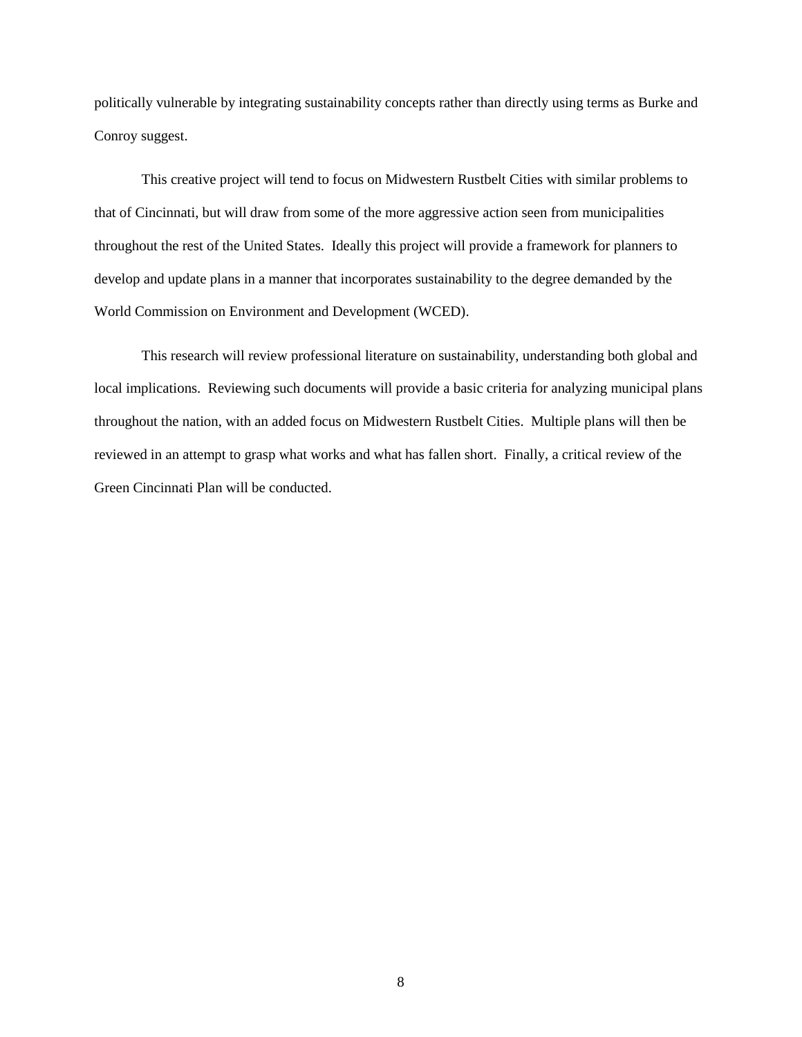politically vulnerable by integrating sustainability concepts rather than directly using terms as Burke and Conroy suggest.

This creative project will tend to focus on Midwestern Rustbelt Cities with similar problems to that of Cincinnati, but will draw from some of the more aggressive action seen from municipalities throughout the rest of the United States. Ideally this project will provide a framework for planners to develop and update plans in a manner that incorporates sustainability to the degree demanded by the World Commission on Environment and Development (WCED).

This research will review professional literature on sustainability, understanding both global and local implications. Reviewing such documents will provide a basic criteria for analyzing municipal plans throughout the nation, with an added focus on Midwestern Rustbelt Cities. Multiple plans will then be reviewed in an attempt to grasp what works and what has fallen short. Finally, a critical review of the Green Cincinnati Plan will be conducted.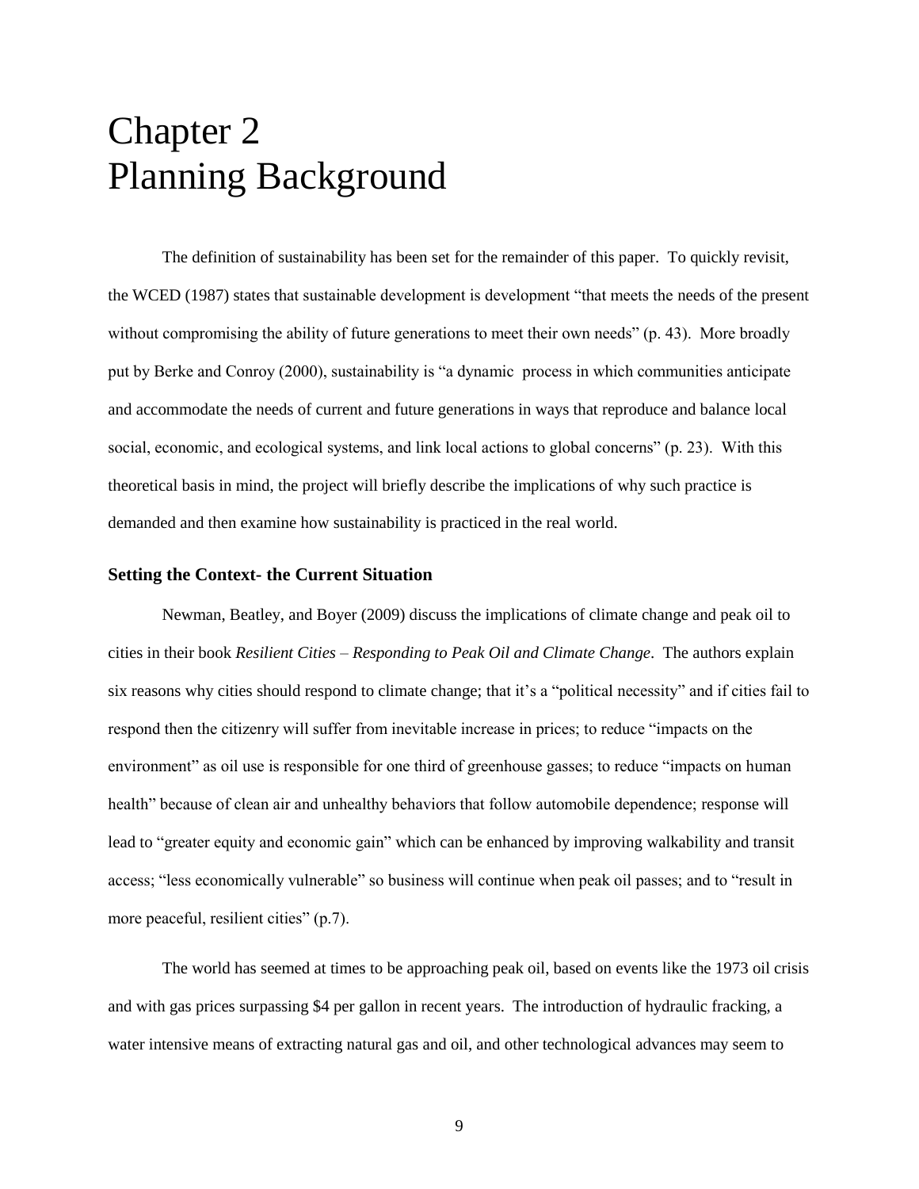# Chapter 2
# Planning Background

The definition of sustainability has been set for the remainder of this paper. To quickly revisit, the WCED (1987) states that sustainable development is development "that meets the needs of the present without compromising the ability of future generations to meet their own needs" (p. 43). More broadly put by Berke and Conroy (2000), sustainability is "a dynamic process in which communities anticipate and accommodate the needs of current and future generations in ways that reproduce and balance local social, economic, and ecological systems, and link local actions to global concerns" (p. 23). With this theoretical basis in mind, the project will briefly describe the implications of why such practice is demanded and then examine how sustainability is practiced in the real world.

### Setting the Context- the Current Situation

Newman, Beatley, and Boyer (2009) discuss the implications of climate change and peak oil to cities in their book *Resilient Cities – Responding to Peak Oil and Climate Change*. The authors explain six reasons why cities should respond to climate change; that it's a "political necessity" and if cities fail to respond then the citizenry will suffer from inevitable increase in prices; to reduce "impacts on the environment" as oil use is responsible for one third of greenhouse gasses; to reduce "impacts on human health" because of clean air and unhealthy behaviors that follow automobile dependence; response will lead to "greater equity and economic gain" which can be enhanced by improving walkability and transit access; "less economically vulnerable" so business will continue when peak oil passes; and to "result in more peaceful, resilient cities" (p.7).

The world has seemed at times to be approaching peak oil, based on events like the 1973 oil crisis and with gas prices surpassing $4 per gallon in recent years. The introduction of hydraulic fracking, a water intensive means of extracting natural gas and oil, and other technological advances may seem to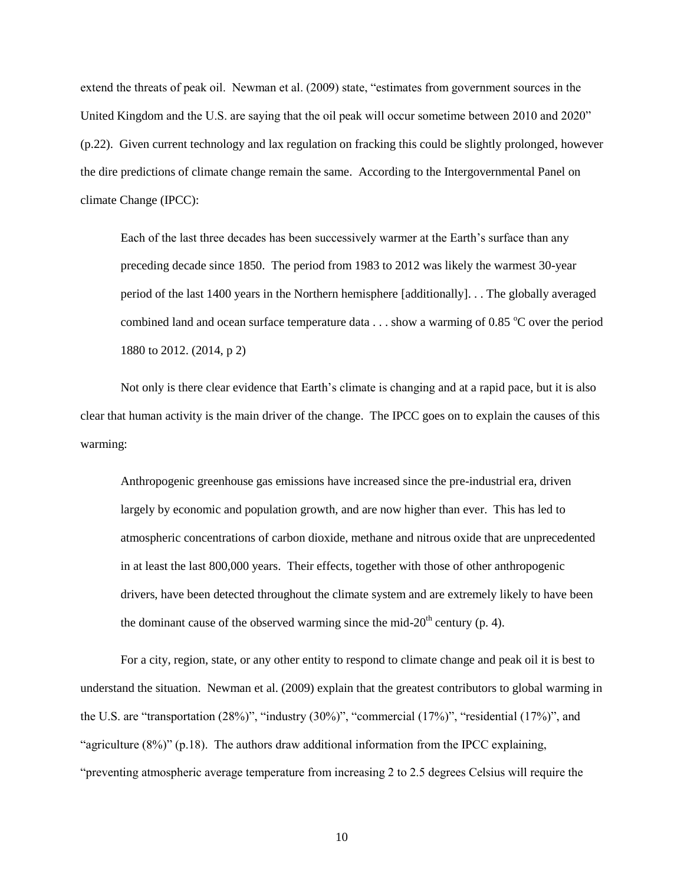extend the threats of peak oil. Newman et al. (2009) state, "estimates from government sources in the United Kingdom and the U.S. are saying that the oil peak will occur sometime between 2010 and 2020" (p.22). Given current technology and lax regulation on fracking this could be slightly prolonged, however the dire predictions of climate change remain the same. According to the Intergovernmental Panel on climate Change (IPCC):

> Each of the last three decades has been successively warmer at the Earth's surface than any preceding decade since 1850. The period from 1983 to 2012 was likely the warmest 30-year period of the last 1400 years in the Northern hemisphere [additionally]. . . The globally averaged combined land and ocean surface temperature data . . . show a warming of 0.85 $^{o}$C over the period 1880 to 2012. (2014, p 2)

Not only is there clear evidence that Earth's climate is changing and at a rapid pace, but it is also clear that human activity is the main driver of the change. The IPCC goes on to explain the causes of this warming:

> Anthropogenic greenhouse gas emissions have increased since the pre-industrial era, driven largely by economic and population growth, and are now higher than ever. This has led to atmospheric concentrations of carbon dioxide, methane and nitrous oxide that are unprecedented in at least the last 800,000 years. Their effects, together with those of other anthropogenic drivers, have been detected throughout the climate system and are extremely likely to have been the dominant cause of the observed warming since the mid-20$^{th}$ century (p. 4).

For a city, region, state, or any other entity to respond to climate change and peak oil it is best to understand the situation. Newman et al. (2009) explain that the greatest contributors to global warming in the U.S. are "transportation (28%)", "industry (30%)", "commercial (17%)", "residential (17%)", and "agriculture (8%)" (p.18). The authors draw additional information from the IPCC explaining, "preventing atmospheric average temperature from increasing 2 to 2.5 degrees Celsius will require the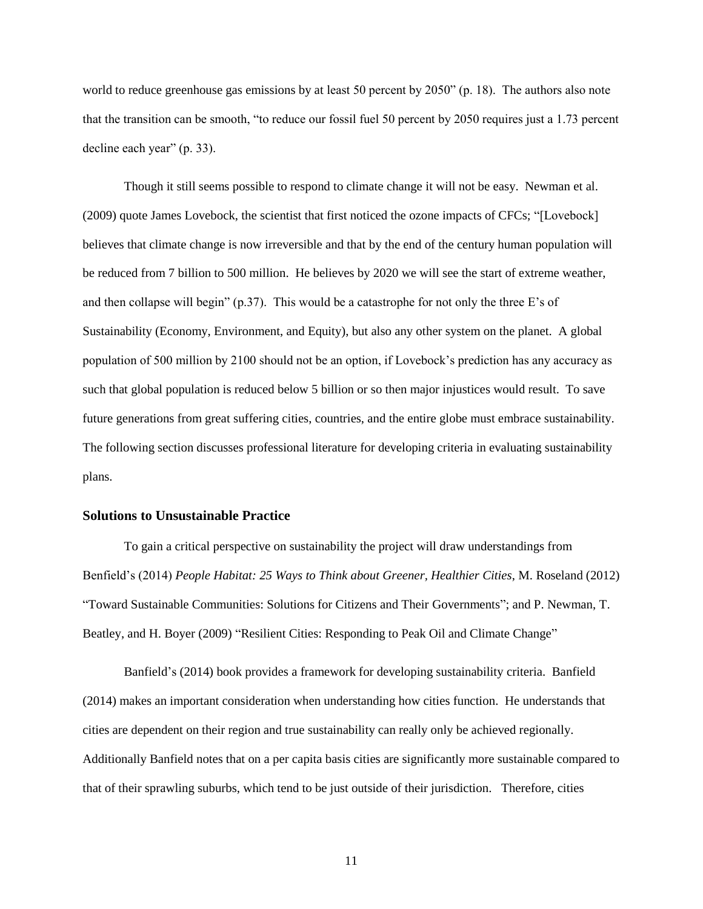world to reduce greenhouse gas emissions by at least 50 percent by 2050" (p. 18). The authors also note that the transition can be smooth, "to reduce our fossil fuel 50 percent by 2050 requires just a 1.73 percent decline each year" (p. 33).

Though it still seems possible to respond to climate change it will not be easy. Newman et al. (2009) quote James Lovebock, the scientist that first noticed the ozone impacts of CFCs; "[Lovebock] believes that climate change is now irreversible and that by the end of the century human population will be reduced from 7 billion to 500 million. He believes by 2020 we will see the start of extreme weather, and then collapse will begin" (p.37). This would be a catastrophe for not only the three E's of Sustainability (Economy, Environment, and Equity), but also any other system on the planet. A global population of 500 million by 2100 should not be an option, if Lovebock's prediction has any accuracy as such that global population is reduced below 5 billion or so then major injustices would result. To save future generations from great suffering cities, countries, and the entire globe must embrace sustainability. The following section discusses professional literature for developing criteria in evaluating sustainability plans.

### Solutions to Unsustainable Practice

To gain a critical perspective on sustainability the project will draw understandings from Benfield's (2014) *People Habitat: 25 Ways to Think about Greener, Healthier Cities*, M. Roseland (2012) "Toward Sustainable Communities: Solutions for Citizens and Their Governments"; and P. Newman, T. Beatley, and H. Boyer (2009) "Resilient Cities: Responding to Peak Oil and Climate Change"

Banfield's (2014) book provides a framework for developing sustainability criteria. Banfield (2014) makes an important consideration when understanding how cities function. He understands that cities are dependent on their region and true sustainability can really only be achieved regionally. Additionally Banfield notes that on a per capita basis cities are significantly more sustainable compared to that of their sprawling suburbs, which tend to be just outside of their jurisdiction. Therefore, cities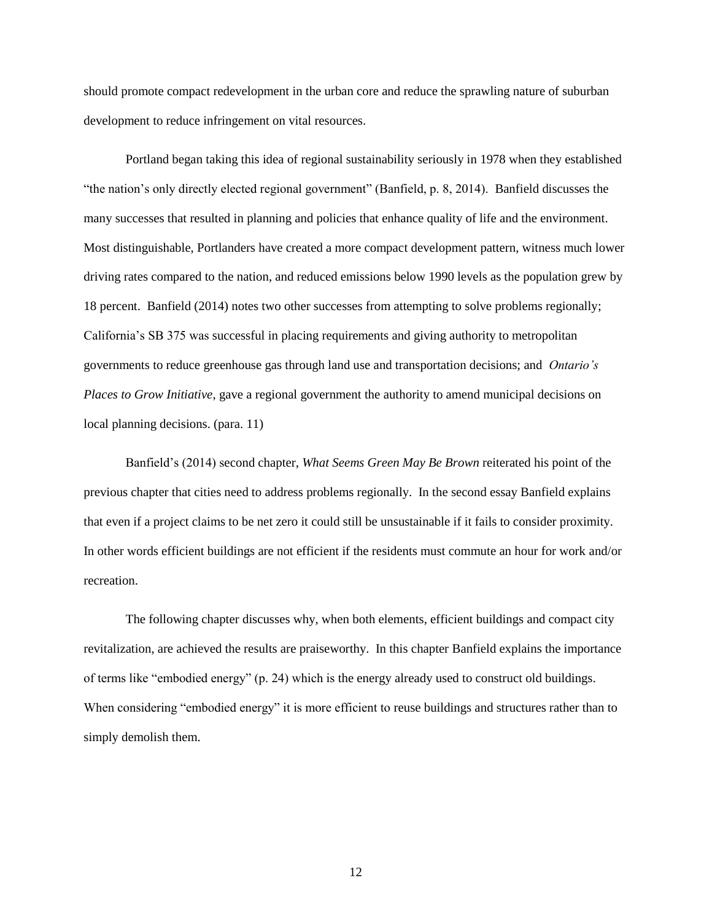should promote compact redevelopment in the urban core and reduce the sprawling nature of suburban development to reduce infringement on vital resources.

Portland began taking this idea of regional sustainability seriously in 1978 when they established "the nation's only directly elected regional government" (Banfield, p. 8, 2014). Banfield discusses the many successes that resulted in planning and policies that enhance quality of life and the environment. Most distinguishable, Portlanders have created a more compact development pattern, witness much lower driving rates compared to the nation, and reduced emissions below 1990 levels as the population grew by 18 percent. Banfield (2014) notes two other successes from attempting to solve problems regionally; California's SB 375 was successful in placing requirements and giving authority to metropolitan governments to reduce greenhouse gas through land use and transportation decisions; and *Ontario's Places to Grow Initiative*, gave a regional government the authority to amend municipal decisions on local planning decisions. (para. 11)

Banfield's (2014) second chapter, *What Seems Green May Be Brown* reiterated his point of the previous chapter that cities need to address problems regionally. In the second essay Banfield explains that even if a project claims to be net zero it could still be unsustainable if it fails to consider proximity. In other words efficient buildings are not efficient if the residents must commute an hour for work and/or recreation.

The following chapter discusses why, when both elements, efficient buildings and compact city revitalization, are achieved the results are praiseworthy. In this chapter Banfield explains the importance of terms like "embodied energy" (p. 24) which is the energy already used to construct old buildings. When considering "embodied energy" it is more efficient to reuse buildings and structures rather than to simply demolish them.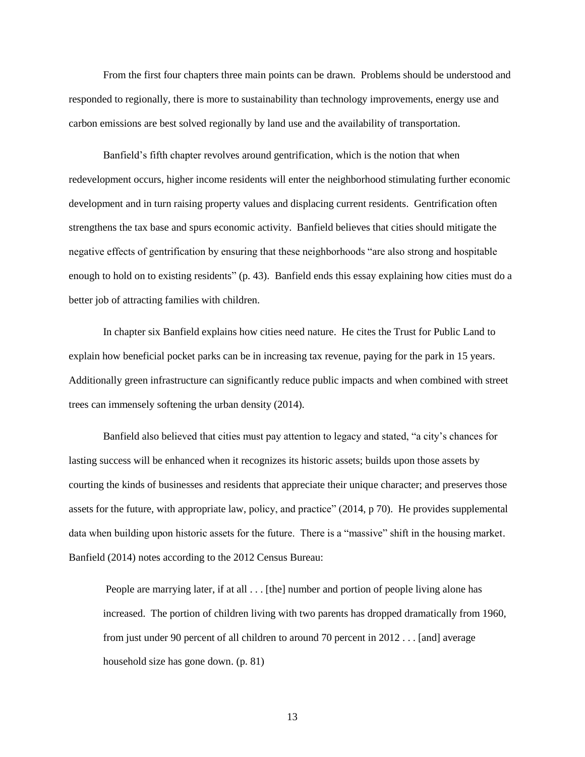From the first four chapters three main points can be drawn. Problems should be understood and responded to regionally, there is more to sustainability than technology improvements, energy use and carbon emissions are best solved regionally by land use and the availability of transportation.

Banfield's fifth chapter revolves around gentrification, which is the notion that when redevelopment occurs, higher income residents will enter the neighborhood stimulating further economic development and in turn raising property values and displacing current residents. Gentrification often strengthens the tax base and spurs economic activity. Banfield believes that cities should mitigate the negative effects of gentrification by ensuring that these neighborhoods "are also strong and hospitable enough to hold on to existing residents" (p. 43). Banfield ends this essay explaining how cities must do a better job of attracting families with children.

In chapter six Banfield explains how cities need nature. He cites the Trust for Public Land to explain how beneficial pocket parks can be in increasing tax revenue, paying for the park in 15 years. Additionally green infrastructure can significantly reduce public impacts and when combined with street trees can immensely softening the urban density (2014).

Banfield also believed that cities must pay attention to legacy and stated, "a city's chances for lasting success will be enhanced when it recognizes its historic assets; builds upon those assets by courting the kinds of businesses and residents that appreciate their unique character; and preserves those assets for the future, with appropriate law, policy, and practice" (2014, p 70). He provides supplemental data when building upon historic assets for the future. There is a "massive" shift in the housing market. Banfield (2014) notes according to the 2012 Census Bureau:

> People are marrying later, if at all . . . [the] number and portion of people living alone has increased. The portion of children living with two parents has dropped dramatically from 1960, from just under 90 percent of all children to around 70 percent in 2012 . . . [and] average household size has gone down. (p. 81)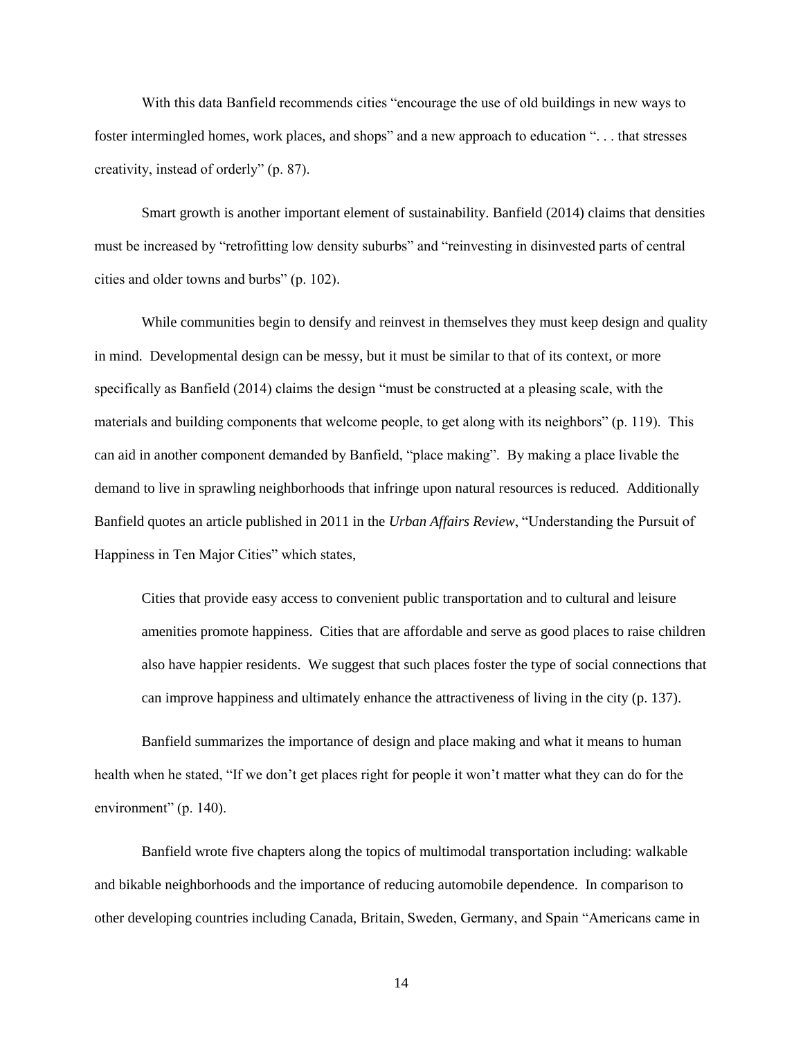With this data Banfield recommends cities "encourage the use of old buildings in new ways to foster intermingled homes, work places, and shops" and a new approach to education ". . . that stresses creativity, instead of orderly" (p. 87).

Smart growth is another important element of sustainability. Banfield (2014) claims that densities must be increased by "retrofitting low density suburbs" and "reinvesting in disinvested parts of central cities and older towns and burbs" (p. 102).

While communities begin to densify and reinvest in themselves they must keep design and quality in mind. Developmental design can be messy, but it must be similar to that of its context, or more specifically as Banfield (2014) claims the design "must be constructed at a pleasing scale, with the materials and building components that welcome people, to get along with its neighbors" (p. 119). This can aid in another component demanded by Banfield, "place making". By making a place livable the demand to live in sprawling neighborhoods that infringe upon natural resources is reduced. Additionally Banfield quotes an article published in 2011 in the *Urban Affairs Review*, "Understanding the Pursuit of Happiness in Ten Major Cities" which states,

> Cities that provide easy access to convenient public transportation and to cultural and leisure amenities promote happiness. Cities that are affordable and serve as good places to raise children also have happier residents. We suggest that such places foster the type of social connections that can improve happiness and ultimately enhance the attractiveness of living in the city (p. 137).

Banfield summarizes the importance of design and place making and what it means to human health when he stated, "If we don't get places right for people it won't matter what they can do for the environment" (p. 140).

Banfield wrote five chapters along the topics of multimodal transportation including: walkable and bikable neighborhoods and the importance of reducing automobile dependence. In comparison to other developing countries including Canada, Britain, Sweden, Germany, and Spain "Americans came in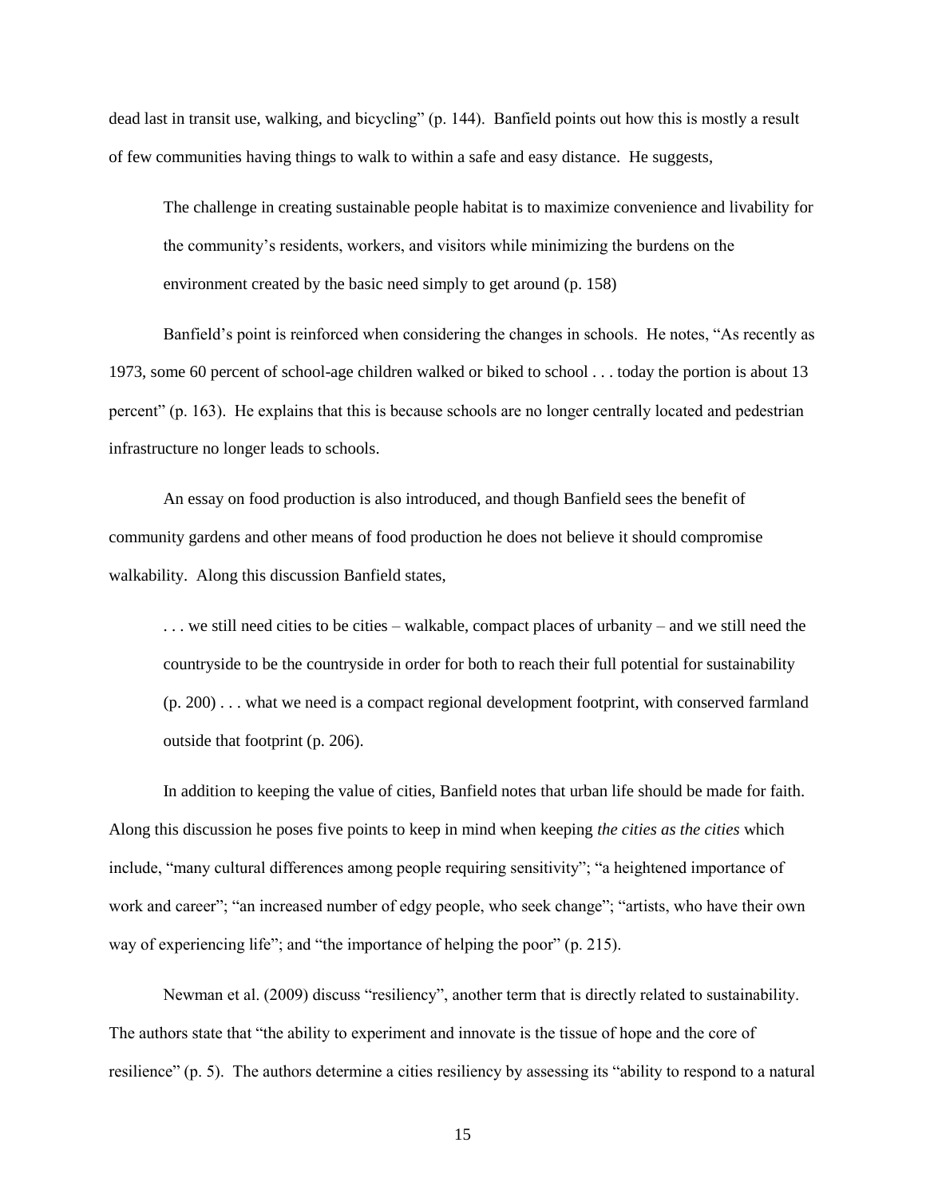dead last in transit use, walking, and bicycling" (p. 144). Banfield points out how this is mostly a result of few communities having things to walk to within a safe and easy distance. He suggests,

> The challenge in creating sustainable people habitat is to maximize convenience and livability for the community's residents, workers, and visitors while minimizing the burdens on the environment created by the basic need simply to get around (p. 158)

Banfield's point is reinforced when considering the changes in schools. He notes, "As recently as 1973, some 60 percent of school-age children walked or biked to school . . . today the portion is about 13 percent" (p. 163). He explains that this is because schools are no longer centrally located and pedestrian infrastructure no longer leads to schools.

An essay on food production is also introduced, and though Banfield sees the benefit of community gardens and other means of food production he does not believe it should compromise walkability. Along this discussion Banfield states,

> . . . we still need cities to be cities – walkable, compact places of urbanity – and we still need the countryside to be the countryside in order for both to reach their full potential for sustainability (p. 200) . . . what we need is a compact regional development footprint, with conserved farmland outside that footprint (p. 206).

In addition to keeping the value of cities, Banfield notes that urban life should be made for faith. Along this discussion he poses five points to keep in mind when keeping *the cities as the cities* which include, "many cultural differences among people requiring sensitivity"; "a heightened importance of work and career"; "an increased number of edgy people, who seek change"; "artists, who have their own way of experiencing life"; and "the importance of helping the poor" (p. 215).

Newman et al. (2009) discuss "resiliency", another term that is directly related to sustainability. The authors state that "the ability to experiment and innovate is the tissue of hope and the core of resilience" (p. 5). The authors determine a cities resiliency by assessing its "ability to respond to a natural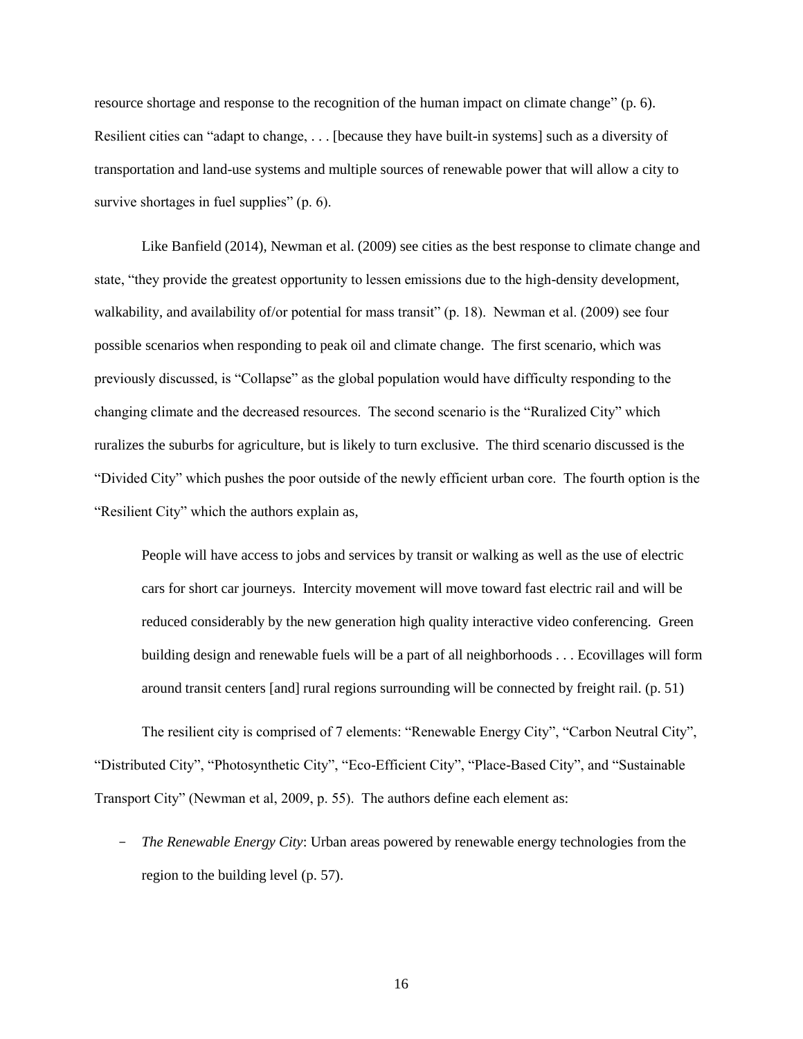resource shortage and response to the recognition of the human impact on climate change" (p. 6). Resilient cities can "adapt to change, . . . [because they have built-in systems] such as a diversity of transportation and land-use systems and multiple sources of renewable power that will allow a city to survive shortages in fuel supplies" (p. 6).

Like Banfield (2014), Newman et al. (2009) see cities as the best response to climate change and state, "they provide the greatest opportunity to lessen emissions due to the high-density development, walkability, and availability of/or potential for mass transit" (p. 18). Newman et al. (2009) see four possible scenarios when responding to peak oil and climate change. The first scenario, which was previously discussed, is "Collapse" as the global population would have difficulty responding to the changing climate and the decreased resources. The second scenario is the "Ruralized City" which ruralizes the suburbs for agriculture, but is likely to turn exclusive. The third scenario discussed is the "Divided City" which pushes the poor outside of the newly efficient urban core. The fourth option is the "Resilient City" which the authors explain as,

> People will have access to jobs and services by transit or walking as well as the use of electric cars for short car journeys. Intercity movement will move toward fast electric rail and will be reduced considerably by the new generation high quality interactive video conferencing. Green building design and renewable fuels will be a part of all neighborhoods . . . Ecovillages will form around transit centers [and] rural regions surrounding will be connected by freight rail. (p. 51)

The resilient city is comprised of 7 elements: "Renewable Energy City", "Carbon Neutral City", "Distributed City", "Photosynthetic City", "Eco-Efficient City", "Place-Based City", and "Sustainable Transport City" (Newman et al, 2009, p. 55). The authors define each element as:

- *The Renewable Energy City*: Urban areas powered by renewable energy technologies from the region to the building level (p. 57).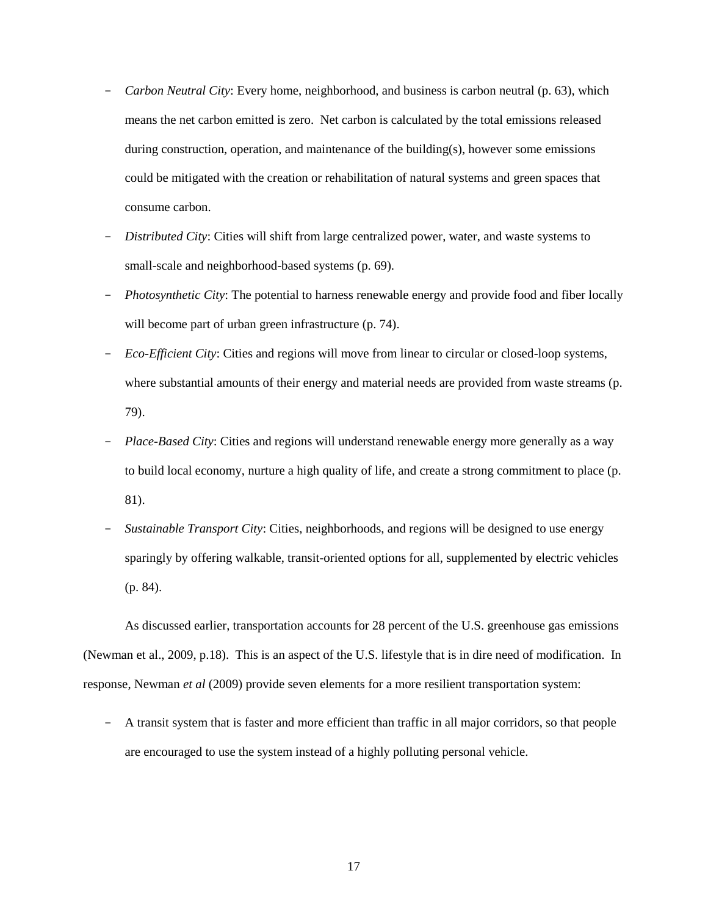- *Carbon Neutral City*: Every home, neighborhood, and business is carbon neutral (p. 63), which means the net carbon emitted is zero. Net carbon is calculated by the total emissions released during construction, operation, and maintenance of the building(s), however some emissions could be mitigated with the creation or rehabilitation of natural systems and green spaces that consume carbon.
- *Distributed City*: Cities will shift from large centralized power, water, and waste systems to small-scale and neighborhood-based systems (p. 69).
- *Photosynthetic City*: The potential to harness renewable energy and provide food and fiber locally will become part of urban green infrastructure (p. 74).
- *Eco-Efficient City*: Cities and regions will move from linear to circular or closed-loop systems, where substantial amounts of their energy and material needs are provided from waste streams (p. 79).
- *Place-Based City*: Cities and regions will understand renewable energy more generally as a way to build local economy, nurture a high quality of life, and create a strong commitment to place (p. 81).
- *Sustainable Transport City*: Cities, neighborhoods, and regions will be designed to use energy sparingly by offering walkable, transit-oriented options for all, supplemented by electric vehicles (p. 84).

As discussed earlier, transportation accounts for 28 percent of the U.S. greenhouse gas emissions (Newman et al., 2009, p.18). This is an aspect of the U.S. lifestyle that is in dire need of modification. In response, Newman *et al* (2009) provide seven elements for a more resilient transportation system:

- A transit system that is faster and more efficient than traffic in all major corridors, so that people are encouraged to use the system instead of a highly polluting personal vehicle.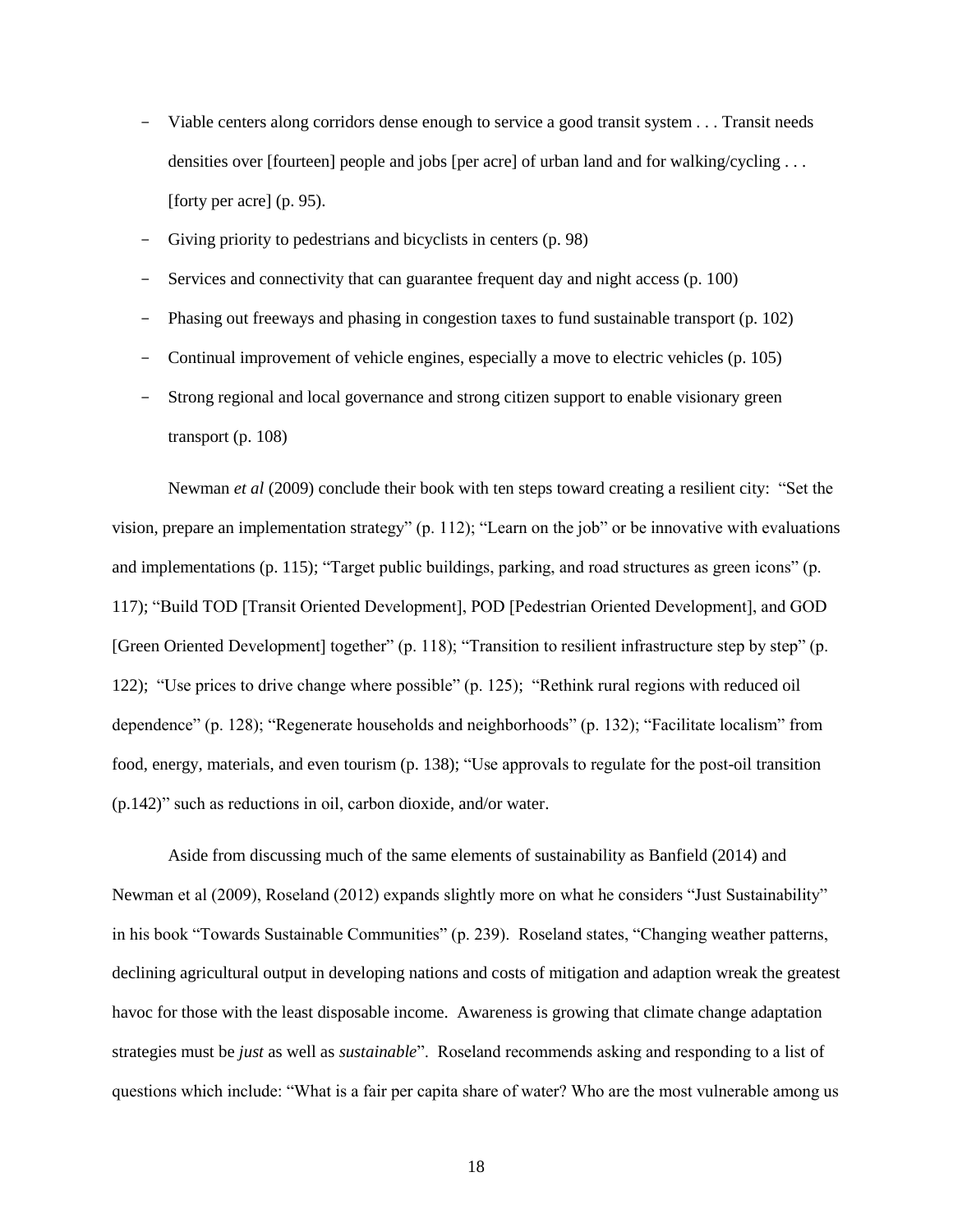- Viable centers along corridors dense enough to service a good transit system . . . Transit needs densities over [fourteen] people and jobs [per acre] of urban land and for walking/cycling . . . [forty per acre] (p. 95).
- Giving priority to pedestrians and bicyclists in centers (p. 98)
- Services and connectivity that can guarantee frequent day and night access (p. 100)
- Phasing out freeways and phasing in congestion taxes to fund sustainable transport (p. 102)
- Continual improvement of vehicle engines, especially a move to electric vehicles (p. 105)
- Strong regional and local governance and strong citizen support to enable visionary green transport (p. 108)

Newman *et al* (2009) conclude their book with ten steps toward creating a resilient city: "Set the vision, prepare an implementation strategy" (p. 112); "Learn on the job" or be innovative with evaluations and implementations (p. 115); "Target public buildings, parking, and road structures as green icons" (p. 117); "Build TOD [Transit Oriented Development], POD [Pedestrian Oriented Development], and GOD [Green Oriented Development] together" (p. 118); "Transition to resilient infrastructure step by step" (p. 122); "Use prices to drive change where possible" (p. 125); "Rethink rural regions with reduced oil dependence" (p. 128); "Regenerate households and neighborhoods" (p. 132); "Facilitate localism" from food, energy, materials, and even tourism (p. 138); "Use approvals to regulate for the post-oil transition (p.142)" such as reductions in oil, carbon dioxide, and/or water.

Aside from discussing much of the same elements of sustainability as Banfield (2014) and Newman et al (2009), Roseland (2012) expands slightly more on what he considers "Just Sustainability" in his book "Towards Sustainable Communities" (p. 239). Roseland states, "Changing weather patterns, declining agricultural output in developing nations and costs of mitigation and adaption wreak the greatest havoc for those with the least disposable income. Awareness is growing that climate change adaptation strategies must be *just* as well as *sustainable*". Roseland recommends asking and responding to a list of questions which include: "What is a fair per capita share of water? Who are the most vulnerable among us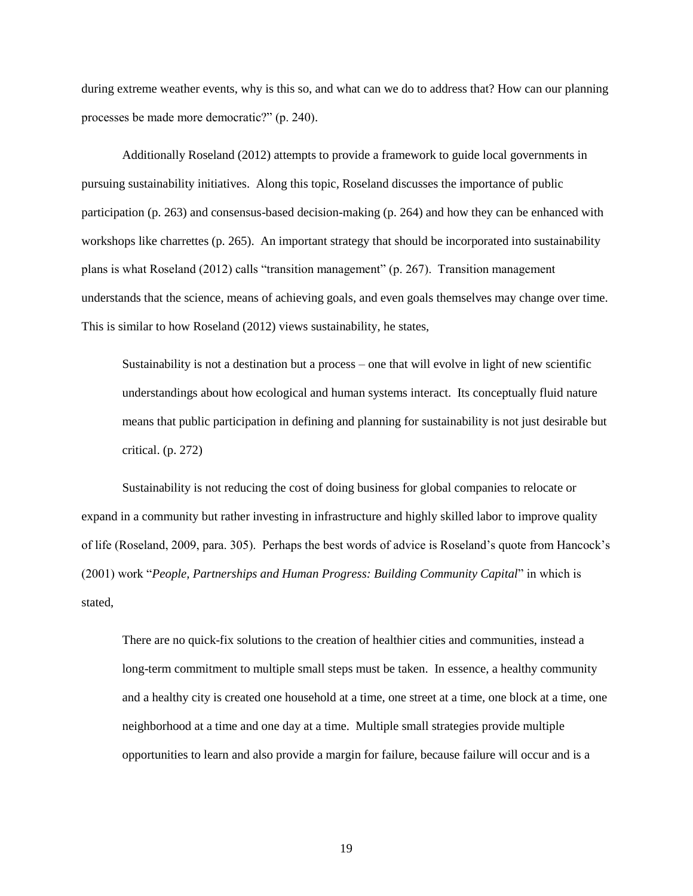during extreme weather events, why is this so, and what can we do to address that? How can our planning processes be made more democratic?" (p. 240).

Additionally Roseland (2012) attempts to provide a framework to guide local governments in pursuing sustainability initiatives. Along this topic, Roseland discusses the importance of public participation (p. 263) and consensus-based decision-making (p. 264) and how they can be enhanced with workshops like charrettes (p. 265). An important strategy that should be incorporated into sustainability plans is what Roseland (2012) calls "transition management" (p. 267). Transition management understands that the science, means of achieving goals, and even goals themselves may change over time. This is similar to how Roseland (2012) views sustainability, he states,

> Sustainability is not a destination but a process – one that will evolve in light of new scientific understandings about how ecological and human systems interact. Its conceptually fluid nature means that public participation in defining and planning for sustainability is not just desirable but critical. (p. 272)

Sustainability is not reducing the cost of doing business for global companies to relocate or expand in a community but rather investing in infrastructure and highly skilled labor to improve quality of life (Roseland, 2009, para. 305). Perhaps the best words of advice is Roseland's quote from Hancock's (2001) work "*People, Partnerships and Human Progress: Building Community Capital*" in which is stated,

> There are no quick-fix solutions to the creation of healthier cities and communities, instead a long-term commitment to multiple small steps must be taken. In essence, a healthy community and a healthy city is created one household at a time, one street at a time, one block at a time, one neighborhood at a time and one day at a time. Multiple small strategies provide multiple opportunities to learn and also provide a margin for failure, because failure will occur and is a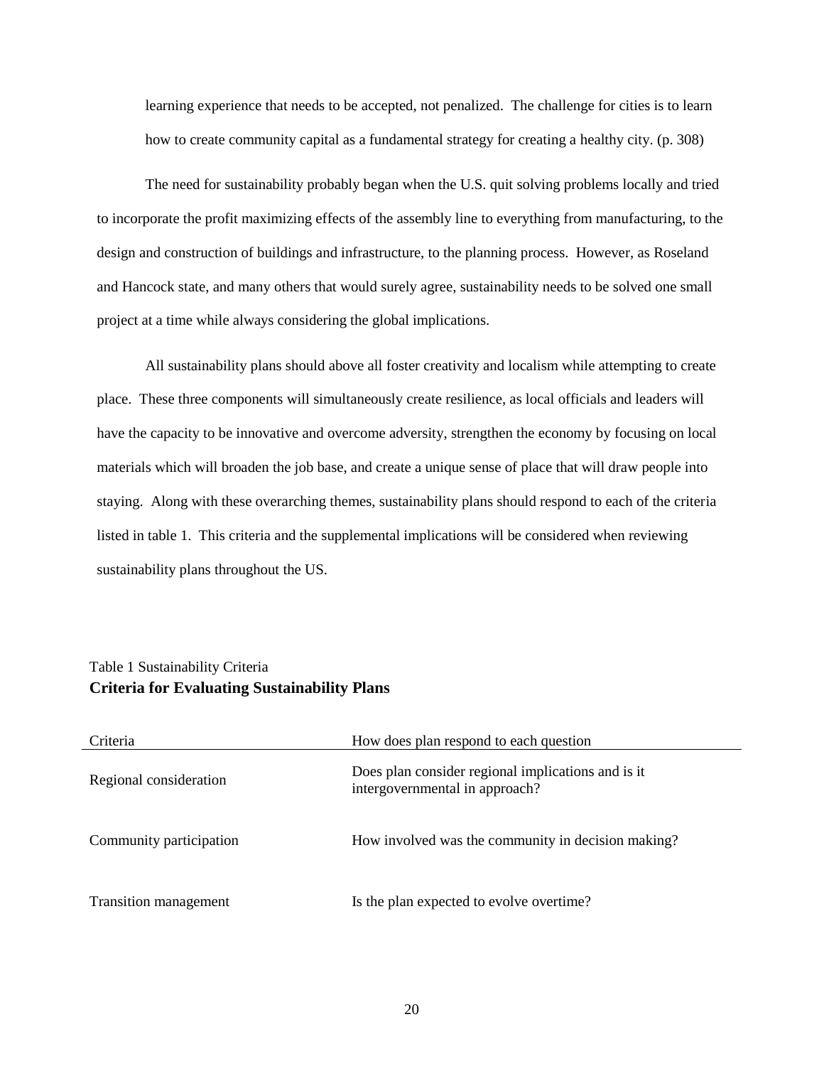> learning experience that needs to be accepted, not penalized. The challenge for cities is to learn how to create community capital as a fundamental strategy for creating a healthy city. (p. 308)

The need for sustainability probably began when the U.S. quit solving problems locally and tried to incorporate the profit maximizing effects of the assembly line to everything from manufacturing, to the design and construction of buildings and infrastructure, to the planning process. However, as Roseland and Hancock state, and many others that would surely agree, sustainability needs to be solved one small project at a time while always considering the global implications.

All sustainability plans should above all foster creativity and localism while attempting to create place. These three components will simultaneously create resilience, as local officials and leaders will have the capacity to be innovative and overcome adversity, strengthen the economy by focusing on local materials which will broaden the job base, and create a unique sense of place that will draw people into staying. Along with these overarching themes, sustainability plans should respond to each of the criteria listed in table 1. This criteria and the supplemental implications will be considered when reviewing sustainability plans throughout the US.

Table 1 Sustainability Criteria

**Criteria for Evaluating Sustainability Plans**

| Criteria | How does plan respond to each question |
|---|---|
| Regional consideration | Does plan consider regional implications and is it intergovernmental in approach? |
| Community participation | How involved was the community in decision making? |
| Transition management | Is the plan expected to evolve overtime? |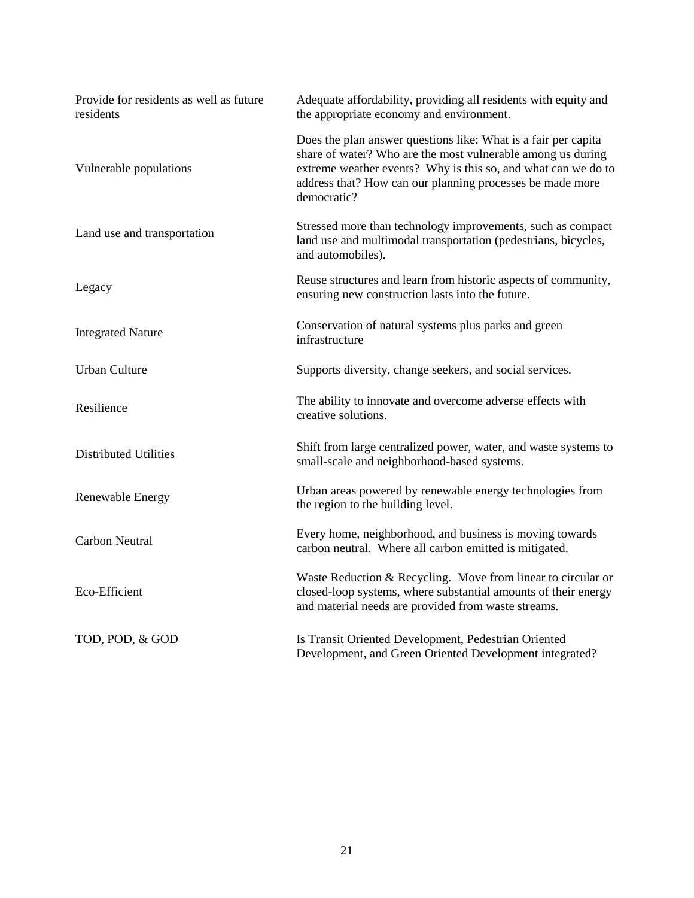| | |
|---|---|
| Provide for residents as well as future residents | Adequate affordability, providing all residents with equity and the appropriate economy and environment. |
| Vulnerable populations | Does the plan answer questions like: What is a fair per capita share of water? Who are the most vulnerable among us during extreme weather events? Why is this so, and what can we do to address that? How can our planning processes be made more democratic? |
| Land use and transportation | Stressed more than technology improvements, such as compact land use and multimodal transportation (pedestrians, bicycles, and automobiles). |
| Legacy | Reuse structures and learn from historic aspects of community, ensuring new construction lasts into the future. |
| Integrated Nature | Conservation of natural systems plus parks and green infrastructure |
| Urban Culture | Supports diversity, change seekers, and social services. |
| Resilience | The ability to innovate and overcome adverse effects with creative solutions. |
| Distributed Utilities | Shift from large centralized power, water, and waste systems to small-scale and neighborhood-based systems. |
| Renewable Energy | Urban areas powered by renewable energy technologies from the region to the building level. |
| Carbon Neutral | Every home, neighborhood, and business is moving towards carbon neutral. Where all carbon emitted is mitigated. |
| Eco-Efficient | Waste Reduction & Recycling. Move from linear to circular or closed-loop systems, where substantial amounts of their energy and material needs are provided from waste streams. |
| TOD, POD, & GOD | Is Transit Oriented Development, Pedestrian Oriented Development, and Green Oriented Development integrated? |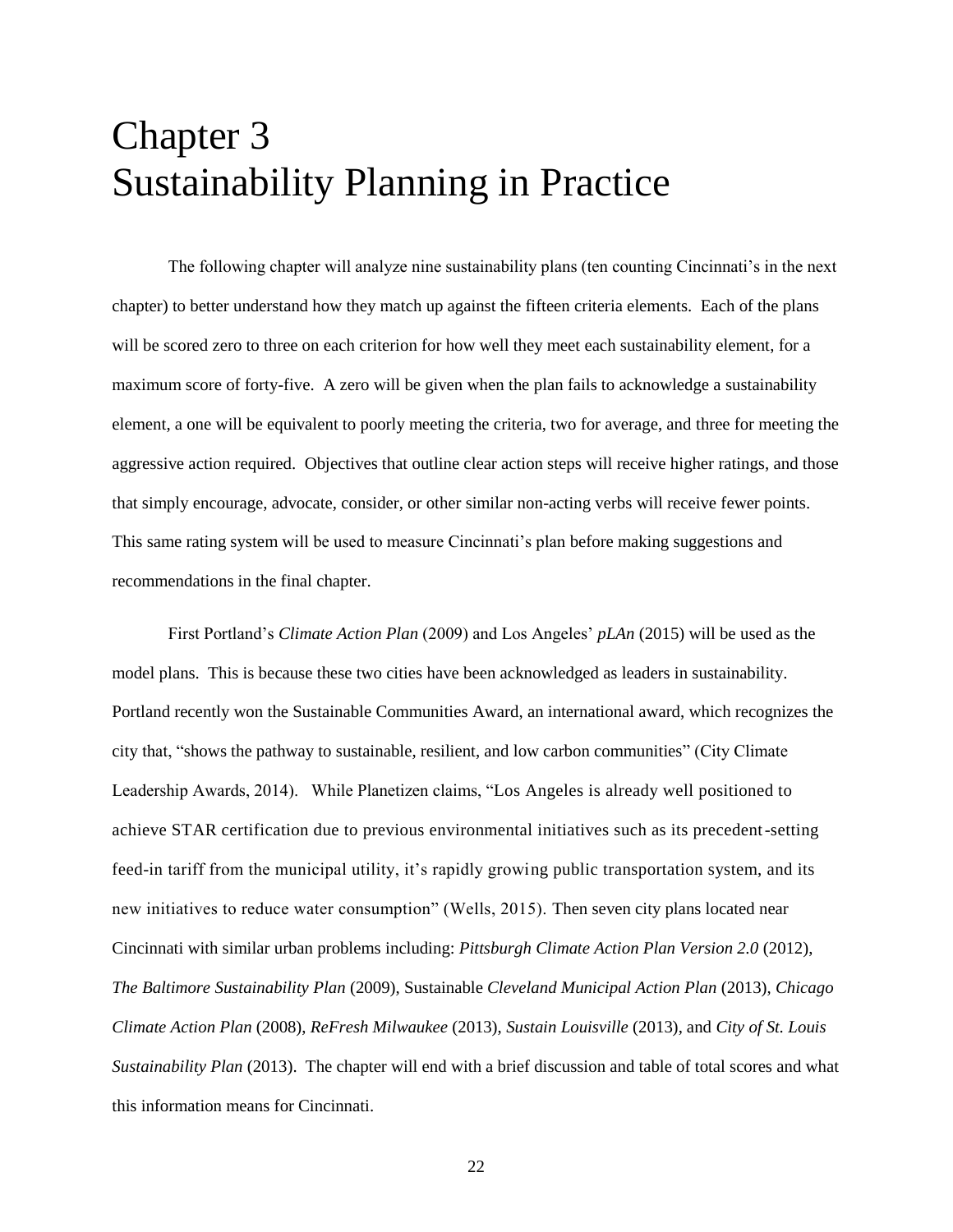# Chapter 3
# Sustainability Planning in Practice

The following chapter will analyze nine sustainability plans (ten counting Cincinnati's in the next chapter) to better understand how they match up against the fifteen criteria elements. Each of the plans will be scored zero to three on each criterion for how well they meet each sustainability element, for a maximum score of forty-five. A zero will be given when the plan fails to acknowledge a sustainability element, a one will be equivalent to poorly meeting the criteria, two for average, and three for meeting the aggressive action required. Objectives that outline clear action steps will receive higher ratings, and those that simply encourage, advocate, consider, or other similar non-acting verbs will receive fewer points. This same rating system will be used to measure Cincinnati's plan before making suggestions and recommendations in the final chapter.

First Portland's *Climate Action Plan* (2009) and Los Angeles' *pLAn* (2015) will be used as the model plans. This is because these two cities have been acknowledged as leaders in sustainability. Portland recently won the Sustainable Communities Award, an international award, which recognizes the city that, "shows the pathway to sustainable, resilient, and low carbon communities" (City Climate Leadership Awards, 2014). While Planetizen claims, "Los Angeles is already well positioned to achieve STAR certification due to previous environmental initiatives such as its precedent-setting feed-in tariff from the municipal utility, it's rapidly growing public transportation system, and its new initiatives to reduce water consumption" (Wells, 2015). Then seven city plans located near Cincinnati with similar urban problems including: *Pittsburgh Climate Action Plan Version 2.0* (2012), *The Baltimore Sustainability Plan* (2009), Sustainable *Cleveland Municipal Action Plan* (2013), *Chicago Climate Action Plan* (2008), *ReFresh Milwaukee* (2013), *Sustain Louisville* (2013), and *City of St. Louis Sustainability Plan* (2013). The chapter will end with a brief discussion and table of total scores and what this information means for Cincinnati.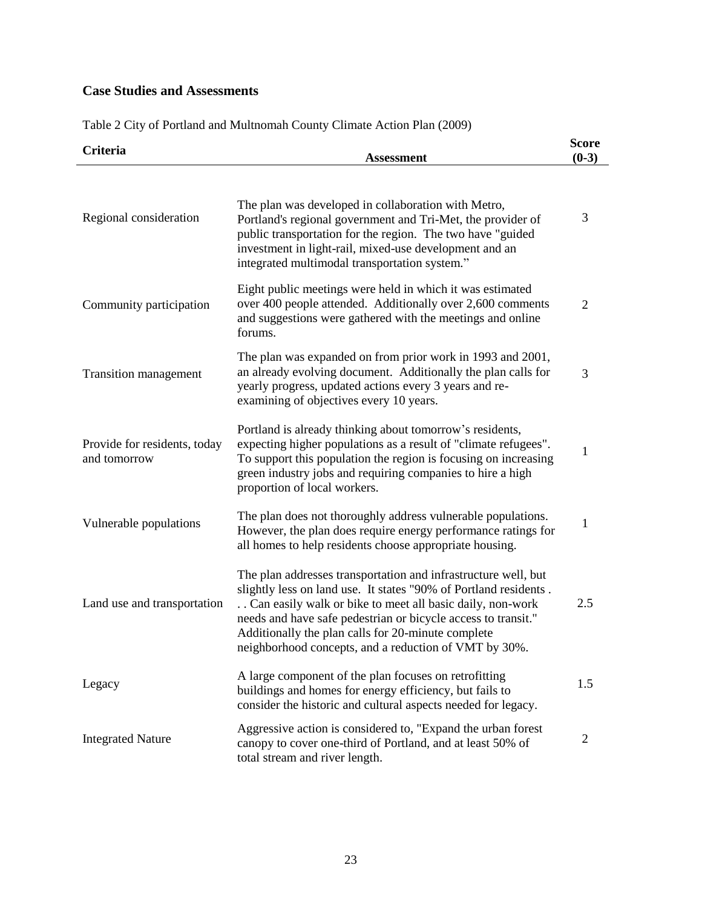## Case Studies and Assessments

Table 2 City of Portland and Multnomah County Climate Action Plan (2009)

| Criteria | Assessment | Score (0-3) |
|---|---|---|
| Regional consideration | The plan was developed in collaboration with Metro, Portland's regional government and Tri-Met, the provider of public transportation for the region. The two have "guided investment in light-rail, mixed-use development and an integrated multimodal transportation system." | 3 |
| Community participation | Eight public meetings were held in which it was estimated over 400 people attended. Additionally over 2,600 comments and suggestions were gathered with the meetings and online forums. | 2 |
| Transition management | The plan was expanded on from prior work in 1993 and 2001, an already evolving document. Additionally the plan calls for yearly progress, updated actions every 3 years and re-examining of objectives every 10 years. | 3 |
| Provide for residents, today and tomorrow | Portland is already thinking about tomorrow's residents, expecting higher populations as a result of "climate refugees". To support this population the region is focusing on increasing green industry jobs and requiring companies to hire a high proportion of local workers. | 1 |
| Vulnerable populations | The plan does not thoroughly address vulnerable populations. However, the plan does require energy performance ratings for all homes to help residents choose appropriate housing. | 1 |
| Land use and transportation | The plan addresses transportation and infrastructure well, but slightly less on land use. It states "90% of Portland residents . . . Can easily walk or bike to meet all basic daily, non-work needs and have safe pedestrian or bicycle access to transit." Additionally the plan calls for 20-minute complete neighborhood concepts, and a reduction of VMT by 30%. | 2.5 |
| Legacy | A large component of the plan focuses on retrofitting buildings and homes for energy efficiency, but fails to consider the historic and cultural aspects needed for legacy. | 1.5 |
| Integrated Nature | Aggressive action is considered to, "Expand the urban forest canopy to cover one-third of Portland, and at least 50% of total stream and river length. | 2 |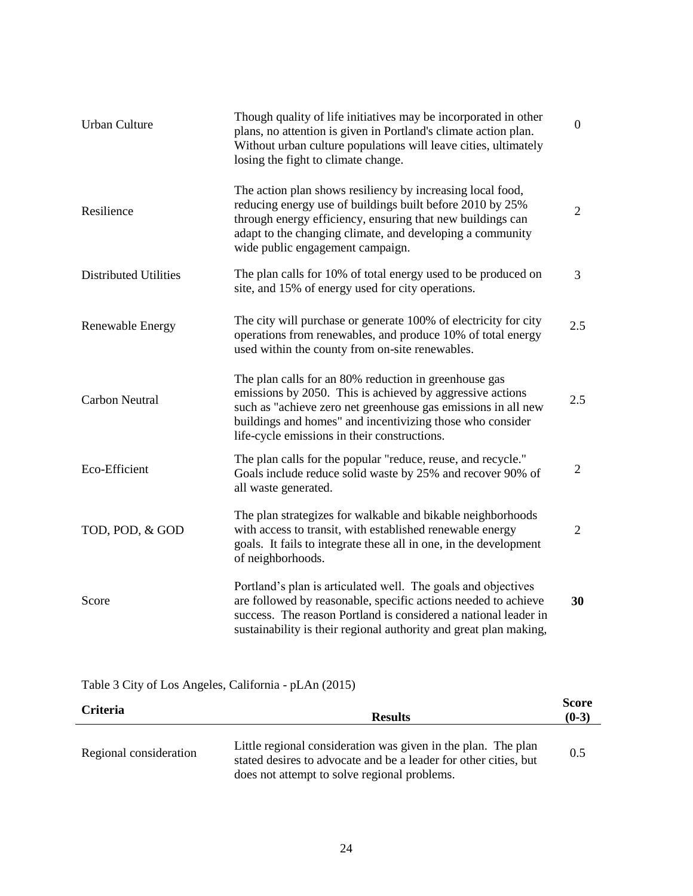| | | |
|---|---|---|
| Urban Culture | Though quality of life initiatives may be incorporated in other plans, no attention is given in Portland's climate action plan. Without urban culture populations will leave cities, ultimately losing the fight to climate change. | 0 |
| Resilience | The action plan shows resiliency by increasing local food, reducing energy use of buildings built before 2010 by 25% through energy efficiency, ensuring that new buildings can adapt to the changing climate, and developing a community wide public engagement campaign. | 2 |
| Distributed Utilities | The plan calls for 10% of total energy used to be produced on site, and 15% of energy used for city operations. | 3 |
| Renewable Energy | The city will purchase or generate 100% of electricity for city operations from renewables, and produce 10% of total energy used within the county from on-site renewables. | 2.5 |
| Carbon Neutral | The plan calls for an 80% reduction in greenhouse gas emissions by 2050. This is achieved by aggressive actions such as "achieve zero net greenhouse gas emissions in all new buildings and homes" and incentivizing those who consider life-cycle emissions in their constructions. | 2.5 |
| Eco-Efficient | The plan calls for the popular "reduce, reuse, and recycle." Goals include reduce solid waste by 25% and recover 90% of all waste generated. | 2 |
| TOD, POD, & GOD | The plan strategizes for walkable and bikable neighborhoods with access to transit, with established renewable energy goals. It fails to integrate these all in one, in the development of neighborhoods. | 2 |
| Score | Portland's plan is articulated well. The goals and objectives are followed by reasonable, specific actions needed to achieve success. The reason Portland is considered a national leader in sustainability is their regional authority and great plan making, | **30** |

Table 3 City of Los Angeles, California - pLAn (2015)

| **Criteria** | **Results** | **Score (0-3)** |
|---|---|---|
| Regional consideration | Little regional consideration was given in the plan. The plan stated desires to advocate and be a leader for other cities, but does not attempt to solve regional problems. | 0.5 |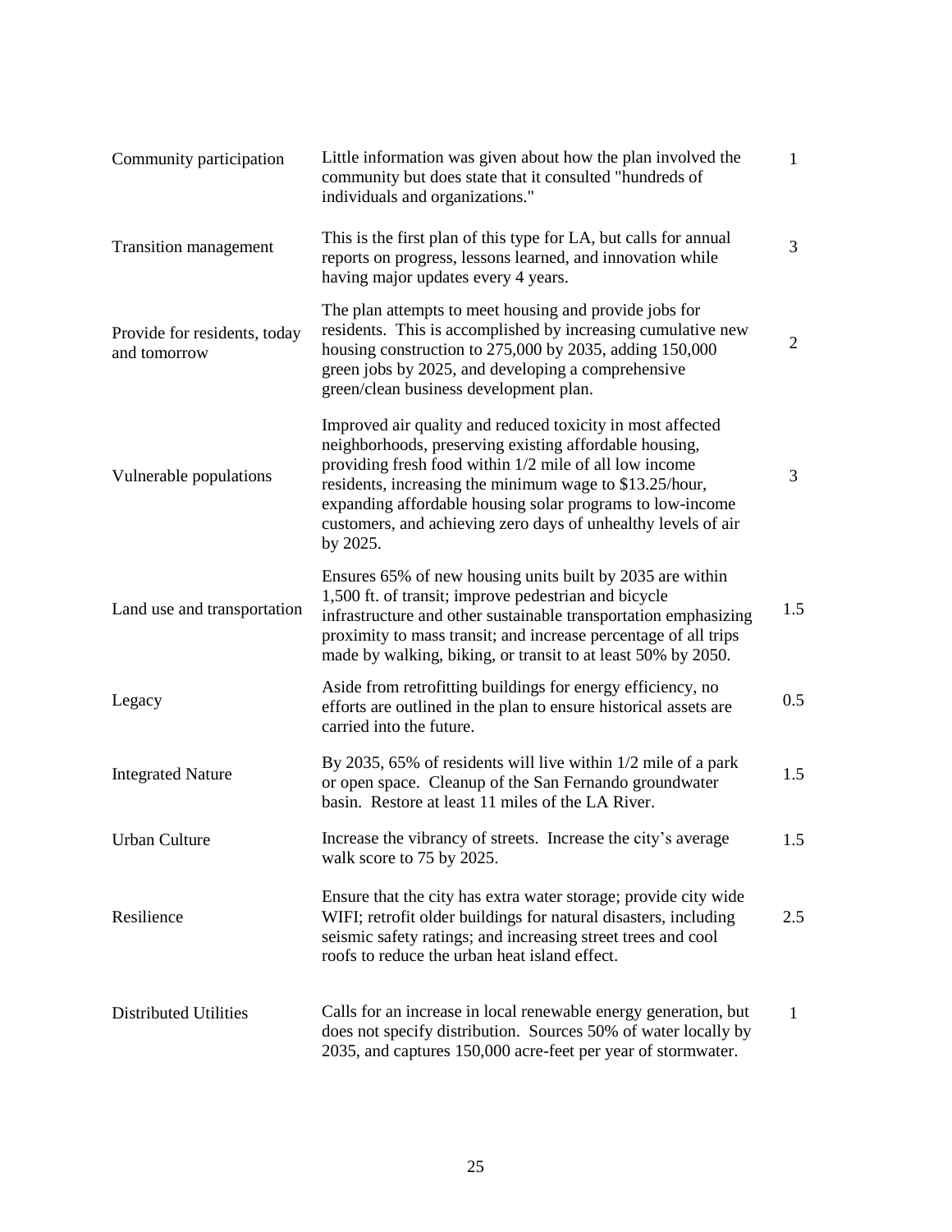| | | |
|---|---|---|
| Community participation | Little information was given about how the plan involved the community but does state that it consulted "hundreds of individuals and organizations." | 1 |
| Transition management | This is the first plan of this type for LA, but calls for annual reports on progress, lessons learned, and innovation while having major updates every 4 years. | 3 |
| Provide for residents, today and tomorrow | The plan attempts to meet housing and provide jobs for residents. This is accomplished by increasing cumulative new housing construction to 275,000 by 2035, adding 150,000 green jobs by 2025, and developing a comprehensive green/clean business development plan. | 2 |
| Vulnerable populations | Improved air quality and reduced toxicity in most affected neighborhoods, preserving existing affordable housing, providing fresh food within 1/2 mile of all low income residents, increasing the minimum wage to $13.25/hour, expanding affordable housing solar programs to low-income customers, and achieving zero days of unhealthy levels of air by 2025. | 3 |
| Land use and transportation | Ensures 65% of new housing units built by 2035 are within 1,500 ft. of transit; improve pedestrian and bicycle infrastructure and other sustainable transportation emphasizing proximity to mass transit; and increase percentage of all trips made by walking, biking, or transit to at least 50% by 2050. | 1.5 |
| Legacy | Aside from retrofitting buildings for energy efficiency, no efforts are outlined in the plan to ensure historical assets are carried into the future. | 0.5 |
| Integrated Nature | By 2035, 65% of residents will live within 1/2 mile of a park or open space. Cleanup of the San Fernando groundwater basin. Restore at least 11 miles of the LA River. | 1.5 |
| Urban Culture | Increase the vibrancy of streets. Increase the city's average walk score to 75 by 2025. | 1.5 |
| Resilience | Ensure that the city has extra water storage; provide city wide WIFI; retrofit older buildings for natural disasters, including seismic safety ratings; and increasing street trees and cool roofs to reduce the urban heat island effect. | 2.5 |
| Distributed Utilities | Calls for an increase in local renewable energy generation, but does not specify distribution. Sources 50% of water locally by 2035, and captures 150,000 acre-feet per year of stormwater. | 1 |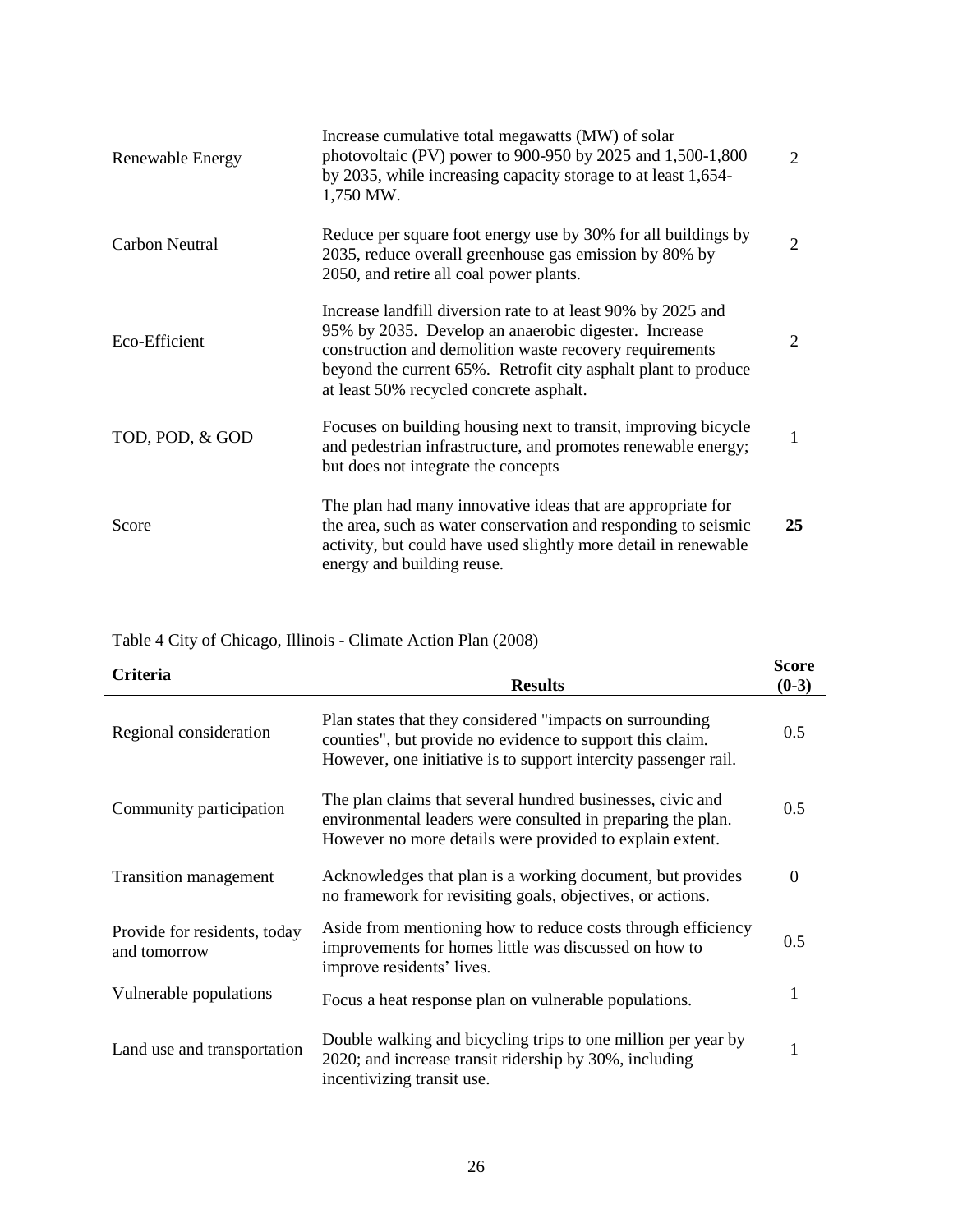| | | |
|---|---|---|
| Renewable Energy | Increase cumulative total megawatts (MW) of solar photovoltaic (PV) power to 900-950 by 2025 and 1,500-1,800 by 2035, while increasing capacity storage to at least 1,654-1,750 MW. | 2 |
| Carbon Neutral | Reduce per square foot energy use by 30% for all buildings by 2035, reduce overall greenhouse gas emission by 80% by 2050, and retire all coal power plants. | 2 |
| Eco-Efficient | Increase landfill diversion rate to at least 90% by 2025 and 95% by 2035. Develop an anaerobic digester. Increase construction and demolition waste recovery requirements beyond the current 65%. Retrofit city asphalt plant to produce at least 50% recycled concrete asphalt. | 2 |
| TOD, POD, & GOD | Focuses on building housing next to transit, improving bicycle and pedestrian infrastructure, and promotes renewable energy; but does not integrate the concepts | 1 |
| Score | The plan had many innovative ideas that are appropriate for the area, such as water conservation and responding to seismic activity, but could have used slightly more detail in renewable energy and building reuse. | **25** |

Table 4 City of Chicago, Illinois - Climate Action Plan (2008)

| **Criteria** | **Results** | **Score (0-3)** |
|---|---|---|
| Regional consideration | Plan states that they considered "impacts on surrounding counties", but provide no evidence to support this claim. However, one initiative is to support intercity passenger rail. | 0.5 |
| Community participation | The plan claims that several hundred businesses, civic and environmental leaders were consulted in preparing the plan. However no more details were provided to explain extent. | 0.5 |
| Transition management | Acknowledges that plan is a working document, but provides no framework for revisiting goals, objectives, or actions. | 0 |
| Provide for residents, today and tomorrow | Aside from mentioning how to reduce costs through efficiency improvements for homes little was discussed on how to improve residents' lives. | 0.5 |
| Vulnerable populations | Focus a heat response plan on vulnerable populations. | 1 |
| Land use and transportation | Double walking and bicycling trips to one million per year by 2020; and increase transit ridership by 30%, including incentivizing transit use. | 1 |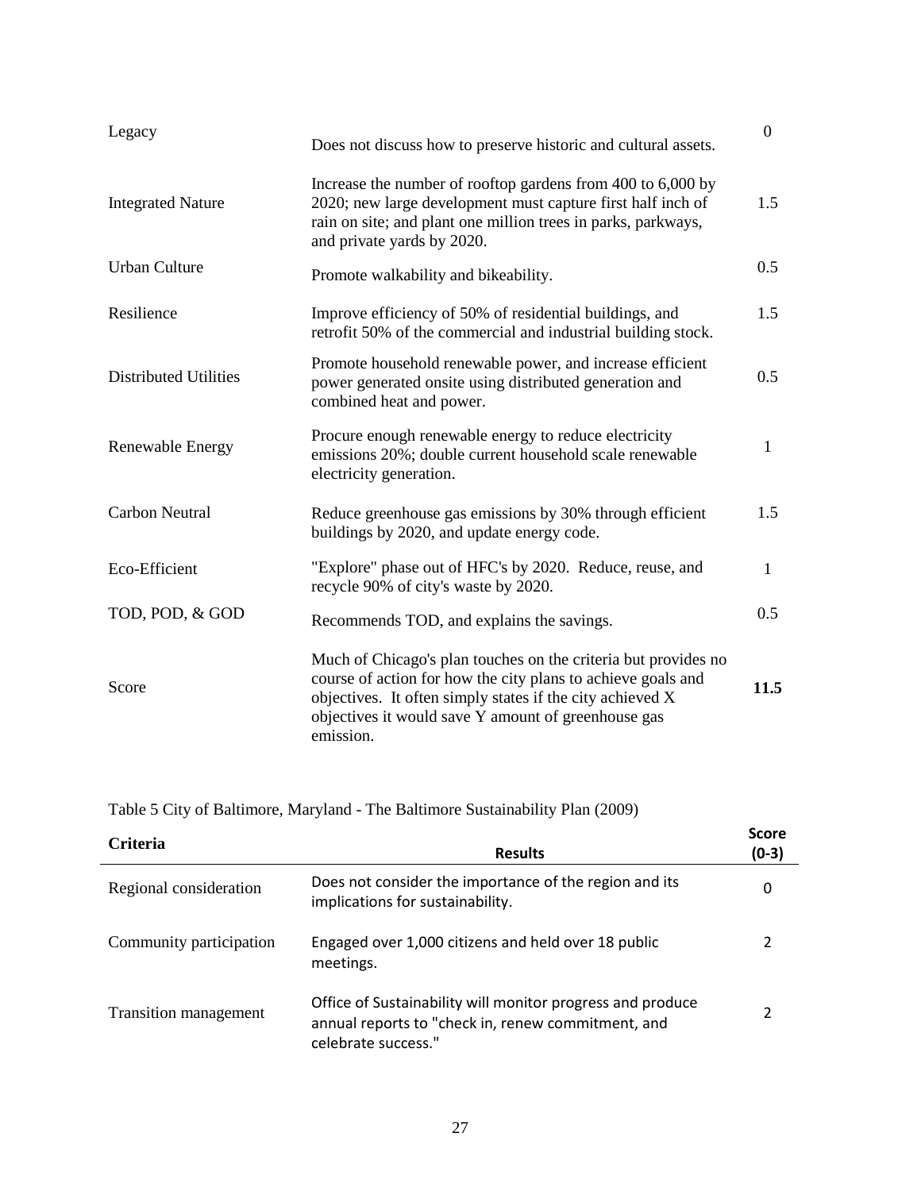| | | |
|---|---|---|
| Legacy | Does not discuss how to preserve historic and cultural assets. | 0 |
| Integrated Nature | Increase the number of rooftop gardens from 400 to 6,000 by 2020; new large development must capture first half inch of rain on site; and plant one million trees in parks, parkways, and private yards by 2020. | 1.5 |
| Urban Culture | Promote walkability and bikeability. | 0.5 |
| Resilience | Improve efficiency of 50% of residential buildings, and retrofit 50% of the commercial and industrial building stock. | 1.5 |
| Distributed Utilities | Promote household renewable power, and increase efficient power generated onsite using distributed generation and combined heat and power. | 0.5 |
| Renewable Energy | Procure enough renewable energy to reduce electricity emissions 20%; double current household scale renewable electricity generation. | 1 |
| Carbon Neutral | Reduce greenhouse gas emissions by 30% through efficient buildings by 2020, and update energy code. | 1.5 |
| Eco-Efficient | "Explore" phase out of HFC's by 2020. Reduce, reuse, and recycle 90% of city's waste by 2020. | 1 |
| TOD, POD, & GOD | Recommends TOD, and explains the savings. | 0.5 |
| Score | Much of Chicago's plan touches on the criteria but provides no course of action for how the city plans to achieve goals and objectives. It often simply states if the city achieved X objectives it would save Y amount of greenhouse gas emission. | **11.5** |

Table 5 City of Baltimore, Maryland - The Baltimore Sustainability Plan (2009)

| Criteria | Results | Score (0-3) |
|---|---|---|
| Regional consideration | Does not consider the importance of the region and its implications for sustainability. | 0 |
| Community participation | Engaged over 1,000 citizens and held over 18 public meetings. | 2 |
| Transition management | Office of Sustainability will monitor progress and produce annual reports to "check in, renew commitment, and celebrate success." | 2 |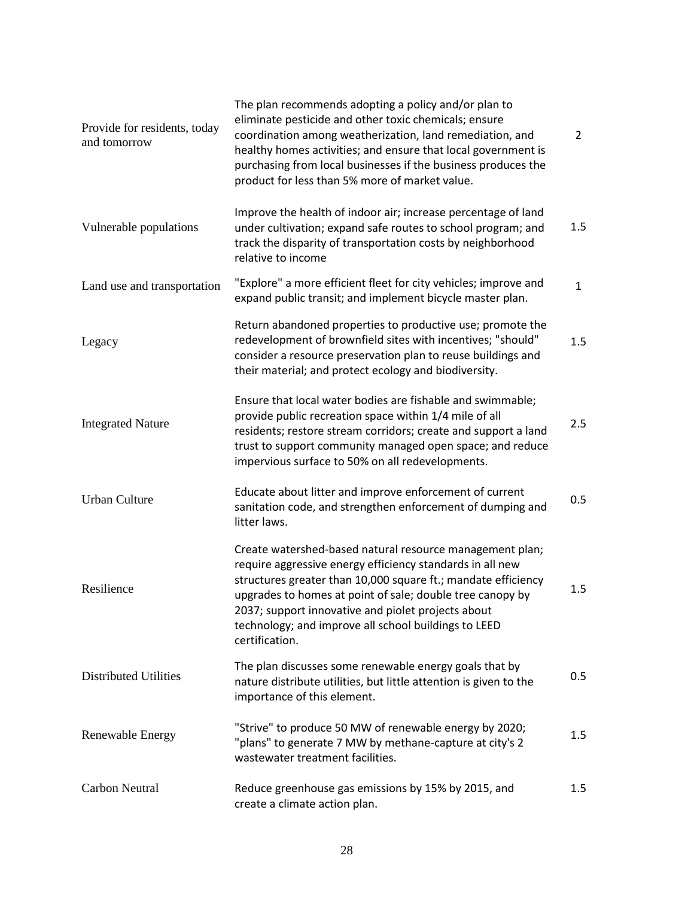| | | |
|---|---|---|
| Provide for residents, today and tomorrow | The plan recommends adopting a policy and/or plan to eliminate pesticide and other toxic chemicals; ensure coordination among weatherization, land remediation, and healthy homes activities; and ensure that local government is purchasing from local businesses if the business produces the product for less than 5% more of market value. | 2 |
| Vulnerable populations | Improve the health of indoor air; increase percentage of land under cultivation; expand safe routes to school program; and track the disparity of transportation costs by neighborhood relative to income | 1.5 |
| Land use and transportation | "Explore" a more efficient fleet for city vehicles; improve and expand public transit; and implement bicycle master plan. | 1 |
| Legacy | Return abandoned properties to productive use; promote the redevelopment of brownfield sites with incentives; "should" consider a resource preservation plan to reuse buildings and their material; and protect ecology and biodiversity. | 1.5 |
| Integrated Nature | Ensure that local water bodies are fishable and swimmable; provide public recreation space within 1/4 mile of all residents; restore stream corridors; create and support a land trust to support community managed open space; and reduce impervious surface to 50% on all redevelopments. | 2.5 |
| Urban Culture | Educate about litter and improve enforcement of current sanitation code, and strengthen enforcement of dumping and litter laws. | 0.5 |
| Resilience | Create watershed-based natural resource management plan; require aggressive energy efficiency standards in all new structures greater than 10,000 square ft.; mandate efficiency upgrades to homes at point of sale; double tree canopy by 2037; support innovative and piolet projects about technology; and improve all school buildings to LEED certification. | 1.5 |
| Distributed Utilities | The plan discusses some renewable energy goals that by nature distribute utilities, but little attention is given to the importance of this element. | 0.5 |
| Renewable Energy | "Strive" to produce 50 MW of renewable energy by 2020; "plans" to generate 7 MW by methane-capture at city's 2 wastewater treatment facilities. | 1.5 |
| Carbon Neutral | Reduce greenhouse gas emissions by 15% by 2015, and create a climate action plan. | 1.5 |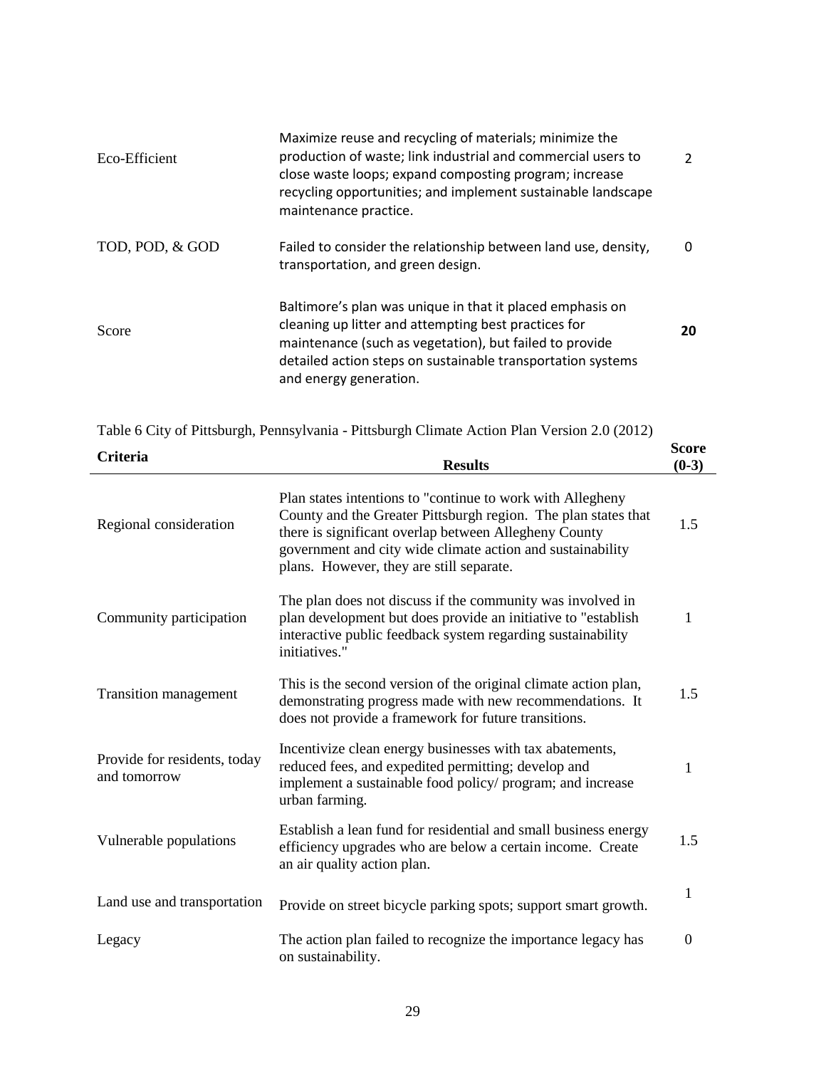| | | |
|---|---|---|
| Eco-Efficient | Maximize reuse and recycling of materials; minimize the production of waste; link industrial and commercial users to close waste loops; expand composting program; increase recycling opportunities; and implement sustainable landscape maintenance practice. | 2 |
| TOD, POD, & GOD | Failed to consider the relationship between land use, density, transportation, and green design. | 0 |
| Score | Baltimore's plan was unique in that it placed emphasis on cleaning up litter and attempting best practices for maintenance (such as vegetation), but failed to provide detailed action steps on sustainable transportation systems and energy generation. | **20** |

Table 6 City of Pittsburgh, Pennsylvania - Pittsburgh Climate Action Plan Version 2.0 (2012)

| **Criteria** | **Results** | **Score (0-3)** |
|---|---|---|
| Regional consideration | Plan states intentions to "continue to work with Allegheny County and the Greater Pittsburgh region. The plan states that there is significant overlap between Allegheny County government and city wide climate action and sustainability plans. However, they are still separate. | 1.5 |
| Community participation | The plan does not discuss if the community was involved in plan development but does provide an initiative to "establish interactive public feedback system regarding sustainability initiatives." | 1 |
| Transition management | This is the second version of the original climate action plan, demonstrating progress made with new recommendations. It does not provide a framework for future transitions. | 1.5 |
| Provide for residents, today and tomorrow | Incentivize clean energy businesses with tax abatements, reduced fees, and expedited permitting; develop and implement a sustainable food policy/ program; and increase urban farming. | 1 |
| Vulnerable populations | Establish a lean fund for residential and small business energy efficiency upgrades who are below a certain income. Create an air quality action plan. | 1.5 |
| Land use and transportation | Provide on street bicycle parking spots; support smart growth. | 1 |
| Legacy | The action plan failed to recognize the importance legacy has on sustainability. | 0 |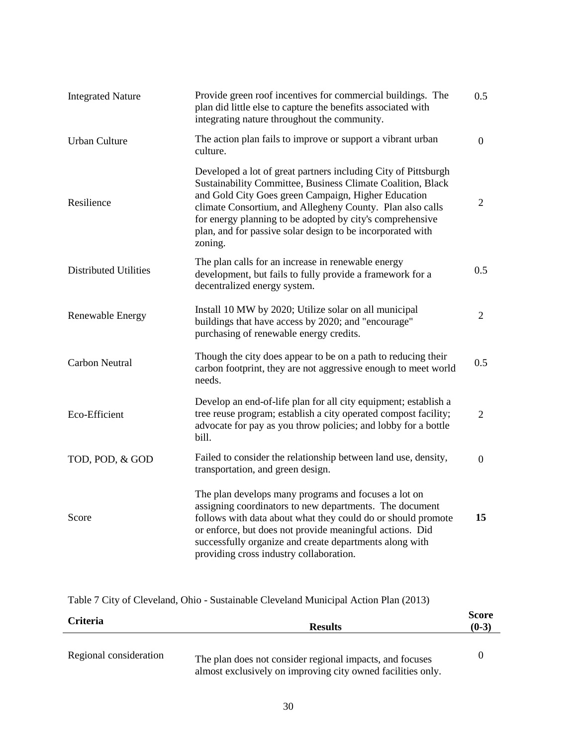| | | |
|---|---|---|
| Integrated Nature | Provide green roof incentives for commercial buildings. The plan did little else to capture the benefits associated with integrating nature throughout the community. | 0.5 |
| Urban Culture | The action plan fails to improve or support a vibrant urban culture. | 0 |
| Resilience | Developed a lot of great partners including City of Pittsburgh Sustainability Committee, Business Climate Coalition, Black and Gold City Goes green Campaign, Higher Education climate Consortium, and Allegheny County. Plan also calls for energy planning to be adopted by city's comprehensive plan, and for passive solar design to be incorporated with zoning. | 2 |
| Distributed Utilities | The plan calls for an increase in renewable energy development, but fails to fully provide a framework for a decentralized energy system. | 0.5 |
| Renewable Energy | Install 10 MW by 2020; Utilize solar on all municipal buildings that have access by 2020; and "encourage" purchasing of renewable energy credits. | 2 |
| Carbon Neutral | Though the city does appear to be on a path to reducing their carbon footprint, they are not aggressive enough to meet world needs. | 0.5 |
| Eco-Efficient | Develop an end-of-life plan for all city equipment; establish a tree reuse program; establish a city operated compost facility; advocate for pay as you throw policies; and lobby for a bottle bill. | 2 |
| TOD, POD, & GOD | Failed to consider the relationship between land use, density, transportation, and green design. | 0 |
| Score | The plan develops many programs and focuses a lot on assigning coordinators to new departments. The document follows with data about what they could do or should promote or enforce, but does not provide meaningful actions. Did successfully organize and create departments along with providing cross industry collaboration. | **15** |

Table 7 City of Cleveland, Ohio - Sustainable Cleveland Municipal Action Plan (2013)

| **Criteria** | **Results** | **Score (0-3)** |
|---|---|---|
| Regional consideration | The plan does not consider regional impacts, and focuses almost exclusively on improving city owned facilities only. | 0 |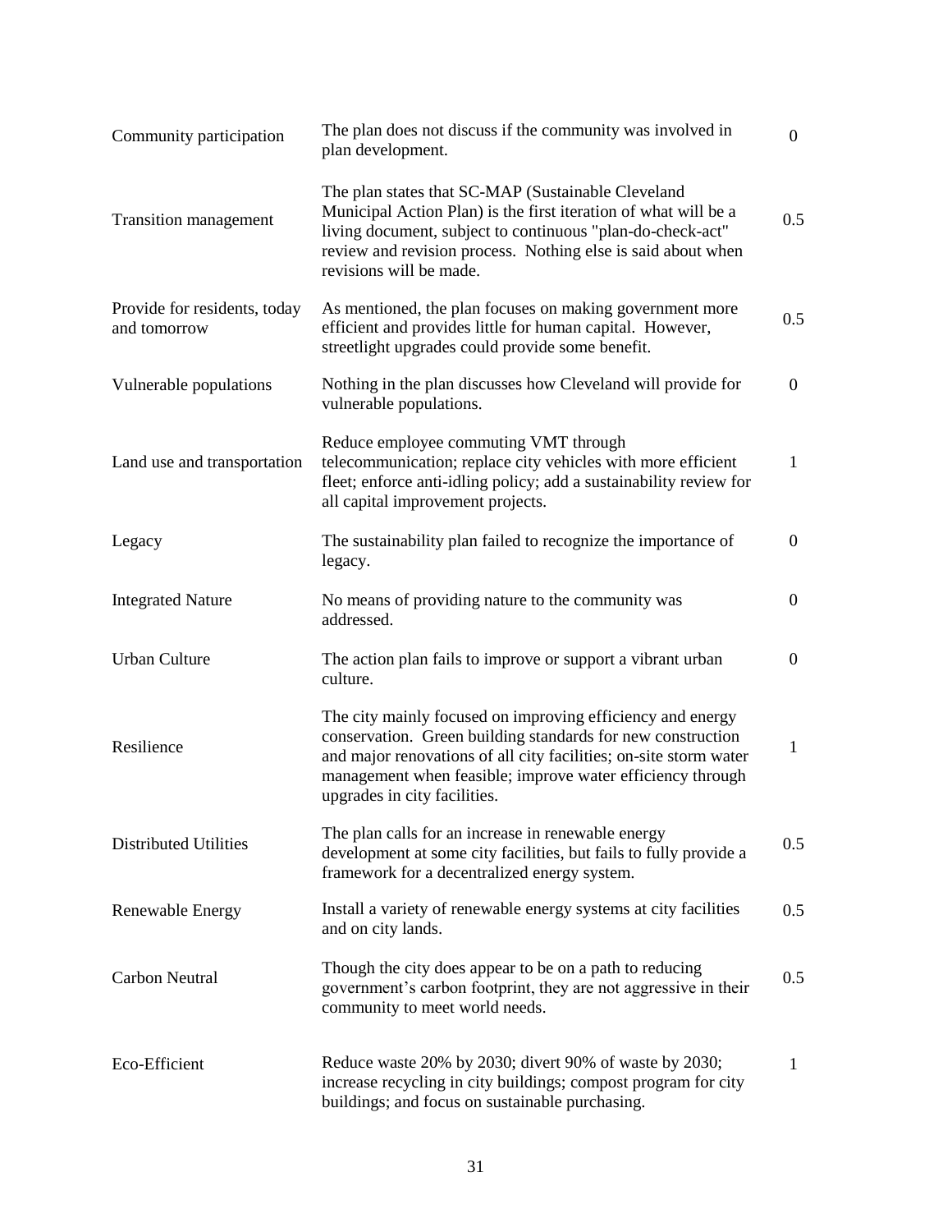| | | |
|---|---|---|
| Community participation | The plan does not discuss if the community was involved in plan development. | 0 |
| Transition management | The plan states that SC-MAP (Sustainable Cleveland Municipal Action Plan) is the first iteration of what will be a living document, subject to continuous "plan-do-check-act" review and revision process. Nothing else is said about when revisions will be made. | 0.5 |
| Provide for residents, today and tomorrow | As mentioned, the plan focuses on making government more efficient and provides little for human capital. However, streetlight upgrades could provide some benefit. | 0.5 |
| Vulnerable populations | Nothing in the plan discusses how Cleveland will provide for vulnerable populations. | 0 |
| Land use and transportation | Reduce employee commuting VMT through telecommunication; replace city vehicles with more efficient fleet; enforce anti-idling policy; add a sustainability review for all capital improvement projects. | 1 |
| Legacy | The sustainability plan failed to recognize the importance of legacy. | 0 |
| Integrated Nature | No means of providing nature to the community was addressed. | 0 |
| Urban Culture | The action plan fails to improve or support a vibrant urban culture. | 0 |
| Resilience | The city mainly focused on improving efficiency and energy conservation. Green building standards for new construction and major renovations of all city facilities; on-site storm water management when feasible; improve water efficiency through upgrades in city facilities. | 1 |
| Distributed Utilities | The plan calls for an increase in renewable energy development at some city facilities, but fails to fully provide a framework for a decentralized energy system. | 0.5 |
| Renewable Energy | Install a variety of renewable energy systems at city facilities and on city lands. | 0.5 |
| Carbon Neutral | Though the city does appear to be on a path to reducing government's carbon footprint, they are not aggressive in their community to meet world needs. | 0.5 |
| Eco-Efficient | Reduce waste 20% by 2030; divert 90% of waste by 2030; increase recycling in city buildings; compost program for city buildings; and focus on sustainable purchasing. | 1 |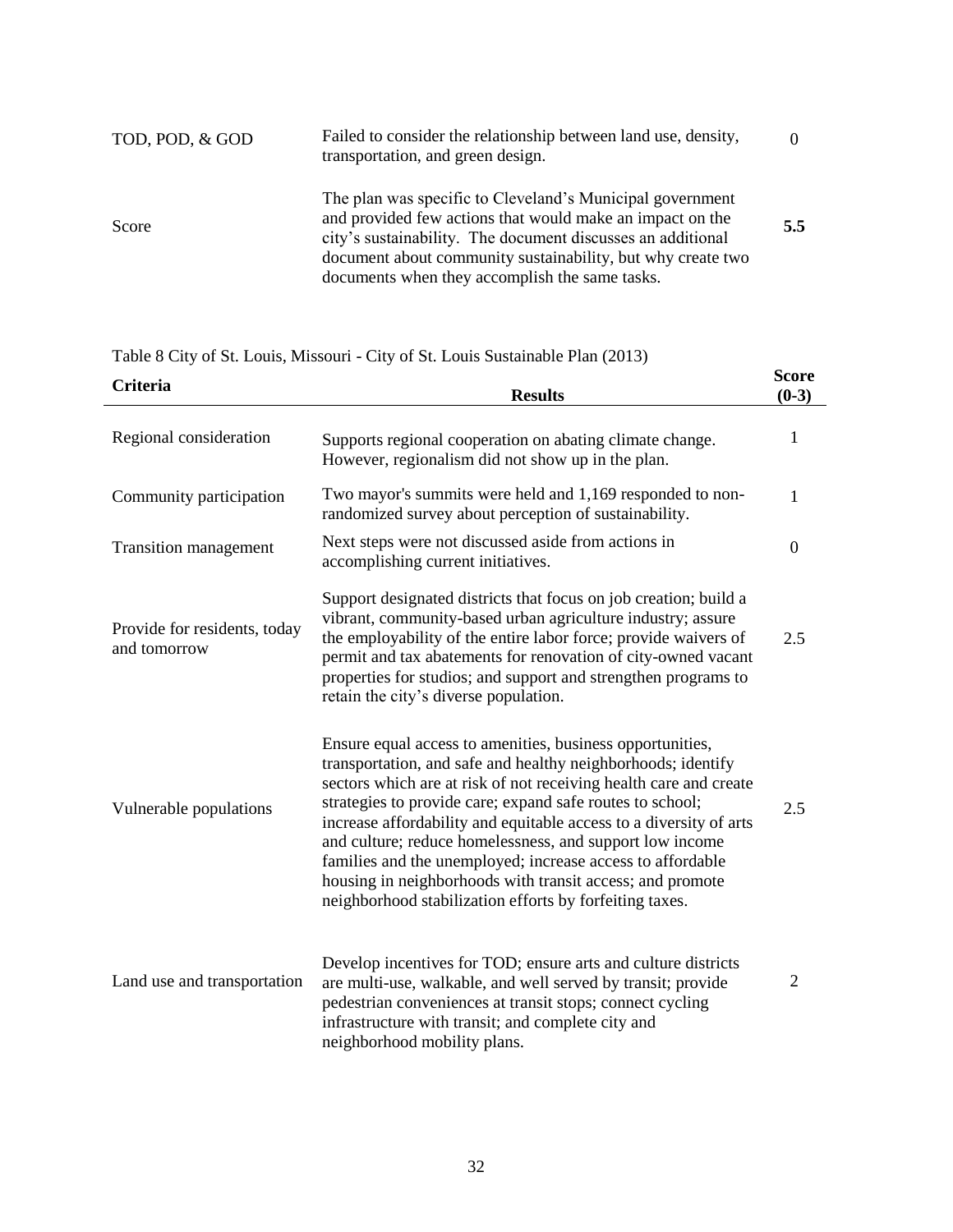| | | |
|---|---|---|
| TOD, POD, & GOD | Failed to consider the relationship between land use, density, transportation, and green design. | 0 |
| Score | The plan was specific to Cleveland's Municipal government and provided few actions that would make an impact on the city's sustainability. The document discusses an additional document about community sustainability, but why create two documents when they accomplish the same tasks. | **5.5** |

Table 8 City of St. Louis, Missouri - City of St. Louis Sustainable Plan (2013)

| **Criteria** | **Results** | **Score (0-3)** |
|---|---|---|
| Regional consideration | Supports regional cooperation on abating climate change. However, regionalism did not show up in the plan. | 1 |
| Community participation | Two mayor's summits were held and 1,169 responded to non-randomized survey about perception of sustainability. | 1 |
| Transition management | Next steps were not discussed aside from actions in accomplishing current initiatives. | 0 |
| Provide for residents, today and tomorrow | Support designated districts that focus on job creation; build a vibrant, community-based urban agriculture industry; assure the employability of the entire labor force; provide waivers of permit and tax abatements for renovation of city-owned vacant properties for studios; and support and strengthen programs to retain the city's diverse population. | 2.5 |
| Vulnerable populations | Ensure equal access to amenities, business opportunities, transportation, and safe and healthy neighborhoods; identify sectors which are at risk of not receiving health care and create strategies to provide care; expand safe routes to school; increase affordability and equitable access to a diversity of arts and culture; reduce homelessness, and support low income families and the unemployed; increase access to affordable housing in neighborhoods with transit access; and promote neighborhood stabilization efforts by forfeiting taxes. | 2.5 |
| Land use and transportation | Develop incentives for TOD; ensure arts and culture districts are multi-use, walkable, and well served by transit; provide pedestrian conveniences at transit stops; connect cycling infrastructure with transit; and complete city and neighborhood mobility plans. | 2 |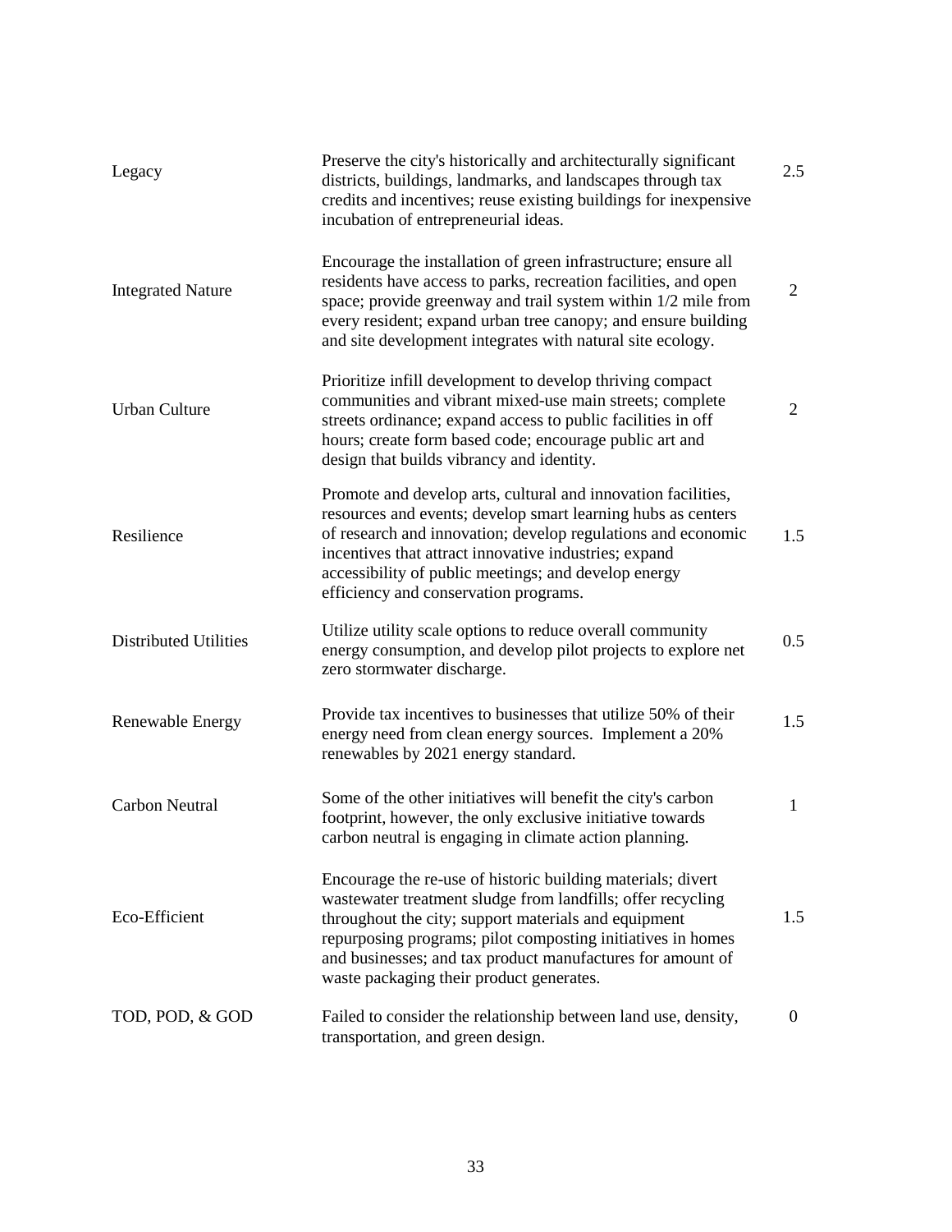| | | |
|---|---|---|
| Legacy | Preserve the city's historically and architecturally significant districts, buildings, landmarks, and landscapes through tax credits and incentives; reuse existing buildings for inexpensive incubation of entrepreneurial ideas. | 2.5 |
| Integrated Nature | Encourage the installation of green infrastructure; ensure all residents have access to parks, recreation facilities, and open space; provide greenway and trail system within 1/2 mile from every resident; expand urban tree canopy; and ensure building and site development integrates with natural site ecology. | 2 |
| Urban Culture | Prioritize infill development to develop thriving compact communities and vibrant mixed-use main streets; complete streets ordinance; expand access to public facilities in off hours; create form based code; encourage public art and design that builds vibrancy and identity. | 2 |
| Resilience | Promote and develop arts, cultural and innovation facilities, resources and events; develop smart learning hubs as centers of research and innovation; develop regulations and economic incentives that attract innovative industries; expand accessibility of public meetings; and develop energy efficiency and conservation programs. | 1.5 |
| Distributed Utilities | Utilize utility scale options to reduce overall community energy consumption, and develop pilot projects to explore net zero stormwater discharge. | 0.5 |
| Renewable Energy | Provide tax incentives to businesses that utilize 50% of their energy need from clean energy sources. Implement a 20% renewables by 2021 energy standard. | 1.5 |
| Carbon Neutral | Some of the other initiatives will benefit the city's carbon footprint, however, the only exclusive initiative towards carbon neutral is engaging in climate action planning. | 1 |
| Eco-Efficient | Encourage the re-use of historic building materials; divert wastewater treatment sludge from landfills; offer recycling throughout the city; support materials and equipment repurposing programs; pilot composting initiatives in homes and businesses; and tax product manufactures for amount of waste packaging their product generates. | 1.5 |
| TOD, POD, & GOD | Failed to consider the relationship between land use, density, transportation, and green design. | 0 |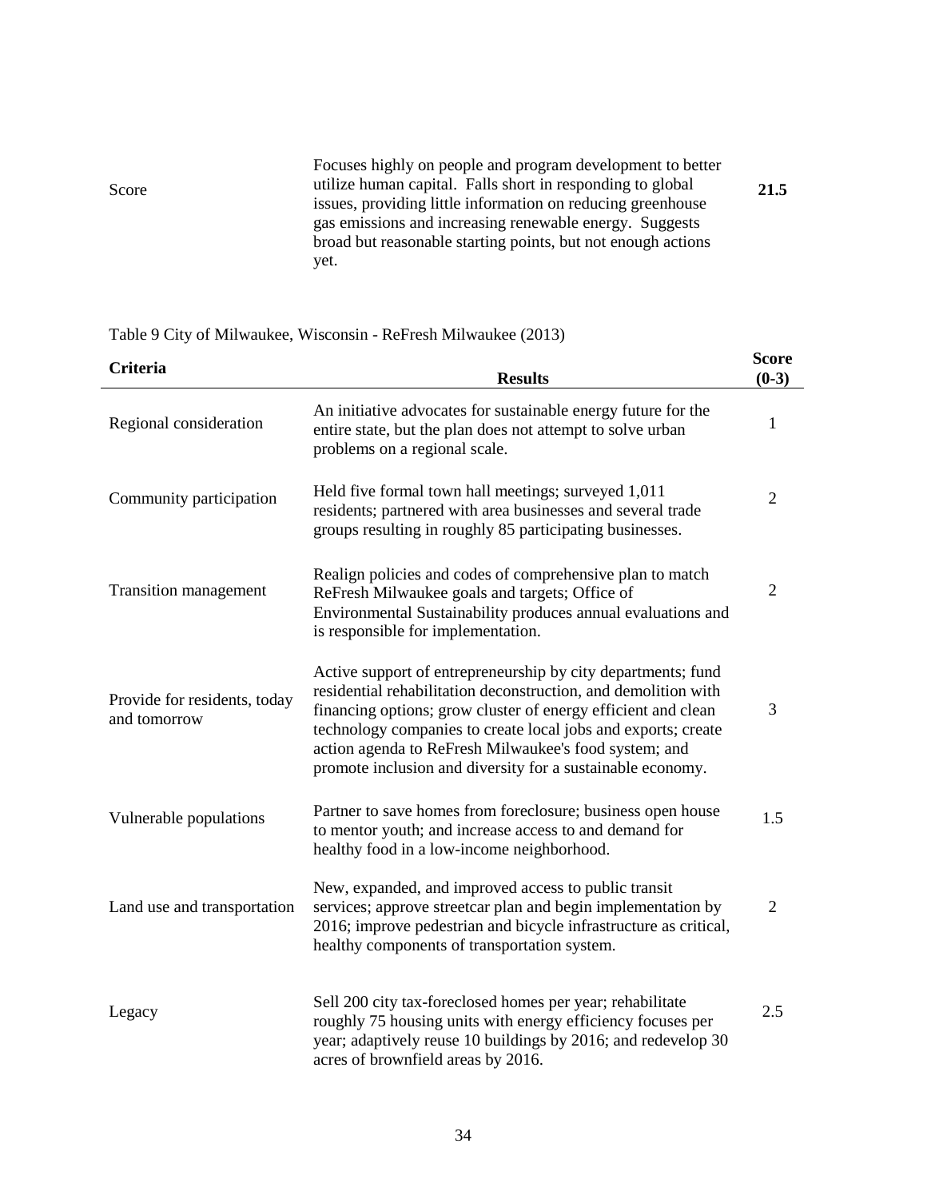| | | |
|---|---|---|
| Score | Focuses highly on people and program development to better utilize human capital. Falls short in responding to global issues, providing little information on reducing greenhouse gas emissions and increasing renewable energy. Suggests broad but reasonable starting points, but not enough actions yet. | **21.5** |

Table 9 City of Milwaukee, Wisconsin - ReFresh Milwaukee (2013)

| **Criteria** | **Results** | **Score (0-3)** |
|---|---|---|
| Regional consideration | An initiative advocates for sustainable energy future for the entire state, but the plan does not attempt to solve urban problems on a regional scale. | 1 |
| Community participation | Held five formal town hall meetings; surveyed 1,011 residents; partnered with area businesses and several trade groups resulting in roughly 85 participating businesses. | 2 |
| Transition management | Realign policies and codes of comprehensive plan to match ReFresh Milwaukee goals and targets; Office of Environmental Sustainability produces annual evaluations and is responsible for implementation. | 2 |
| Provide for residents, today and tomorrow | Active support of entrepreneurship by city departments; fund residential rehabilitation deconstruction, and demolition with financing options; grow cluster of energy efficient and clean technology companies to create local jobs and exports; create action agenda to ReFresh Milwaukee's food system; and promote inclusion and diversity for a sustainable economy. | 3 |
| Vulnerable populations | Partner to save homes from foreclosure; business open house to mentor youth; and increase access to and demand for healthy food in a low-income neighborhood. | 1.5 |
| Land use and transportation | New, expanded, and improved access to public transit services; approve streetcar plan and begin implementation by 2016; improve pedestrian and bicycle infrastructure as critical, healthy components of transportation system. | 2 |
| Legacy | Sell 200 city tax-foreclosed homes per year; rehabilitate roughly 75 housing units with energy efficiency focuses per year; adaptively reuse 10 buildings by 2016; and redevelop 30 acres of brownfield areas by 2016. | 2.5 |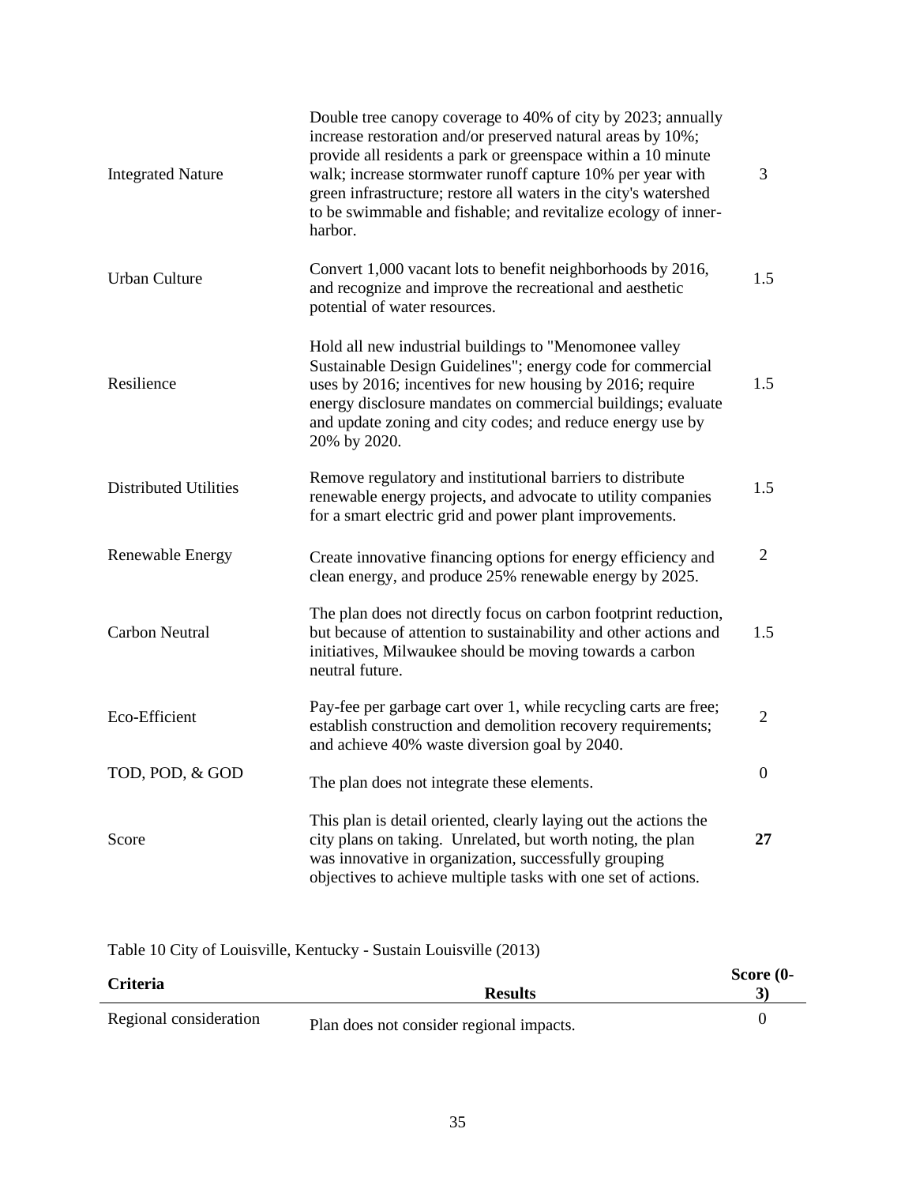| | | |
|---|---|---|
| Integrated Nature | Double tree canopy coverage to 40% of city by 2023; annually increase restoration and/or preserved natural areas by 10%; provide all residents a park or greenspace within a 10 minute walk; increase stormwater runoff capture 10% per year with green infrastructure; restore all waters in the city's watershed to be swimmable and fishable; and revitalize ecology of inner-harbor. | 3 |
| Urban Culture | Convert 1,000 vacant lots to benefit neighborhoods by 2016, and recognize and improve the recreational and aesthetic potential of water resources. | 1.5 |
| Resilience | Hold all new industrial buildings to "Menomonee valley Sustainable Design Guidelines"; energy code for commercial uses by 2016; incentives for new housing by 2016; require energy disclosure mandates on commercial buildings; evaluate and update zoning and city codes; and reduce energy use by 20% by 2020. | 1.5 |
| Distributed Utilities | Remove regulatory and institutional barriers to distribute renewable energy projects, and advocate to utility companies for a smart electric grid and power plant improvements. | 1.5 |
| Renewable Energy | Create innovative financing options for energy efficiency and clean energy, and produce 25% renewable energy by 2025. | 2 |
| Carbon Neutral | The plan does not directly focus on carbon footprint reduction, but because of attention to sustainability and other actions and initiatives, Milwaukee should be moving towards a carbon neutral future. | 1.5 |
| Eco-Efficient | Pay-fee per garbage cart over 1, while recycling carts are free; establish construction and demolition recovery requirements; and achieve 40% waste diversion goal by 2040. | 2 |
| TOD, POD, & GOD | The plan does not integrate these elements. | 0 |
| Score | This plan is detail oriented, clearly laying out the actions the city plans on taking. Unrelated, but worth noting, the plan was innovative in organization, successfully grouping objectives to achieve multiple tasks with one set of actions. | **27** |

Table 10 City of Louisville, Kentucky - Sustain Louisville (2013)

| **Criteria** | **Results** | **Score (0-3)** |
|---|---|---|
| Regional consideration | Plan does not consider regional impacts. | 0 |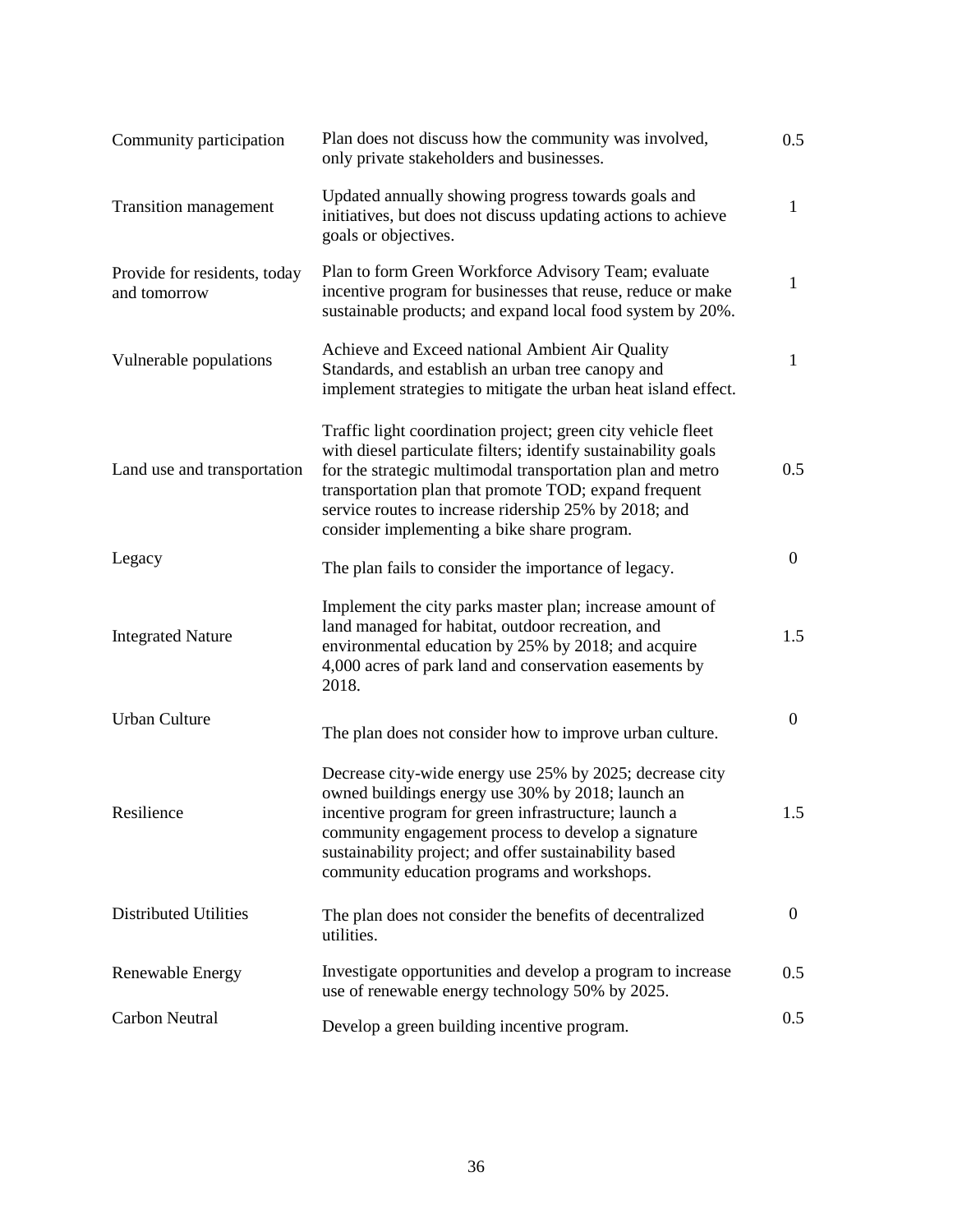| | | |
|---|---|---|
| Community participation | Plan does not discuss how the community was involved, only private stakeholders and businesses. | 0.5 |
| Transition management | Updated annually showing progress towards goals and initiatives, but does not discuss updating actions to achieve goals or objectives. | 1 |
| Provide for residents, today and tomorrow | Plan to form Green Workforce Advisory Team; evaluate incentive program for businesses that reuse, reduce or make sustainable products; and expand local food system by 20%. | 1 |
| Vulnerable populations | Achieve and Exceed national Ambient Air Quality Standards, and establish an urban tree canopy and implement strategies to mitigate the urban heat island effect. | 1 |
| Land use and transportation | Traffic light coordination project; green city vehicle fleet with diesel particulate filters; identify sustainability goals for the strategic multimodal transportation plan and metro transportation plan that promote TOD; expand frequent service routes to increase ridership 25% by 2018; and consider implementing a bike share program. | 0.5 |
| Legacy | The plan fails to consider the importance of legacy. | 0 |
| Integrated Nature | Implement the city parks master plan; increase amount of land managed for habitat, outdoor recreation, and environmental education by 25% by 2018; and acquire 4,000 acres of park land and conservation easements by 2018. | 1.5 |
| Urban Culture | The plan does not consider how to improve urban culture. | 0 |
| Resilience | Decrease city-wide energy use 25% by 2025; decrease city owned buildings energy use 30% by 2018; launch an incentive program for green infrastructure; launch a community engagement process to develop a signature sustainability project; and offer sustainability based community education programs and workshops. | 1.5 |
| Distributed Utilities | The plan does not consider the benefits of decentralized utilities. | 0 |
| Renewable Energy | Investigate opportunities and develop a program to increase use of renewable energy technology 50% by 2025. | 0.5 |
| Carbon Neutral | Develop a green building incentive program. | 0.5 |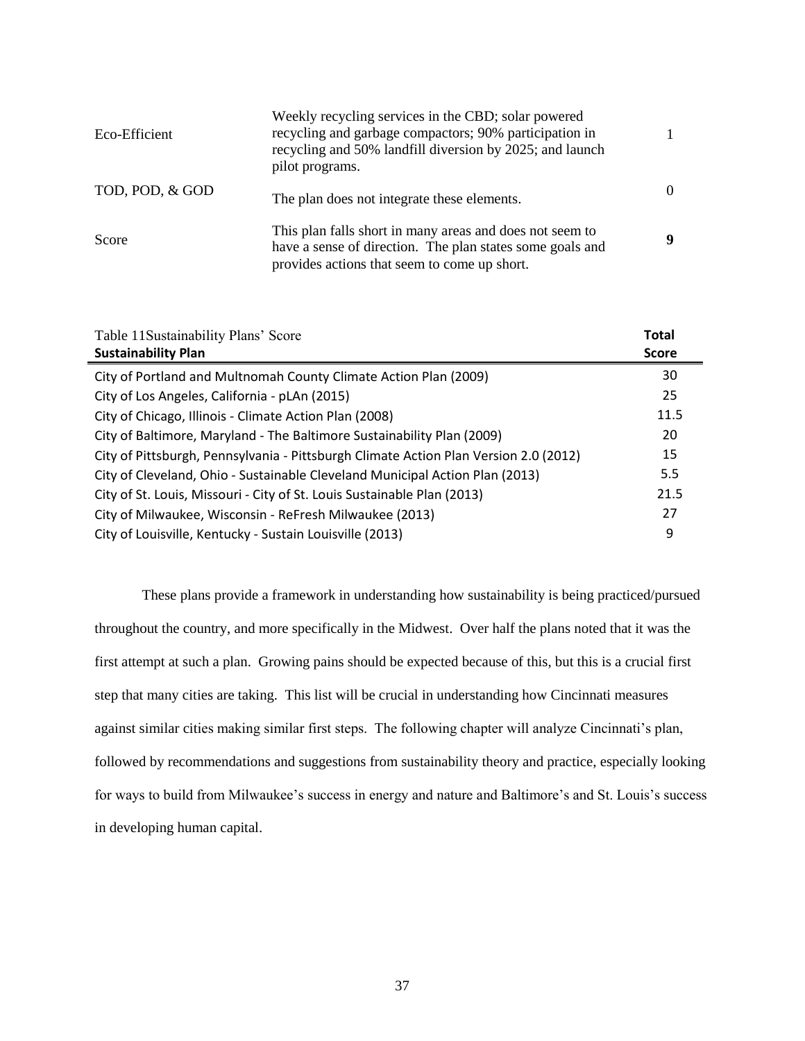| | | |
|---|---|---|
| Eco-Efficient | Weekly recycling services in the CBD; solar powered recycling and garbage compactors; 90% participation in recycling and 50% landfill diversion by 2025; and launch pilot programs. | 1 |
| TOD, POD, & GOD | The plan does not integrate these elements. | 0 |
| Score | This plan falls short in many areas and does not seem to have a sense of direction. The plan states some goals and provides actions that seem to come up short. | **9** |

Table 11Sustainability Plans' Score

| **Sustainability Plan** | **Total Score** |
|---|---|
| City of Portland and Multnomah County Climate Action Plan (2009) | 30 |
| City of Los Angeles, California - pLAn (2015) | 25 |
| City of Chicago, Illinois - Climate Action Plan (2008) | 11.5 |
| City of Baltimore, Maryland - The Baltimore Sustainability Plan (2009) | 20 |
| City of Pittsburgh, Pennsylvania - Pittsburgh Climate Action Plan Version 2.0 (2012) | 15 |
| City of Cleveland, Ohio - Sustainable Cleveland Municipal Action Plan (2013) | 5.5 |
| City of St. Louis, Missouri - City of St. Louis Sustainable Plan (2013) | 21.5 |
| City of Milwaukee, Wisconsin - ReFresh Milwaukee (2013) | 27 |
| City of Louisville, Kentucky - Sustain Louisville (2013) | 9 |

These plans provide a framework in understanding how sustainability is being practiced/pursued throughout the country, and more specifically in the Midwest. Over half the plans noted that it was the first attempt at such a plan. Growing pains should be expected because of this, but this is a crucial first step that many cities are taking. This list will be crucial in understanding how Cincinnati measures against similar cities making similar first steps. The following chapter will analyze Cincinnati's plan, followed by recommendations and suggestions from sustainability theory and practice, especially looking for ways to build from Milwaukee's success in energy and nature and Baltimore's and St. Louis's success in developing human capital.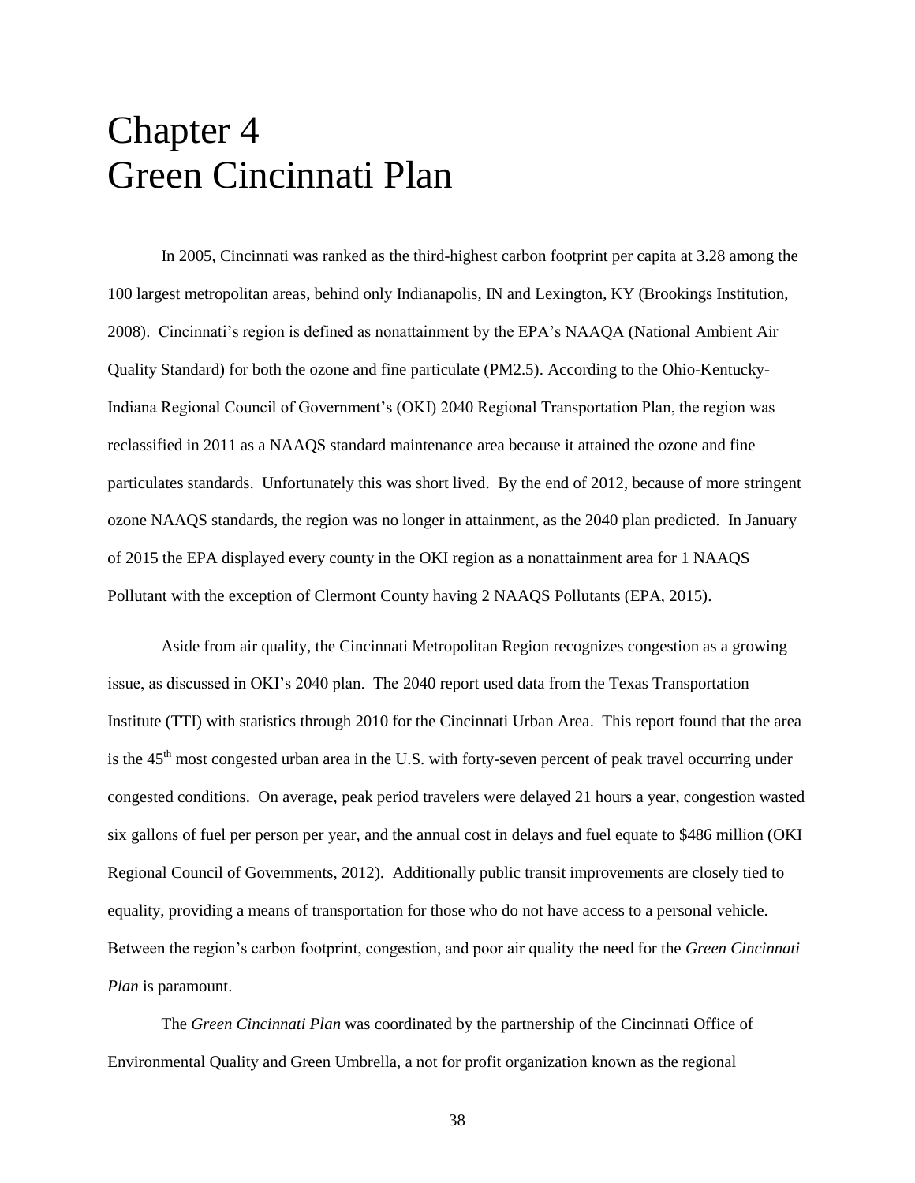# Chapter 4
# Green Cincinnati Plan

In 2005, Cincinnati was ranked as the third-highest carbon footprint per capita at 3.28 among the 100 largest metropolitan areas, behind only Indianapolis, IN and Lexington, KY (Brookings Institution, 2008). Cincinnati's region is defined as nonattainment by the EPA's NAAQA (National Ambient Air Quality Standard) for both the ozone and fine particulate (PM2.5). According to the Ohio-Kentucky-Indiana Regional Council of Government's (OKI) 2040 Regional Transportation Plan, the region was reclassified in 2011 as a NAAQS standard maintenance area because it attained the ozone and fine particulates standards. Unfortunately this was short lived. By the end of 2012, because of more stringent ozone NAAQS standards, the region was no longer in attainment, as the 2040 plan predicted. In January of 2015 the EPA displayed every county in the OKI region as a nonattainment area for 1 NAAQS Pollutant with the exception of Clermont County having 2 NAAQS Pollutants (EPA, 2015).

Aside from air quality, the Cincinnati Metropolitan Region recognizes congestion as a growing issue, as discussed in OKI's 2040 plan. The 2040 report used data from the Texas Transportation Institute (TTI) with statistics through 2010 for the Cincinnati Urban Area. This report found that the area is the 45th most congested urban area in the U.S. with forty-seven percent of peak travel occurring under congested conditions. On average, peak period travelers were delayed 21 hours a year, congestion wasted six gallons of fuel per person per year, and the annual cost in delays and fuel equate to $486 million (OKI Regional Council of Governments, 2012). Additionally public transit improvements are closely tied to equality, providing a means of transportation for those who do not have access to a personal vehicle. Between the region's carbon footprint, congestion, and poor air quality the need for the *Green Cincinnati Plan* is paramount.

The *Green Cincinnati Plan* was coordinated by the partnership of the Cincinnati Office of Environmental Quality and Green Umbrella, a not for profit organization known as the regional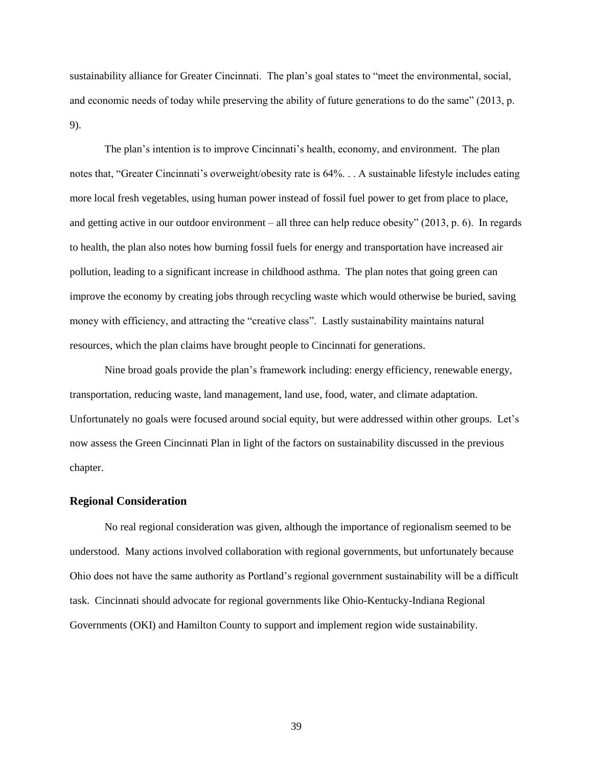sustainability alliance for Greater Cincinnati. The plan's goal states to "meet the environmental, social, and economic needs of today while preserving the ability of future generations to do the same" (2013, p. 9).

The plan's intention is to improve Cincinnati's health, economy, and environment. The plan notes that, "Greater Cincinnati's overweight/obesity rate is 64%. . . A sustainable lifestyle includes eating more local fresh vegetables, using human power instead of fossil fuel power to get from place to place, and getting active in our outdoor environment – all three can help reduce obesity" (2013, p. 6). In regards to health, the plan also notes how burning fossil fuels for energy and transportation have increased air pollution, leading to a significant increase in childhood asthma. The plan notes that going green can improve the economy by creating jobs through recycling waste which would otherwise be buried, saving money with efficiency, and attracting the "creative class". Lastly sustainability maintains natural resources, which the plan claims have brought people to Cincinnati for generations.

Nine broad goals provide the plan's framework including: energy efficiency, renewable energy, transportation, reducing waste, land management, land use, food, water, and climate adaptation. Unfortunately no goals were focused around social equity, but were addressed within other groups. Let's now assess the Green Cincinnati Plan in light of the factors on sustainability discussed in the previous chapter.

### Regional Consideration

No real regional consideration was given, although the importance of regionalism seemed to be understood. Many actions involved collaboration with regional governments, but unfortunately because Ohio does not have the same authority as Portland's regional government sustainability will be a difficult task. Cincinnati should advocate for regional governments like Ohio-Kentucky-Indiana Regional Governments (OKI) and Hamilton County to support and implement region wide sustainability.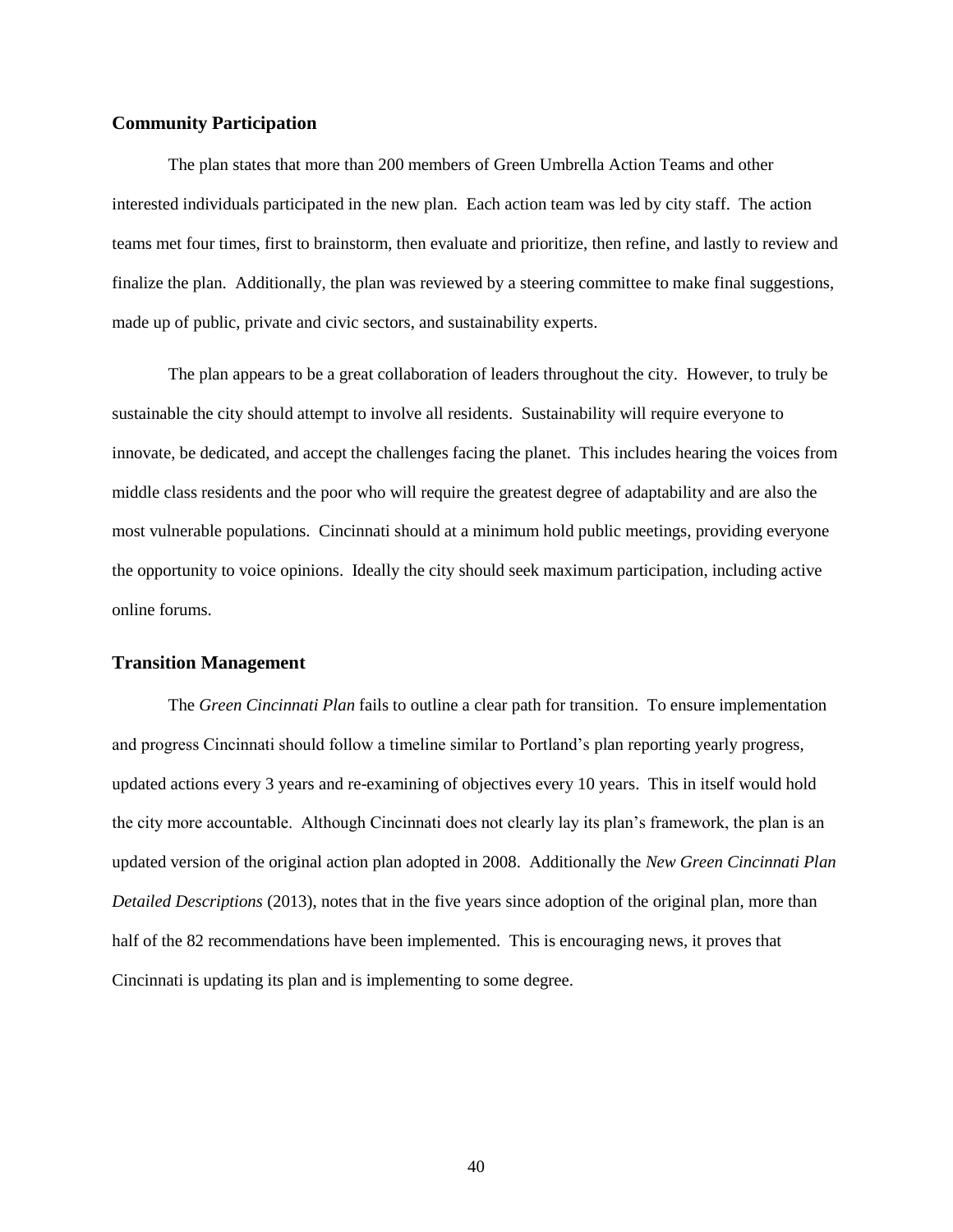### Community Participation

The plan states that more than 200 members of Green Umbrella Action Teams and other interested individuals participated in the new plan. Each action team was led by city staff. The action teams met four times, first to brainstorm, then evaluate and prioritize, then refine, and lastly to review and finalize the plan. Additionally, the plan was reviewed by a steering committee to make final suggestions, made up of public, private and civic sectors, and sustainability experts.

The plan appears to be a great collaboration of leaders throughout the city. However, to truly be sustainable the city should attempt to involve all residents. Sustainability will require everyone to innovate, be dedicated, and accept the challenges facing the planet. This includes hearing the voices from middle class residents and the poor who will require the greatest degree of adaptability and are also the most vulnerable populations. Cincinnati should at a minimum hold public meetings, providing everyone the opportunity to voice opinions. Ideally the city should seek maximum participation, including active online forums.

### Transition Management

The *Green Cincinnati Plan* fails to outline a clear path for transition. To ensure implementation and progress Cincinnati should follow a timeline similar to Portland's plan reporting yearly progress, updated actions every 3 years and re-examining of objectives every 10 years. This in itself would hold the city more accountable. Although Cincinnati does not clearly lay its plan's framework, the plan is an updated version of the original action plan adopted in 2008. Additionally the *New Green Cincinnati Plan Detailed Descriptions* (2013), notes that in the five years since adoption of the original plan, more than half of the 82 recommendations have been implemented. This is encouraging news, it proves that Cincinnati is updating its plan and is implementing to some degree.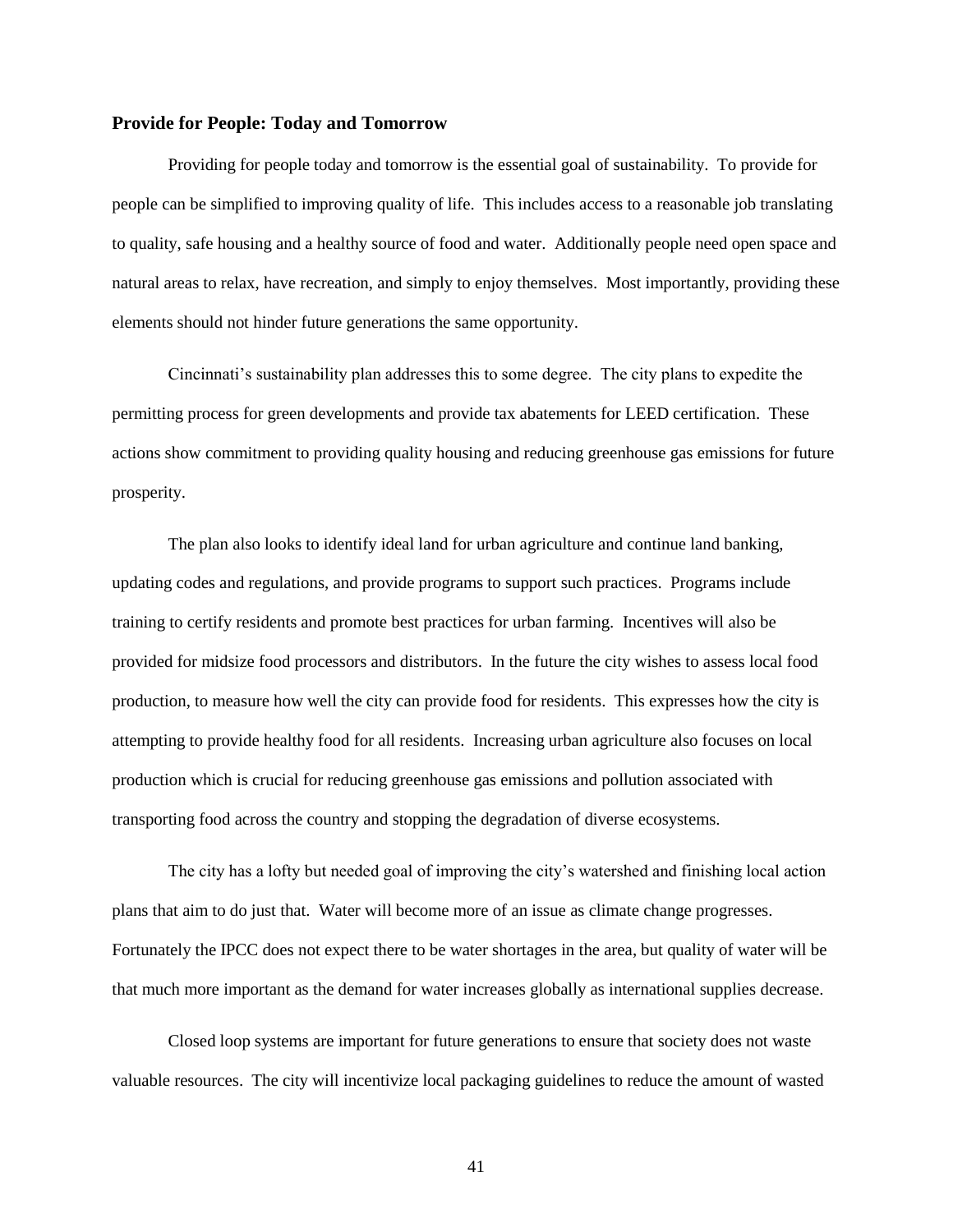## Provide for People: Today and Tomorrow

Providing for people today and tomorrow is the essential goal of sustainability. To provide for people can be simplified to improving quality of life. This includes access to a reasonable job translating to quality, safe housing and a healthy source of food and water. Additionally people need open space and natural areas to relax, have recreation, and simply to enjoy themselves. Most importantly, providing these elements should not hinder future generations the same opportunity.

Cincinnati's sustainability plan addresses this to some degree. The city plans to expedite the permitting process for green developments and provide tax abatements for LEED certification. These actions show commitment to providing quality housing and reducing greenhouse gas emissions for future prosperity.

The plan also looks to identify ideal land for urban agriculture and continue land banking, updating codes and regulations, and provide programs to support such practices. Programs include training to certify residents and promote best practices for urban farming. Incentives will also be provided for midsize food processors and distributors. In the future the city wishes to assess local food production, to measure how well the city can provide food for residents. This expresses how the city is attempting to provide healthy food for all residents. Increasing urban agriculture also focuses on local production which is crucial for reducing greenhouse gas emissions and pollution associated with transporting food across the country and stopping the degradation of diverse ecosystems.

The city has a lofty but needed goal of improving the city's watershed and finishing local action plans that aim to do just that. Water will become more of an issue as climate change progresses. Fortunately the IPCC does not expect there to be water shortages in the area, but quality of water will be that much more important as the demand for water increases globally as international supplies decrease.

Closed loop systems are important for future generations to ensure that society does not waste valuable resources. The city will incentivize local packaging guidelines to reduce the amount of wasted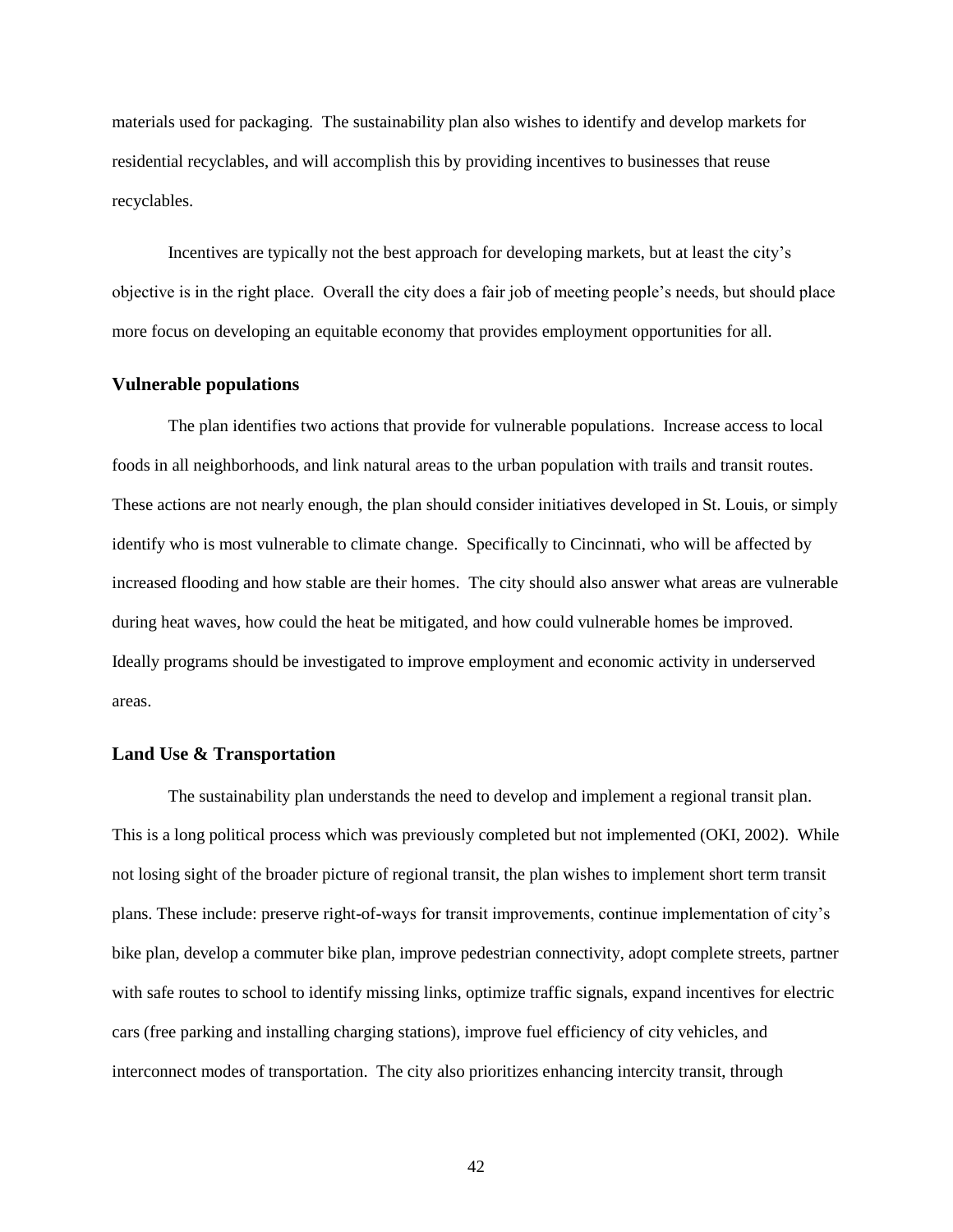materials used for packaging. The sustainability plan also wishes to identify and develop markets for residential recyclables, and will accomplish this by providing incentives to businesses that reuse recyclables.

Incentives are typically not the best approach for developing markets, but at least the city's objective is in the right place. Overall the city does a fair job of meeting people's needs, but should place more focus on developing an equitable economy that provides employment opportunities for all.

### Vulnerable populations

The plan identifies two actions that provide for vulnerable populations. Increase access to local foods in all neighborhoods, and link natural areas to the urban population with trails and transit routes. These actions are not nearly enough, the plan should consider initiatives developed in St. Louis, or simply identify who is most vulnerable to climate change. Specifically to Cincinnati, who will be affected by increased flooding and how stable are their homes. The city should also answer what areas are vulnerable during heat waves, how could the heat be mitigated, and how could vulnerable homes be improved. Ideally programs should be investigated to improve employment and economic activity in underserved areas.

### Land Use & Transportation

The sustainability plan understands the need to develop and implement a regional transit plan. This is a long political process which was previously completed but not implemented (OKI, 2002). While not losing sight of the broader picture of regional transit, the plan wishes to implement short term transit plans. These include: preserve right-of-ways for transit improvements, continue implementation of city's bike plan, develop a commuter bike plan, improve pedestrian connectivity, adopt complete streets, partner with safe routes to school to identify missing links, optimize traffic signals, expand incentives for electric cars (free parking and installing charging stations), improve fuel efficiency of city vehicles, and interconnect modes of transportation. The city also prioritizes enhancing intercity transit, through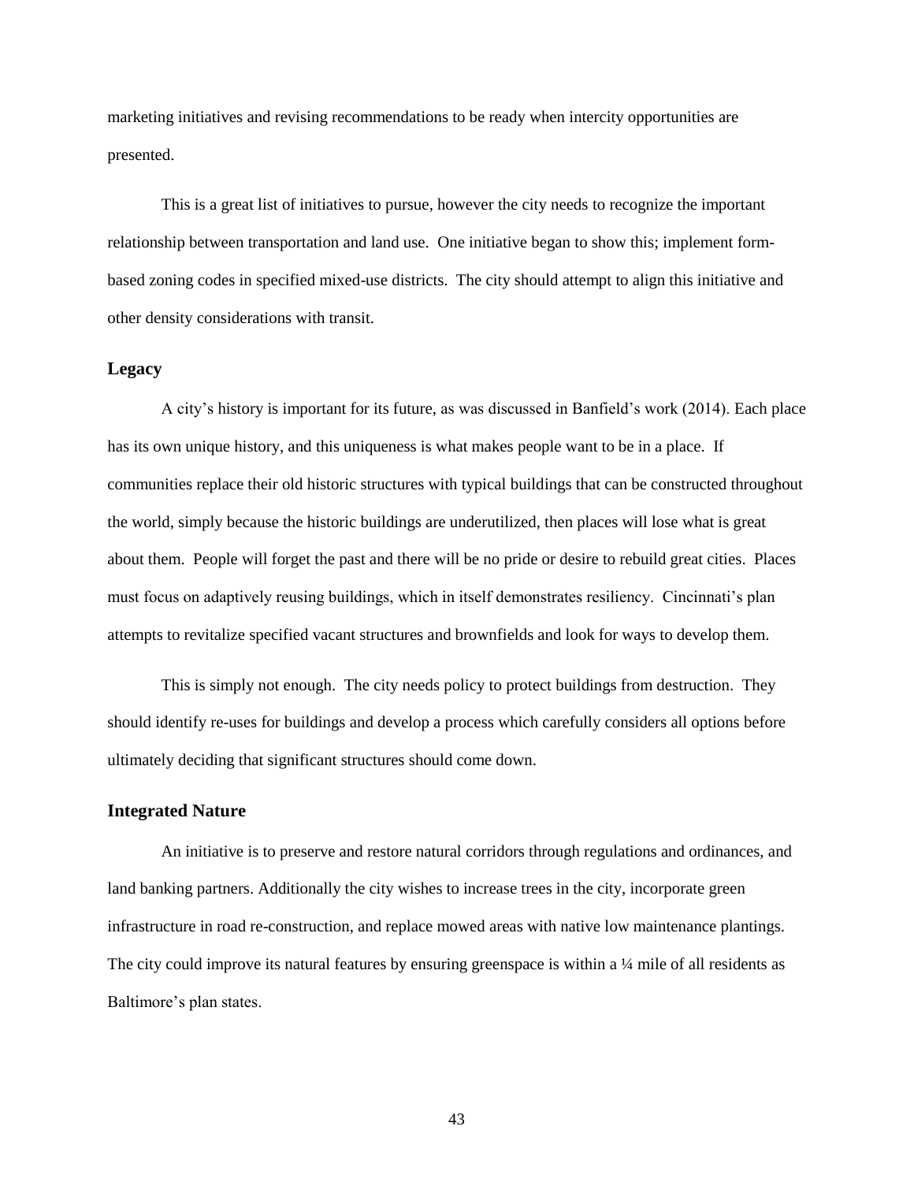marketing initiatives and revising recommendations to be ready when intercity opportunities are presented.

This is a great list of initiatives to pursue, however the city needs to recognize the important relationship between transportation and land use. One initiative began to show this; implement form-based zoning codes in specified mixed-use districts. The city should attempt to align this initiative and other density considerations with transit.

### Legacy

A city's history is important for its future, as was discussed in Banfield's work (2014). Each place has its own unique history, and this uniqueness is what makes people want to be in a place. If communities replace their old historic structures with typical buildings that can be constructed throughout the world, simply because the historic buildings are underutilized, then places will lose what is great about them. People will forget the past and there will be no pride or desire to rebuild great cities. Places must focus on adaptively reusing buildings, which in itself demonstrates resiliency. Cincinnati's plan attempts to revitalize specified vacant structures and brownfields and look for ways to develop them.

This is simply not enough. The city needs policy to protect buildings from destruction. They should identify re-uses for buildings and develop a process which carefully considers all options before ultimately deciding that significant structures should come down.

### Integrated Nature

An initiative is to preserve and restore natural corridors through regulations and ordinances, and land banking partners. Additionally the city wishes to increase trees in the city, incorporate green infrastructure in road re-construction, and replace mowed areas with native low maintenance plantings. The city could improve its natural features by ensuring greenspace is within a ¼ mile of all residents as Baltimore's plan states.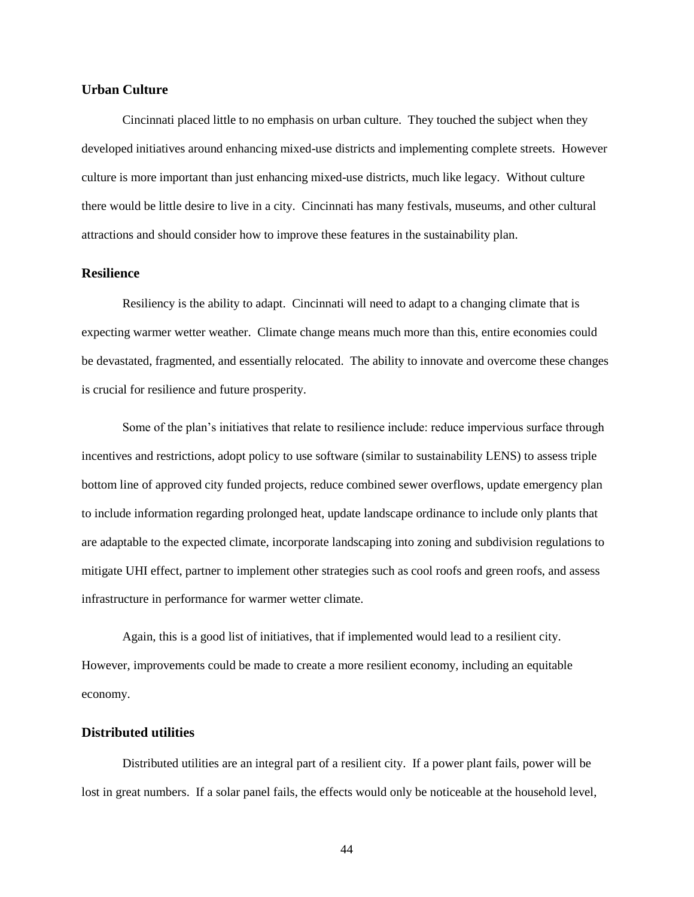### Urban Culture

Cincinnati placed little to no emphasis on urban culture. They touched the subject when they developed initiatives around enhancing mixed-use districts and implementing complete streets. However culture is more important than just enhancing mixed-use districts, much like legacy. Without culture there would be little desire to live in a city. Cincinnati has many festivals, museums, and other cultural attractions and should consider how to improve these features in the sustainability plan.

### Resilience

Resiliency is the ability to adapt. Cincinnati will need to adapt to a changing climate that is expecting warmer wetter weather. Climate change means much more than this, entire economies could be devastated, fragmented, and essentially relocated. The ability to innovate and overcome these changes is crucial for resilience and future prosperity.

Some of the plan's initiatives that relate to resilience include: reduce impervious surface through incentives and restrictions, adopt policy to use software (similar to sustainability LENS) to assess triple bottom line of approved city funded projects, reduce combined sewer overflows, update emergency plan to include information regarding prolonged heat, update landscape ordinance to include only plants that are adaptable to the expected climate, incorporate landscaping into zoning and subdivision regulations to mitigate UHI effect, partner to implement other strategies such as cool roofs and green roofs, and assess infrastructure in performance for warmer wetter climate.

Again, this is a good list of initiatives, that if implemented would lead to a resilient city. However, improvements could be made to create a more resilient economy, including an equitable economy.

### Distributed utilities

Distributed utilities are an integral part of a resilient city. If a power plant fails, power will be lost in great numbers. If a solar panel fails, the effects would only be noticeable at the household level,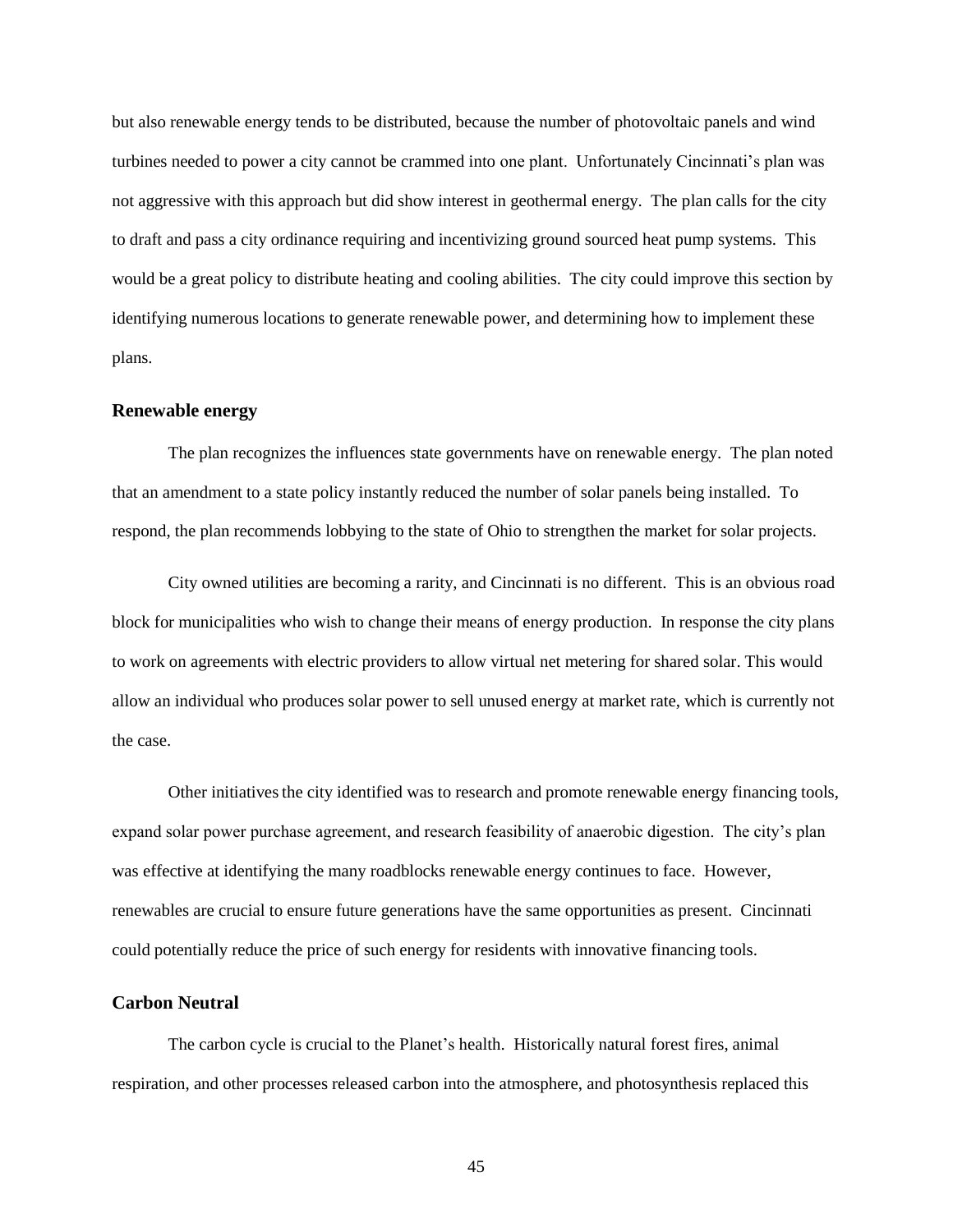but also renewable energy tends to be distributed, because the number of photovoltaic panels and wind turbines needed to power a city cannot be crammed into one plant. Unfortunately Cincinnati's plan was not aggressive with this approach but did show interest in geothermal energy. The plan calls for the city to draft and pass a city ordinance requiring and incentivizing ground sourced heat pump systems. This would be a great policy to distribute heating and cooling abilities. The city could improve this section by identifying numerous locations to generate renewable power, and determining how to implement these plans.

### Renewable energy

The plan recognizes the influences state governments have on renewable energy. The plan noted that an amendment to a state policy instantly reduced the number of solar panels being installed. To respond, the plan recommends lobbying to the state of Ohio to strengthen the market for solar projects.

City owned utilities are becoming a rarity, and Cincinnati is no different. This is an obvious road block for municipalities who wish to change their means of energy production. In response the city plans to work on agreements with electric providers to allow virtual net metering for shared solar. This would allow an individual who produces solar power to sell unused energy at market rate, which is currently not the case.

Other initiatives the city identified was to research and promote renewable energy financing tools, expand solar power purchase agreement, and research feasibility of anaerobic digestion. The city's plan was effective at identifying the many roadblocks renewable energy continues to face. However, renewables are crucial to ensure future generations have the same opportunities as present. Cincinnati could potentially reduce the price of such energy for residents with innovative financing tools.

### Carbon Neutral

The carbon cycle is crucial to the Planet's health. Historically natural forest fires, animal respiration, and other processes released carbon into the atmosphere, and photosynthesis replaced this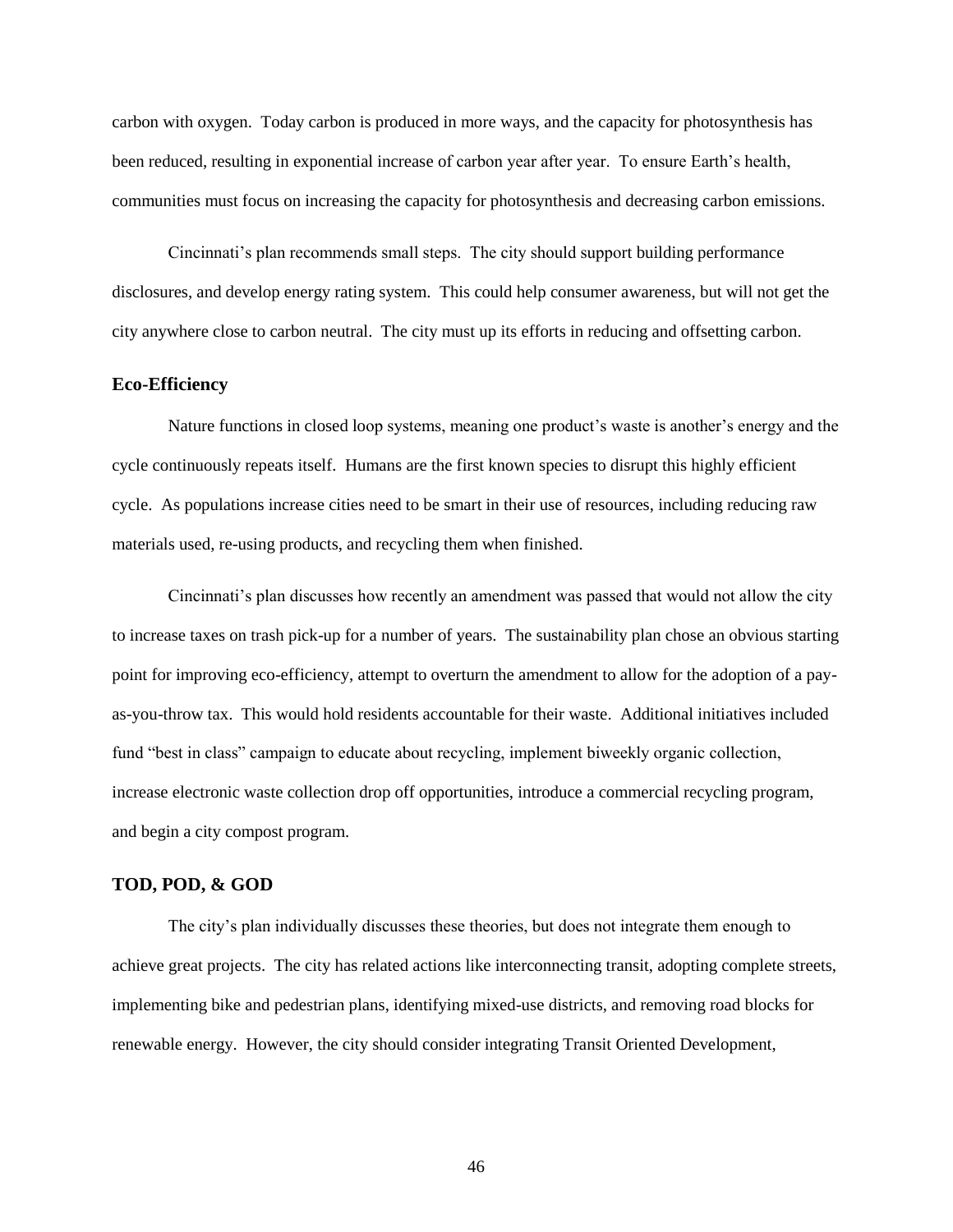carbon with oxygen. Today carbon is produced in more ways, and the capacity for photosynthesis has been reduced, resulting in exponential increase of carbon year after year. To ensure Earth's health, communities must focus on increasing the capacity for photosynthesis and decreasing carbon emissions.

Cincinnati's plan recommends small steps. The city should support building performance disclosures, and develop energy rating system. This could help consumer awareness, but will not get the city anywhere close to carbon neutral. The city must up its efforts in reducing and offsetting carbon.

### Eco-Efficiency

Nature functions in closed loop systems, meaning one product's waste is another's energy and the cycle continuously repeats itself. Humans are the first known species to disrupt this highly efficient cycle. As populations increase cities need to be smart in their use of resources, including reducing raw materials used, re-using products, and recycling them when finished.

Cincinnati's plan discusses how recently an amendment was passed that would not allow the city to increase taxes on trash pick-up for a number of years. The sustainability plan chose an obvious starting point for improving eco-efficiency, attempt to overturn the amendment to allow for the adoption of a pay-as-you-throw tax. This would hold residents accountable for their waste. Additional initiatives included fund "best in class" campaign to educate about recycling, implement biweekly organic collection, increase electronic waste collection drop off opportunities, introduce a commercial recycling program, and begin a city compost program.

### TOD, POD, & GOD

The city's plan individually discusses these theories, but does not integrate them enough to achieve great projects. The city has related actions like interconnecting transit, adopting complete streets, implementing bike and pedestrian plans, identifying mixed-use districts, and removing road blocks for renewable energy. However, the city should consider integrating Transit Oriented Development,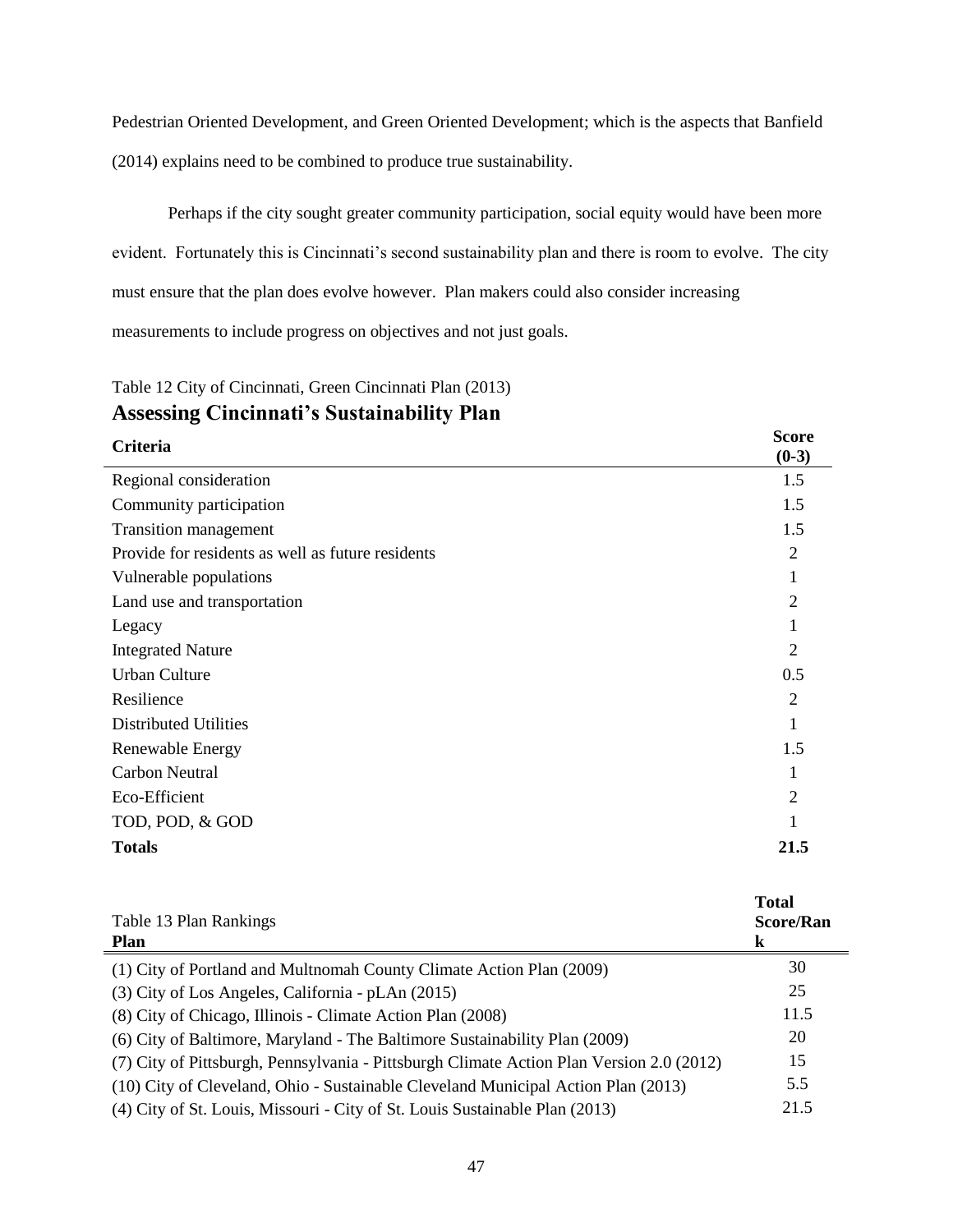Pedestrian Oriented Development, and Green Oriented Development; which is the aspects that Banfield (2014) explains need to be combined to produce true sustainability.

Perhaps if the city sought greater community participation, social equity would have been more evident. Fortunately this is Cincinnati's second sustainability plan and there is room to evolve. The city must ensure that the plan does evolve however. Plan makers could also consider increasing measurements to include progress on objectives and not just goals.

Table 12 City of Cincinnati, Green Cincinnati Plan (2013)

### Assessing Cincinnati's Sustainability Plan

| Criteria | Score (0-3) |
|---|---|
| Regional consideration | 1.5 |
| Community participation | 1.5 |
| Transition management | 1.5 |
| Provide for residents as well as future residents | 2 |
| Vulnerable populations | 1 |
| Land use and transportation | 2 |
| Legacy | 1 |
| Integrated Nature | 2 |
| Urban Culture | 0.5 |
| Resilience | 2 |
| Distributed Utilities | 1 |
| Renewable Energy | 1.5 |
| Carbon Neutral | 1 |
| Eco-Efficient | 2 |
| TOD, POD, & GOD | 1 |
| **Totals** | **21.5** |

Table 13 Plan Rankings

| Plan | Total Score/Rank |
|---|---|
| (1) City of Portland and Multnomah County Climate Action Plan (2009) | 30 |
| (3) City of Los Angeles, California - pLAn (2015) | 25 |
| (8) City of Chicago, Illinois - Climate Action Plan (2008) | 11.5 |
| (6) City of Baltimore, Maryland - The Baltimore Sustainability Plan (2009) | 20 |
| (7) City of Pittsburgh, Pennsylvania - Pittsburgh Climate Action Plan Version 2.0 (2012) | 15 |
| (10) City of Cleveland, Ohio - Sustainable Cleveland Municipal Action Plan (2013) | 5.5 |
| (4) City of St. Louis, Missouri - City of St. Louis Sustainable Plan (2013) | 21.5 |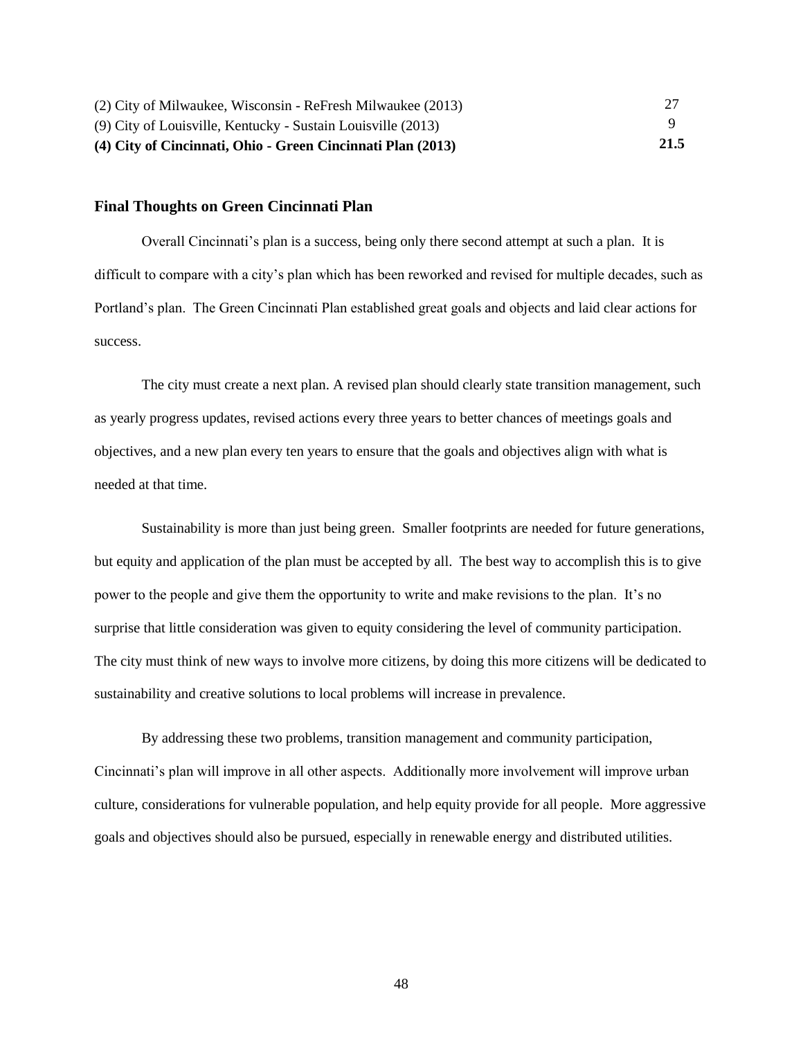| | |
|---|---|
| (2) City of Milwaukee, Wisconsin - ReFresh Milwaukee (2013) | 27 |
| (9) City of Louisville, Kentucky - Sustain Louisville (2013) | 9 |
| **(4) City of Cincinnati, Ohio - Green Cincinnati Plan (2013)** | **21.5** |

### Final Thoughts on Green Cincinnati Plan

Overall Cincinnati's plan is a success, being only there second attempt at such a plan. It is difficult to compare with a city's plan which has been reworked and revised for multiple decades, such as Portland's plan. The Green Cincinnati Plan established great goals and objects and laid clear actions for success.

The city must create a next plan. A revised plan should clearly state transition management, such as yearly progress updates, revised actions every three years to better chances of meetings goals and objectives, and a new plan every ten years to ensure that the goals and objectives align with what is needed at that time.

Sustainability is more than just being green. Smaller footprints are needed for future generations, but equity and application of the plan must be accepted by all. The best way to accomplish this is to give power to the people and give them the opportunity to write and make revisions to the plan. It's no surprise that little consideration was given to equity considering the level of community participation. The city must think of new ways to involve more citizens, by doing this more citizens will be dedicated to sustainability and creative solutions to local problems will increase in prevalence.

By addressing these two problems, transition management and community participation, Cincinnati's plan will improve in all other aspects. Additionally more involvement will improve urban culture, considerations for vulnerable population, and help equity provide for all people. More aggressive goals and objectives should also be pursued, especially in renewable energy and distributed utilities.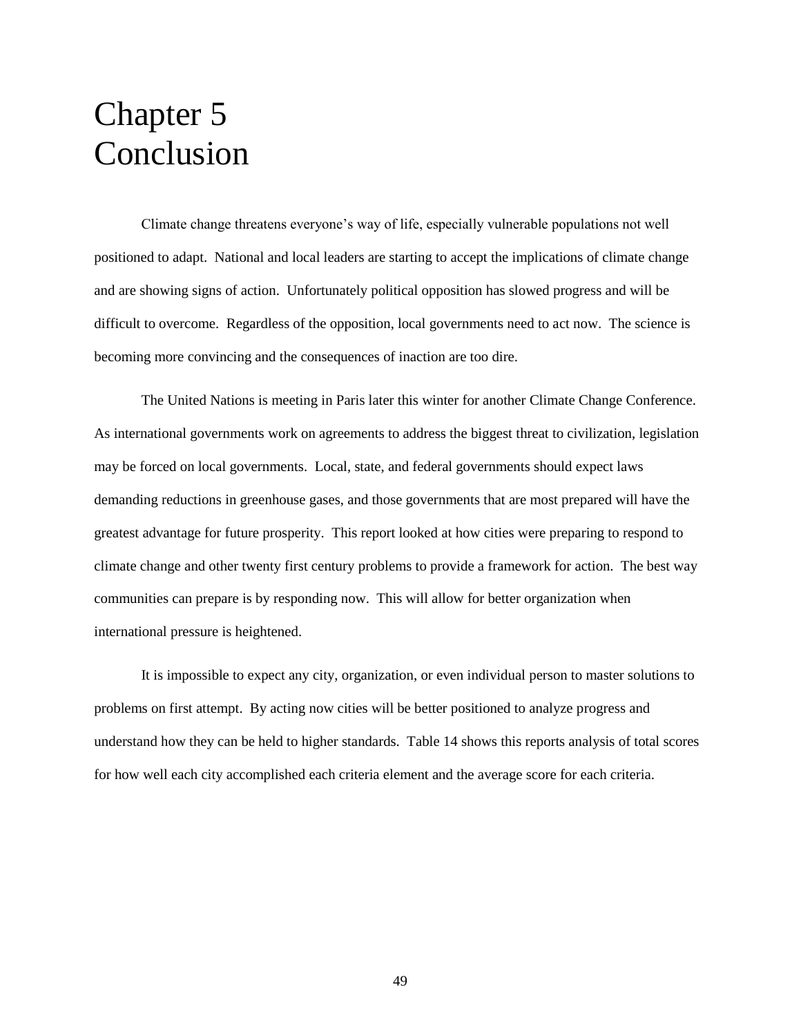# Chapter 5
# Conclusion

Climate change threatens everyone's way of life, especially vulnerable populations not well positioned to adapt. National and local leaders are starting to accept the implications of climate change and are showing signs of action. Unfortunately political opposition has slowed progress and will be difficult to overcome. Regardless of the opposition, local governments need to act now. The science is becoming more convincing and the consequences of inaction are too dire.

The United Nations is meeting in Paris later this winter for another Climate Change Conference. As international governments work on agreements to address the biggest threat to civilization, legislation may be forced on local governments. Local, state, and federal governments should expect laws demanding reductions in greenhouse gases, and those governments that are most prepared will have the greatest advantage for future prosperity. This report looked at how cities were preparing to respond to climate change and other twenty first century problems to provide a framework for action. The best way communities can prepare is by responding now. This will allow for better organization when international pressure is heightened.

It is impossible to expect any city, organization, or even individual person to master solutions to problems on first attempt. By acting now cities will be better positioned to analyze progress and understand how they can be held to higher standards. Table 14 shows this reports analysis of total scores for how well each city accomplished each criteria element and the average score for each criteria.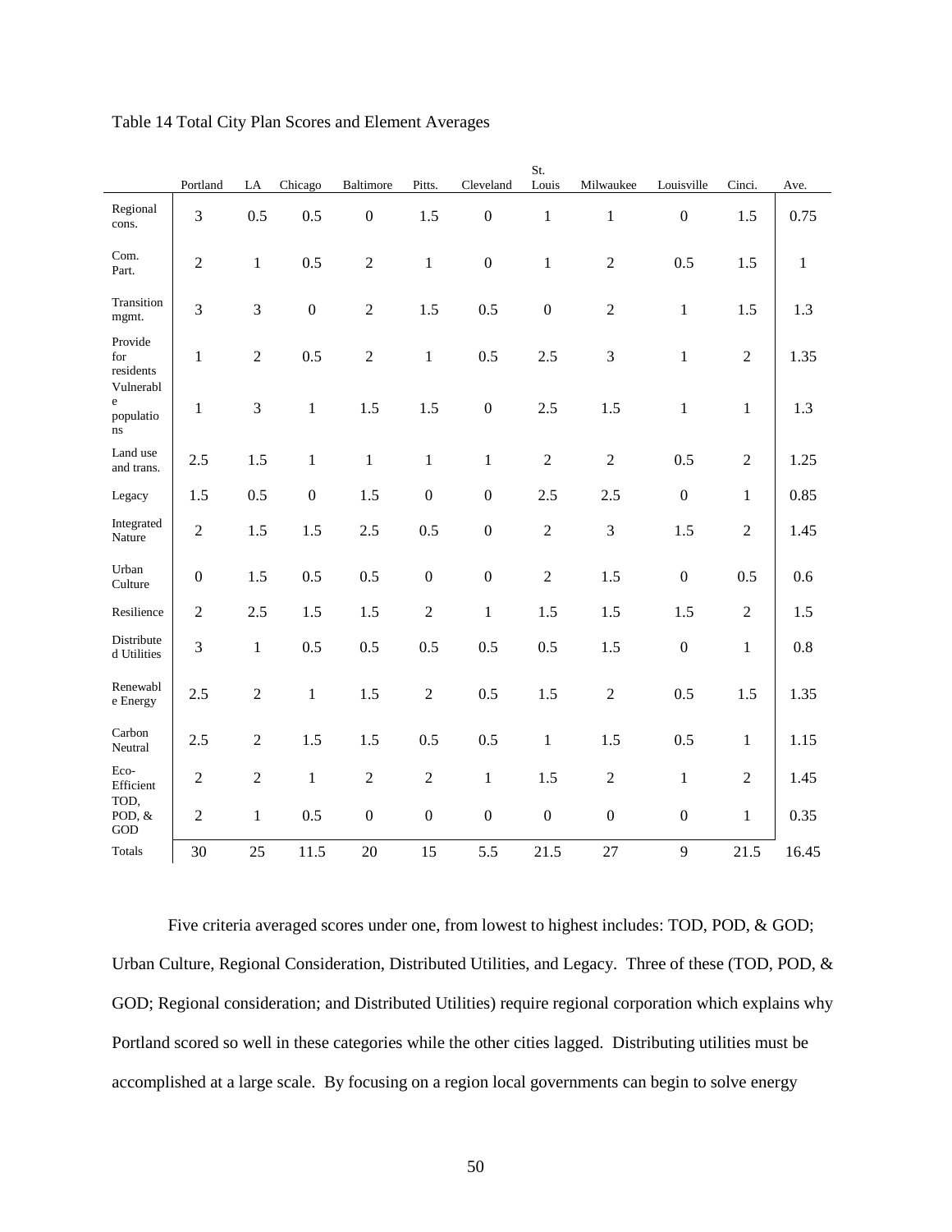Table 14 Total City Plan Scores and Element Averages

| | Portland | LA | Chicago | Baltimore | Pitts. | Cleveland | St. Louis | Milwaukee | Louisville | Cinci. | Ave. |
|---|---|---|---|---|---|---|---|---|---|---|---|
| Regional cons. | 3 | 0.5 | 0.5 | 0 | 1.5 | 0 | 1 | 1 | 0 | 1.5 | 0.75 |
| Com. Part. | 2 | 1 | 0.5 | 2 | 1 | 0 | 1 | 2 | 0.5 | 1.5 | 1 |
| Transition mgmt. | 3 | 3 | 0 | 2 | 1.5 | 0.5 | 0 | 2 | 1 | 1.5 | 1.3 |
| Provide for residents | 1 | 2 | 0.5 | 2 | 1 | 0.5 | 2.5 | 3 | 1 | 2 | 1.35 |
| Vulnerable populations | 1 | 3 | 1 | 1.5 | 1.5 | 0 | 2.5 | 1.5 | 1 | 1 | 1.3 |
| Land use and trans. | 2.5 | 1.5 | 1 | 1 | 1 | 1 | 2 | 2 | 0.5 | 2 | 1.25 |
| Legacy | 1.5 | 0.5 | 0 | 1.5 | 0 | 0 | 2.5 | 2.5 | 0 | 1 | 0.85 |
| Integrated Nature | 2 | 1.5 | 1.5 | 2.5 | 0.5 | 0 | 2 | 3 | 1.5 | 2 | 1.45 |
| Urban Culture | 0 | 1.5 | 0.5 | 0.5 | 0 | 0 | 2 | 1.5 | 0 | 0.5 | 0.6 |
| Resilience | 2 | 2.5 | 1.5 | 1.5 | 2 | 1 | 1.5 | 1.5 | 1.5 | 2 | 1.5 |
| Distributed Utilities | 3 | 1 | 0.5 | 0.5 | 0.5 | 0.5 | 0.5 | 1.5 | 0 | 1 | 0.8 |
| Renewable Energy | 2.5 | 2 | 1 | 1.5 | 2 | 0.5 | 1.5 | 2 | 0.5 | 1.5 | 1.35 |
| Carbon Neutral | 2.5 | 2 | 1.5 | 1.5 | 0.5 | 0.5 | 1 | 1.5 | 0.5 | 1 | 1.15 |
| Eco-Efficient | 2 | 2 | 1 | 2 | 2 | 1 | 1.5 | 2 | 1 | 2 | 1.45 |
| TOD, POD, & GOD | 2 | 1 | 0.5 | 0 | 0 | 0 | 0 | 0 | 0 | 1 | 0.35 |
| Totals | 30 | 25 | 11.5 | 20 | 15 | 5.5 | 21.5 | 27 | 9 | 21.5 | 16.45 |

Five criteria averaged scores under one, from lowest to highest includes: TOD, POD, & GOD; Urban Culture, Regional Consideration, Distributed Utilities, and Legacy. Three of these (TOD, POD, & GOD; Regional consideration; and Distributed Utilities) require regional corporation which explains why Portland scored so well in these categories while the other cities lagged. Distributing utilities must be accomplished at a large scale. By focusing on a region local governments can begin to solve energy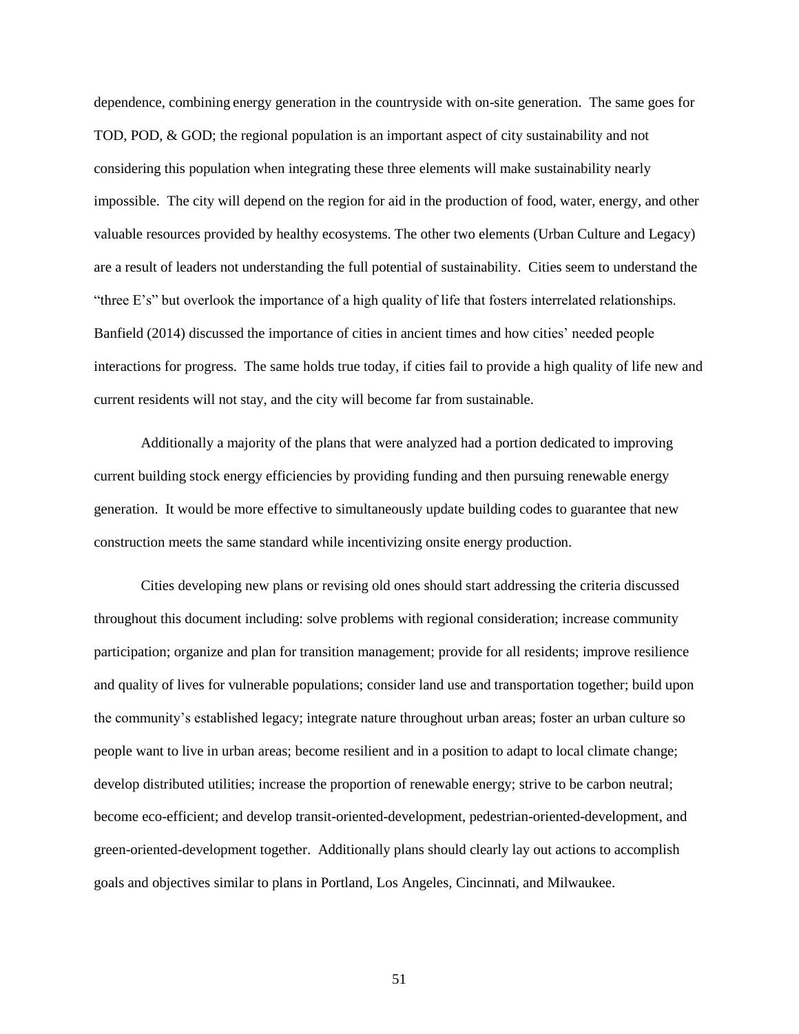dependence, combining energy generation in the countryside with on-site generation. The same goes for TOD, POD, & GOD; the regional population is an important aspect of city sustainability and not considering this population when integrating these three elements will make sustainability nearly impossible. The city will depend on the region for aid in the production of food, water, energy, and other valuable resources provided by healthy ecosystems. The other two elements (Urban Culture and Legacy) are a result of leaders not understanding the full potential of sustainability. Cities seem to understand the "three E's" but overlook the importance of a high quality of life that fosters interrelated relationships. Banfield (2014) discussed the importance of cities in ancient times and how cities' needed people interactions for progress. The same holds true today, if cities fail to provide a high quality of life new and current residents will not stay, and the city will become far from sustainable.

Additionally a majority of the plans that were analyzed had a portion dedicated to improving current building stock energy efficiencies by providing funding and then pursuing renewable energy generation. It would be more effective to simultaneously update building codes to guarantee that new construction meets the same standard while incentivizing onsite energy production.

Cities developing new plans or revising old ones should start addressing the criteria discussed throughout this document including: solve problems with regional consideration; increase community participation; organize and plan for transition management; provide for all residents; improve resilience and quality of lives for vulnerable populations; consider land use and transportation together; build upon the community's established legacy; integrate nature throughout urban areas; foster an urban culture so people want to live in urban areas; become resilient and in a position to adapt to local climate change; develop distributed utilities; increase the proportion of renewable energy; strive to be carbon neutral; become eco-efficient; and develop transit-oriented-development, pedestrian-oriented-development, and green-oriented-development together. Additionally plans should clearly lay out actions to accomplish goals and objectives similar to plans in Portland, Los Angeles, Cincinnati, and Milwaukee.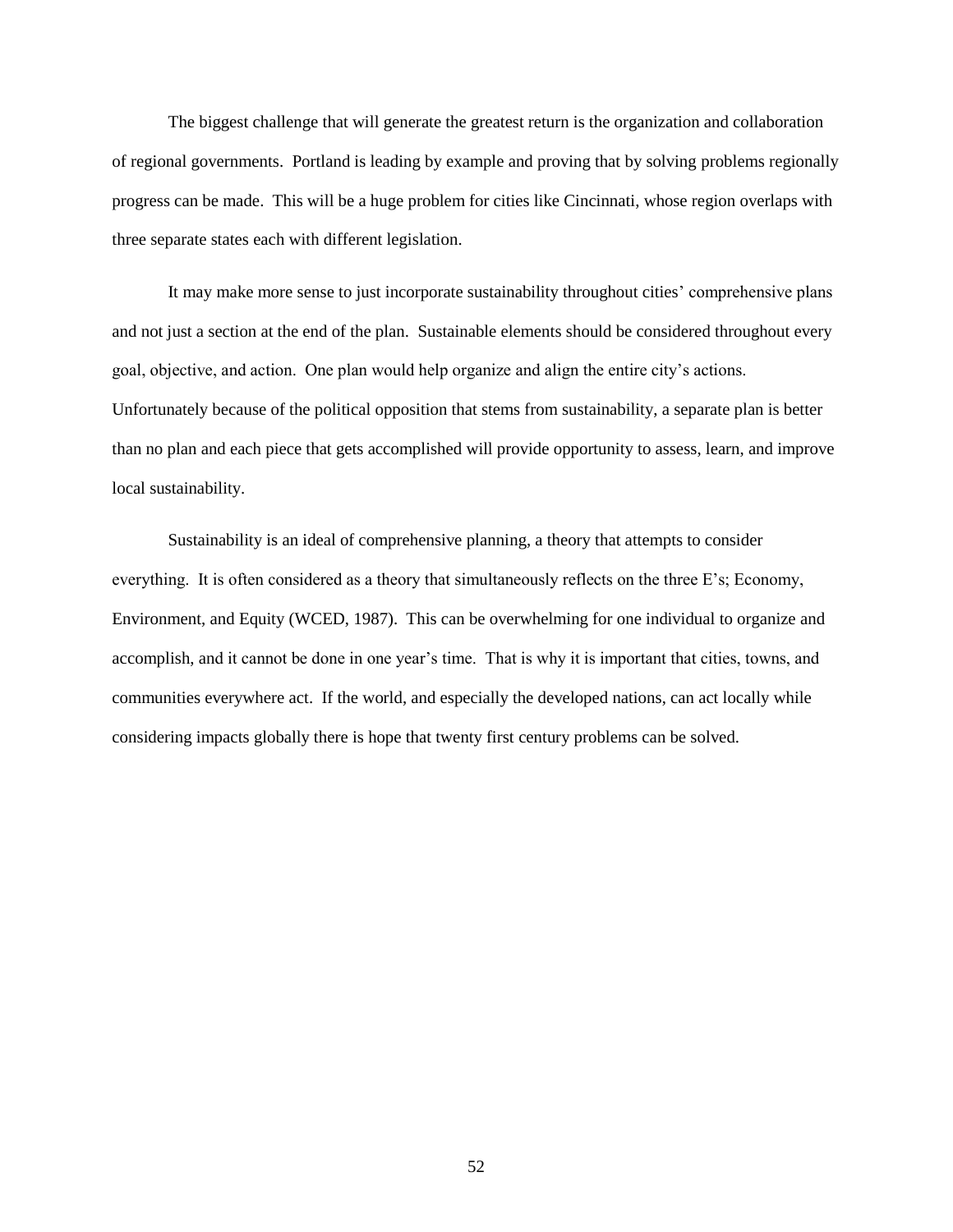The biggest challenge that will generate the greatest return is the organization and collaboration of regional governments. Portland is leading by example and proving that by solving problems regionally progress can be made. This will be a huge problem for cities like Cincinnati, whose region overlaps with three separate states each with different legislation.

It may make more sense to just incorporate sustainability throughout cities' comprehensive plans and not just a section at the end of the plan. Sustainable elements should be considered throughout every goal, objective, and action. One plan would help organize and align the entire city's actions. Unfortunately because of the political opposition that stems from sustainability, a separate plan is better than no plan and each piece that gets accomplished will provide opportunity to assess, learn, and improve local sustainability.

Sustainability is an ideal of comprehensive planning, a theory that attempts to consider everything. It is often considered as a theory that simultaneously reflects on the three E's; Economy, Environment, and Equity (WCED, 1987). This can be overwhelming for one individual to organize and accomplish, and it cannot be done in one year's time. That is why it is important that cities, towns, and communities everywhere act. If the world, and especially the developed nations, can act locally while considering impacts globally there is hope that twenty first century problems can be solved.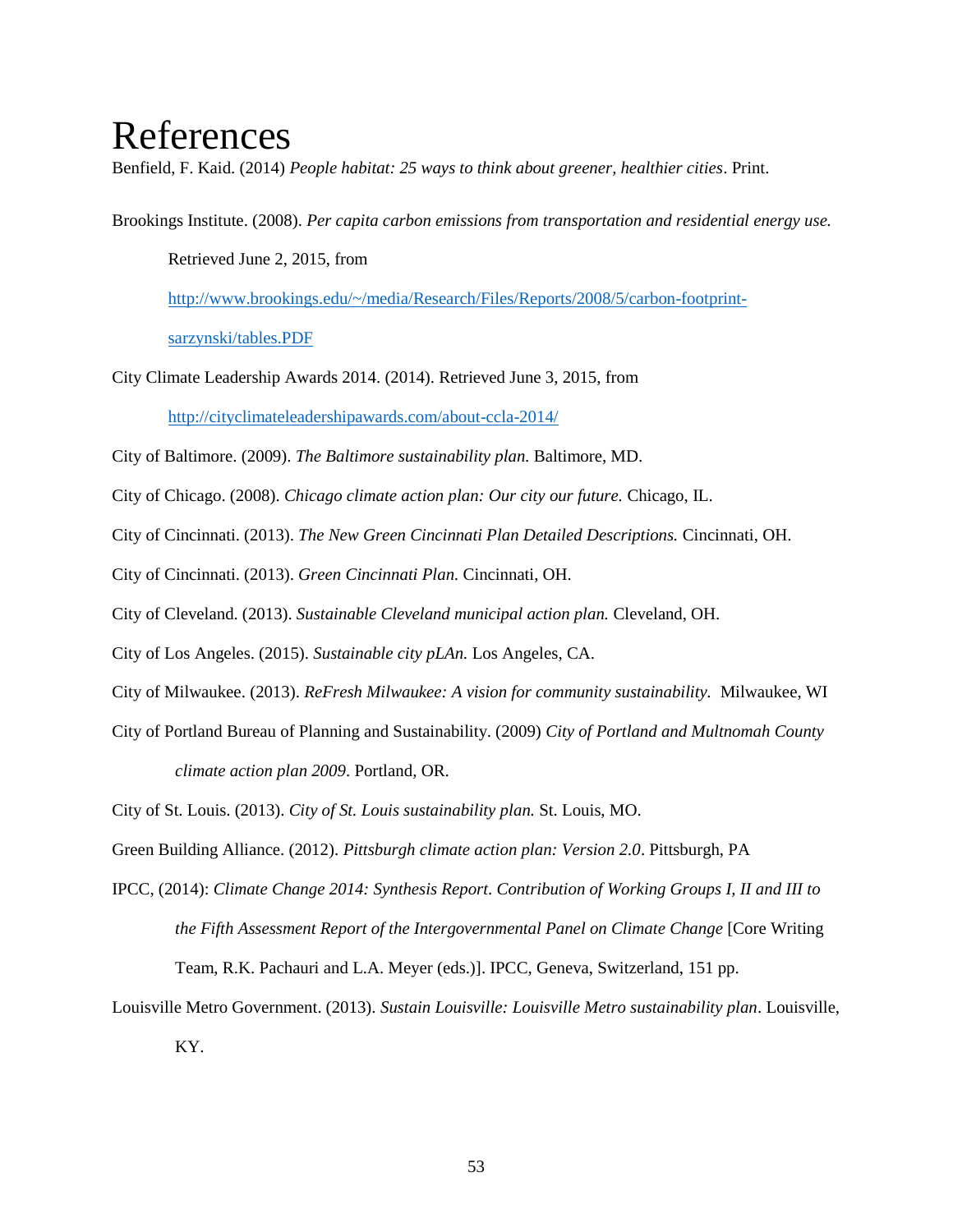# References

Benfield, F. Kaid. (2014) *People habitat: 25 ways to think about greener, healthier cities*. Print.

Brookings Institute. (2008). *Per capita carbon emissions from transportation and residential energy use.* Retrieved June 2, 2015, from http://www.brookings.edu/~/media/Research/Files/Reports/2008/5/carbon-footprint-sarzynski/tables.PDF

City Climate Leadership Awards 2014. (2014). Retrieved June 3, 2015, from http://cityclimateleadershipawards.com/about-ccla-2014/

City of Baltimore. (2009). *The Baltimore sustainability plan.* Baltimore, MD.

City of Chicago. (2008). *Chicago climate action plan: Our city our future.* Chicago, IL.

City of Cincinnati. (2013). *The New Green Cincinnati Plan Detailed Descriptions.* Cincinnati, OH.

City of Cincinnati. (2013). *Green Cincinnati Plan.* Cincinnati, OH.

City of Cleveland. (2013). *Sustainable Cleveland municipal action plan.* Cleveland, OH.

City of Los Angeles. (2015). *Sustainable city pLAn.* Los Angeles, CA.

City of Milwaukee. (2013). *ReFresh Milwaukee: A vision for community sustainability.* Milwaukee, WI

City of Portland Bureau of Planning and Sustainability. (2009) *City of Portland and Multnomah County climate action plan 2009*. Portland, OR.

City of St. Louis. (2013). *City of St. Louis sustainability plan.* St. Louis, MO.

Green Building Alliance. (2012). *Pittsburgh climate action plan: Version 2.0*. Pittsburgh, PA

IPCC, (2014): *Climate Change 2014: Synthesis Report*. *Contribution of Working Groups I, II and III to the Fifth Assessment Report of the Intergovernmental Panel on Climate Change* [Core Writing Team, R.K. Pachauri and L.A. Meyer (eds.)]. IPCC, Geneva, Switzerland, 151 pp.

Louisville Metro Government. (2013). *Sustain Louisville: Louisville Metro sustainability plan*. Louisville, KY.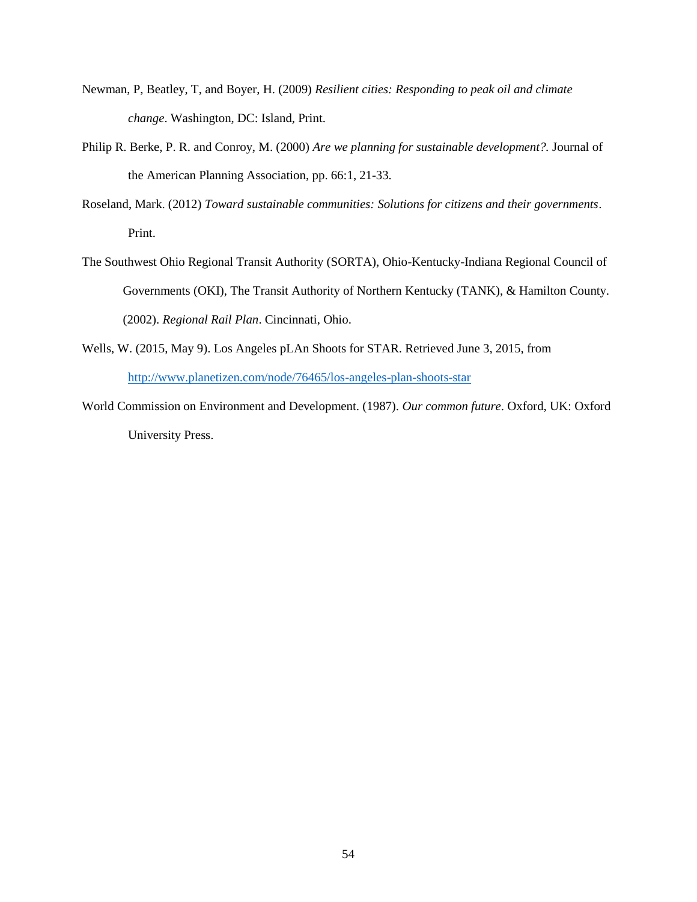Newman, P, Beatley, T, and Boyer, H. (2009) *Resilient cities: Responding to peak oil and climate change*. Washington, DC: Island, Print.

Philip R. Berke, P. R. and Conroy, M. (2000) *Are we planning for sustainable development?.* Journal of the American Planning Association, pp. 66:1, 21-33.

Roseland, Mark. (2012) *Toward sustainable communities: Solutions for citizens and their governments*. Print.

The Southwest Ohio Regional Transit Authority (SORTA), Ohio-Kentucky-Indiana Regional Council of Governments (OKI), The Transit Authority of Northern Kentucky (TANK), & Hamilton County. (2002). *Regional Rail Plan*. Cincinnati, Ohio.

Wells, W. (2015, May 9). Los Angeles pLAn Shoots for STAR. Retrieved June 3, 2015, from http://www.planetizen.com/node/76465/los-angeles-plan-shoots-star

World Commission on Environment and Development. (1987). *Our common future*. Oxford, UK: Oxford University Press.